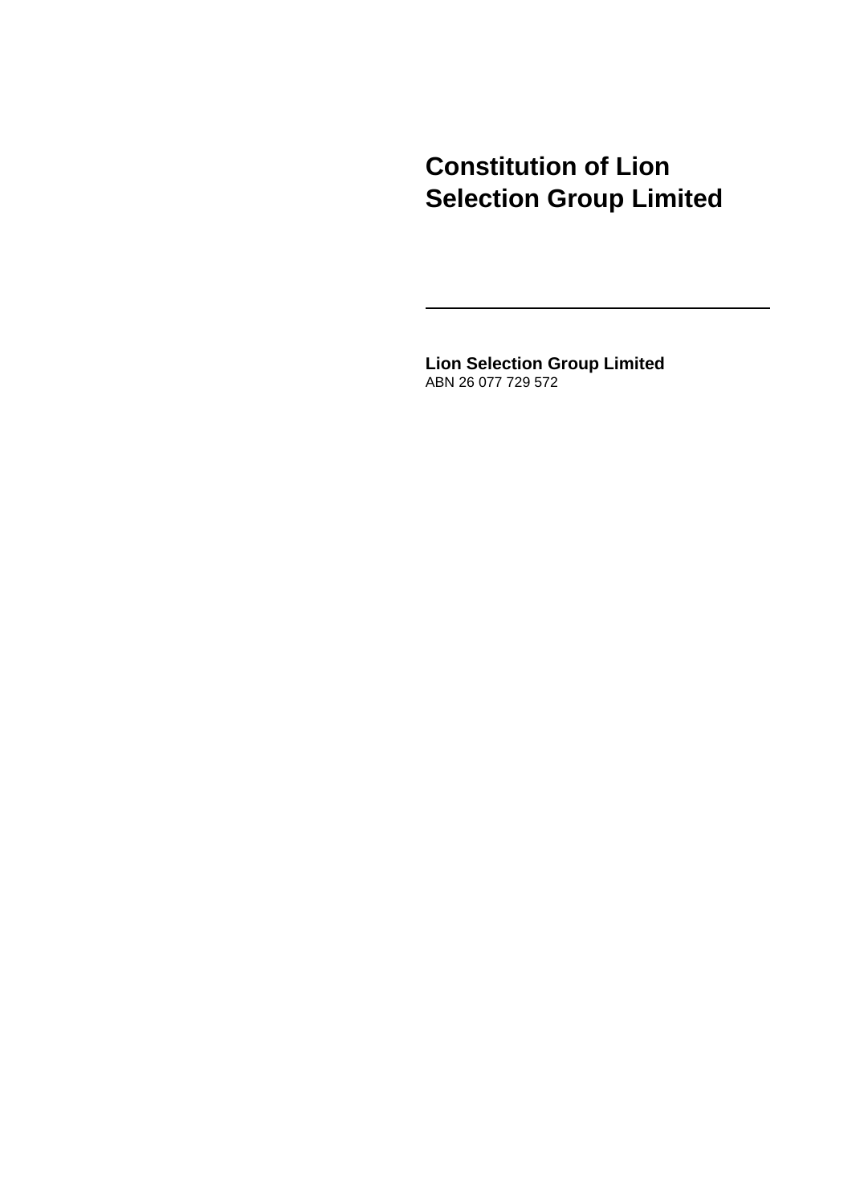# Constitution of Lion Selection Group Limited

---

**Lion Selection Group Limited**
ABN 26 077 729 572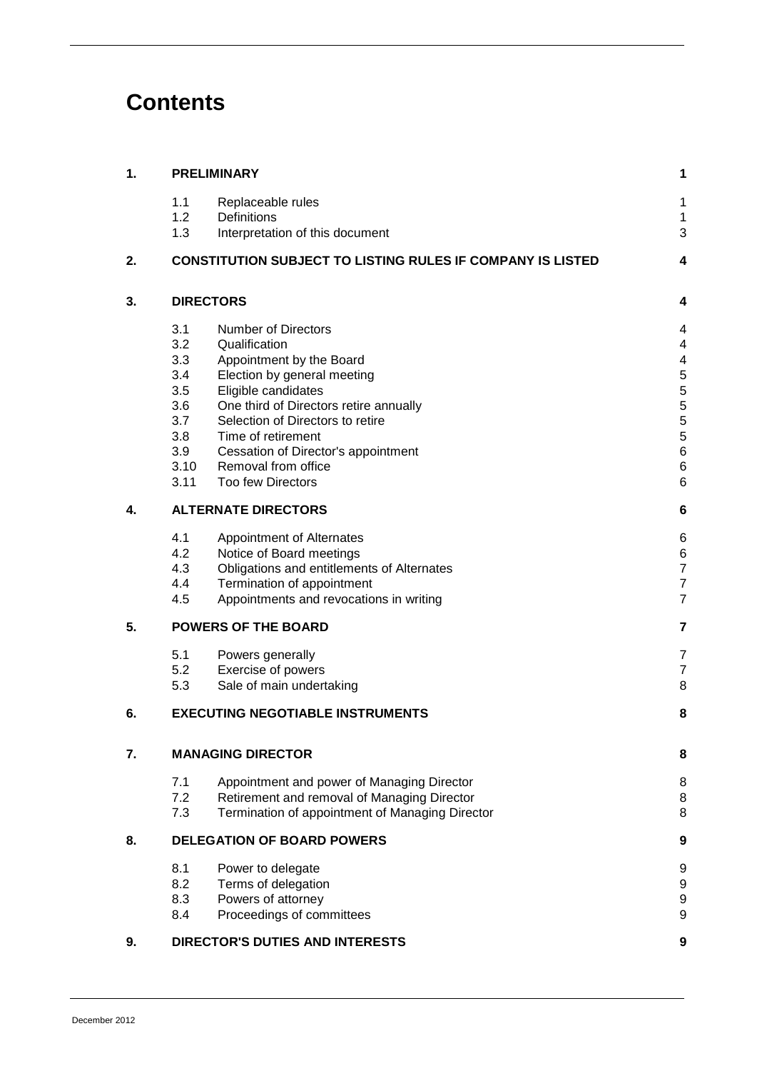# Contents

| | | | |
|---|---|---|---|
| **1.** | **PRELIMINARY** | | **1** |
| | 1.1 | Replaceable rules | 1 |
| | 1.2 | Definitions | 1 |
| | 1.3 | Interpretation of this document | 3 |
| **2.** | **CONSTITUTION SUBJECT TO LISTING RULES IF COMPANY IS LISTED** | | **4** |
| **3.** | **DIRECTORS** | | **4** |
| | 3.1 | Number of Directors | 4 |
| | 3.2 | Qualification | 4 |
| | 3.3 | Appointment by the Board | 4 |
| | 3.4 | Election by general meeting | 5 |
| | 3.5 | Eligible candidates | 5 |
| | 3.6 | One third of Directors retire annually | 5 |
| | 3.7 | Selection of Directors to retire | 5 |
| | 3.8 | Time of retirement | 5 |
| | 3.9 | Cessation of Director's appointment | 6 |
| | 3.10 | Removal from office | 6 |
| | 3.11 | Too few Directors | 6 |
| **4.** | **ALTERNATE DIRECTORS** | | **6** |
| | 4.1 | Appointment of Alternates | 6 |
| | 4.2 | Notice of Board meetings | 6 |
| | 4.3 | Obligations and entitlements of Alternates | 7 |
| | 4.4 | Termination of appointment | 7 |
| | 4.5 | Appointments and revocations in writing | 7 |
| **5.** | **POWERS OF THE BOARD** | | **7** |
| | 5.1 | Powers generally | 7 |
| | 5.2 | Exercise of powers | 7 |
| | 5.3 | Sale of main undertaking | 8 |
| **6.** | **EXECUTING NEGOTIABLE INSTRUMENTS** | | **8** |
| **7.** | **MANAGING DIRECTOR** | | **8** |
| | 7.1 | Appointment and power of Managing Director | 8 |
| | 7.2 | Retirement and removal of Managing Director | 8 |
| | 7.3 | Termination of appointment of Managing Director | 8 |
| **8.** | **DELEGATION OF BOARD POWERS** | | **9** |
| | 8.1 | Power to delegate | 9 |
| | 8.2 | Terms of delegation | 9 |
| | 8.3 | Powers of attorney | 9 |
| | 8.4 | Proceedings of committees | 9 |
| **9.** | **DIRECTOR'S DUTIES AND INTERESTS** | | **9** |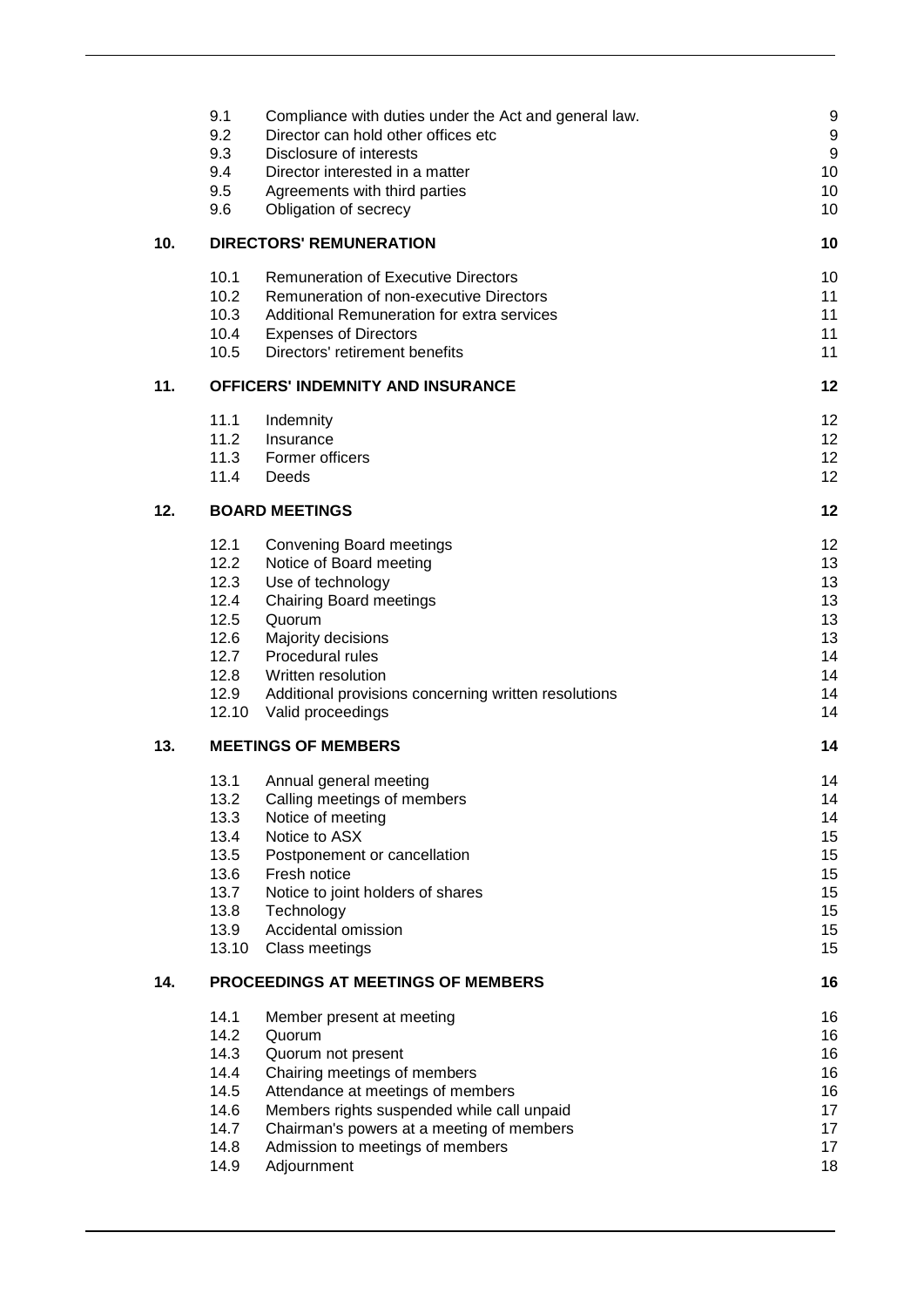| | | | |
|---|---|---|---|
| | 9.1 | Compliance with duties under the Act and general law. | 9 |
| | 9.2 | Director can hold other offices etc | 9 |
| | 9.3 | Disclosure of interests | 9 |
| | 9.4 | Director interested in a matter | 10 |
| | 9.5 | Agreements with third parties | 10 |
| | 9.6 | Obligation of secrecy | 10 |
| **10.** | **DIRECTORS' REMUNERATION** | | **10** |
| | 10.1 | Remuneration of Executive Directors | 10 |
| | 10.2 | Remuneration of non-executive Directors | 11 |
| | 10.3 | Additional Remuneration for extra services | 11 |
| | 10.4 | Expenses of Directors | 11 |
| | 10.5 | Directors' retirement benefits | 11 |
| **11.** | **OFFICERS' INDEMNITY AND INSURANCE** | | **12** |
| | 11.1 | Indemnity | 12 |
| | 11.2 | Insurance | 12 |
| | 11.3 | Former officers | 12 |
| | 11.4 | Deeds | 12 |
| **12.** | **BOARD MEETINGS** | | **12** |
| | 12.1 | Convening Board meetings | 12 |
| | 12.2 | Notice of Board meeting | 13 |
| | 12.3 | Use of technology | 13 |
| | 12.4 | Chairing Board meetings | 13 |
| | 12.5 | Quorum | 13 |
| | 12.6 | Majority decisions | 13 |
| | 12.7 | Procedural rules | 14 |
| | 12.8 | Written resolution | 14 |
| | 12.9 | Additional provisions concerning written resolutions | 14 |
| | 12.10 | Valid proceedings | 14 |
| **13.** | **MEETINGS OF MEMBERS** | | **14** |
| | 13.1 | Annual general meeting | 14 |
| | 13.2 | Calling meetings of members | 14 |
| | 13.3 | Notice of meeting | 14 |
| | 13.4 | Notice to ASX | 15 |
| | 13.5 | Postponement or cancellation | 15 |
| | 13.6 | Fresh notice | 15 |
| | 13.7 | Notice to joint holders of shares | 15 |
| | 13.8 | Technology | 15 |
| | 13.9 | Accidental omission | 15 |
| | 13.10 | Class meetings | 15 |
| **14.** | **PROCEEDINGS AT MEETINGS OF MEMBERS** | | **16** |
| | 14.1 | Member present at meeting | 16 |
| | 14.2 | Quorum | 16 |
| | 14.3 | Quorum not present | 16 |
| | 14.4 | Chairing meetings of members | 16 |
| | 14.5 | Attendance at meetings of members | 16 |
| | 14.6 | Members rights suspended while call unpaid | 17 |
| | 14.7 | Chairman's powers at a meeting of members | 17 |
| | 14.8 | Admission to meetings of members | 17 |
| | 14.9 | Adjournment | 18 |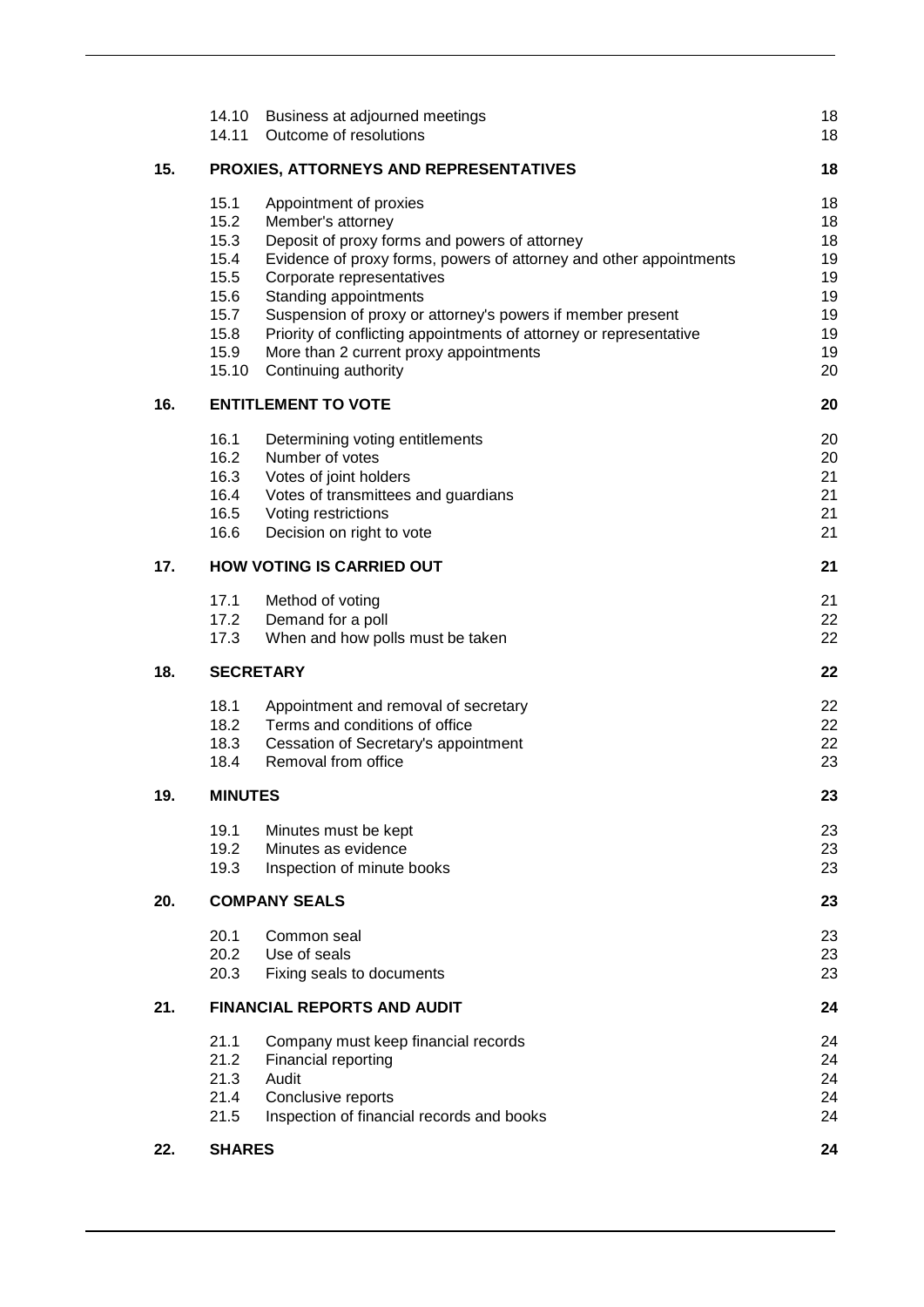| | | | |
|---|---|---|---|
| | 14.10 | Business at adjourned meetings | 18 |
| | 14.11 | Outcome of resolutions | 18 |
| **15.** | **PROXIES, ATTORNEYS AND REPRESENTATIVES** | | **18** |
| | 15.1 | Appointment of proxies | 18 |
| | 15.2 | Member's attorney | 18 |
| | 15.3 | Deposit of proxy forms and powers of attorney | 18 |
| | 15.4 | Evidence of proxy forms, powers of attorney and other appointments | 19 |
| | 15.5 | Corporate representatives | 19 |
| | 15.6 | Standing appointments | 19 |
| | 15.7 | Suspension of proxy or attorney's powers if member present | 19 |
| | 15.8 | Priority of conflicting appointments of attorney or representative | 19 |
| | 15.9 | More than 2 current proxy appointments | 19 |
| | 15.10 | Continuing authority | 20 |
| **16.** | **ENTITLEMENT TO VOTE** | | **20** |
| | 16.1 | Determining voting entitlements | 20 |
| | 16.2 | Number of votes | 20 |
| | 16.3 | Votes of joint holders | 21 |
| | 16.4 | Votes of transmittees and guardians | 21 |
| | 16.5 | Voting restrictions | 21 |
| | 16.6 | Decision on right to vote | 21 |
| **17.** | **HOW VOTING IS CARRIED OUT** | | **21** |
| | 17.1 | Method of voting | 21 |
| | 17.2 | Demand for a poll | 22 |
| | 17.3 | When and how polls must be taken | 22 |
| **18.** | **SECRETARY** | | **22** |
| | 18.1 | Appointment and removal of secretary | 22 |
| | 18.2 | Terms and conditions of office | 22 |
| | 18.3 | Cessation of Secretary's appointment | 22 |
| | 18.4 | Removal from office | 23 |
| **19.** | **MINUTES** | | **23** |
| | 19.1 | Minutes must be kept | 23 |
| | 19.2 | Minutes as evidence | 23 |
| | 19.3 | Inspection of minute books | 23 |
| **20.** | **COMPANY SEALS** | | **23** |
| | 20.1 | Common seal | 23 |
| | 20.2 | Use of seals | 23 |
| | 20.3 | Fixing seals to documents | 23 |
| **21.** | **FINANCIAL REPORTS AND AUDIT** | | **24** |
| | 21.1 | Company must keep financial records | 24 |
| | 21.2 | Financial reporting | 24 |
| | 21.3 | Audit | 24 |
| | 21.4 | Conclusive reports | 24 |
| | 21.5 | Inspection of financial records and books | 24 |
| **22.** | **SHARES** | | **24** |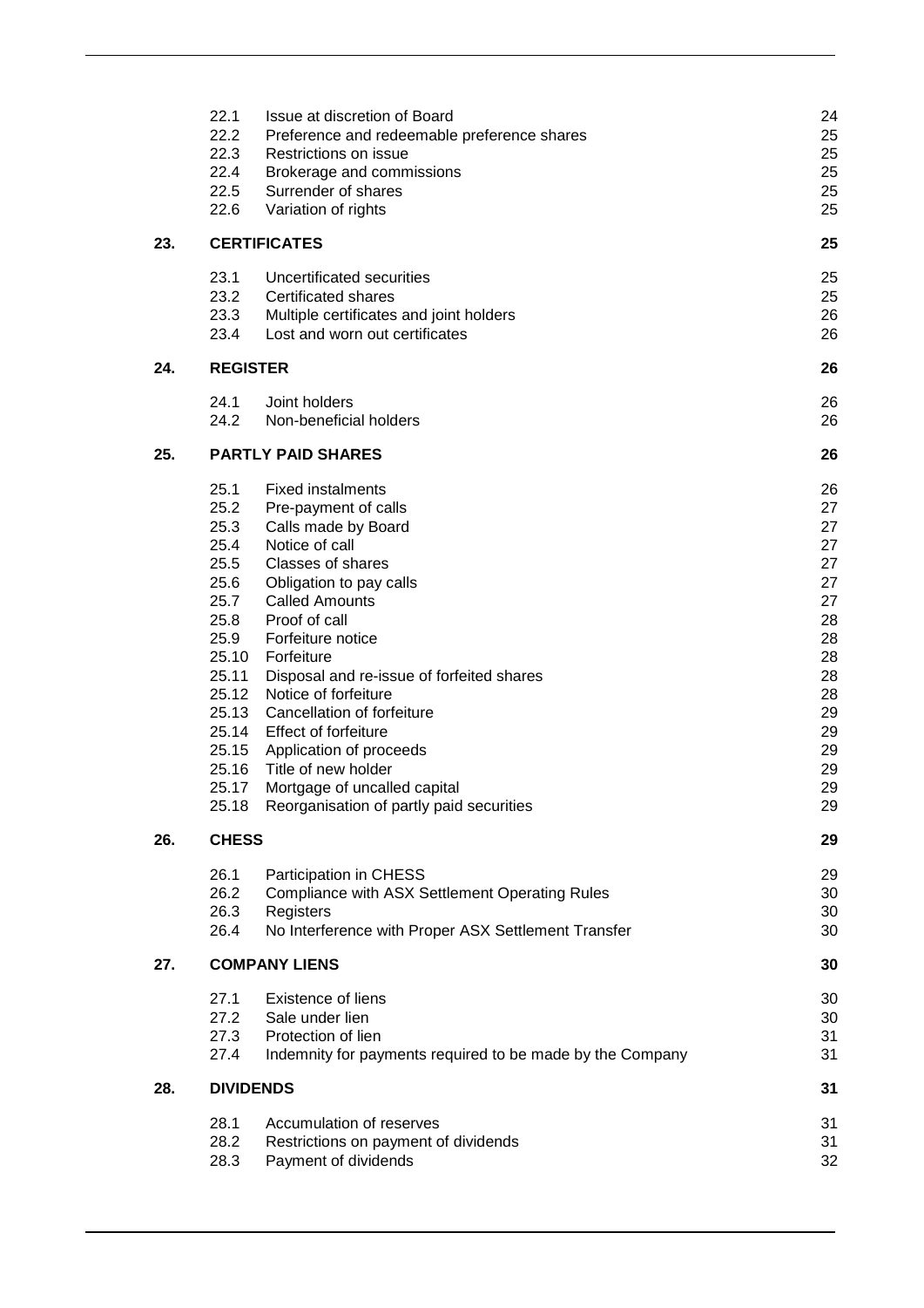| | | | |
|---|---|---|---|
| | 22.1 | Issue at discretion of Board | 24 |
| | 22.2 | Preference and redeemable preference shares | 25 |
| | 22.3 | Restrictions on issue | 25 |
| | 22.4 | Brokerage and commissions | 25 |
| | 22.5 | Surrender of shares | 25 |
| | 22.6 | Variation of rights | 25 |
| **23.** | **CERTIFICATES** | | **25** |
| | 23.1 | Uncertificated securities | 25 |
| | 23.2 | Certificated shares | 25 |
| | 23.3 | Multiple certificates and joint holders | 26 |
| | 23.4 | Lost and worn out certificates | 26 |
| **24.** | **REGISTER** | | **26** |
| | 24.1 | Joint holders | 26 |
| | 24.2 | Non-beneficial holders | 26 |
| **25.** | **PARTLY PAID SHARES** | | **26** |
| | 25.1 | Fixed instalments | 26 |
| | 25.2 | Pre-payment of calls | 27 |
| | 25.3 | Calls made by Board | 27 |
| | 25.4 | Notice of call | 27 |
| | 25.5 | Classes of shares | 27 |
| | 25.6 | Obligation to pay calls | 27 |
| | 25.7 | Called Amounts | 27 |
| | 25.8 | Proof of call | 28 |
| | 25.9 | Forfeiture notice | 28 |
| | 25.10 | Forfeiture | 28 |
| | 25.11 | Disposal and re-issue of forfeited shares | 28 |
| | 25.12 | Notice of forfeiture | 28 |
| | 25.13 | Cancellation of forfeiture | 29 |
| | 25.14 | Effect of forfeiture | 29 |
| | 25.15 | Application of proceeds | 29 |
| | 25.16 | Title of new holder | 29 |
| | 25.17 | Mortgage of uncalled capital | 29 |
| | 25.18 | Reorganisation of partly paid securities | 29 |
| **26.** | **CHESS** | | **29** |
| | 26.1 | Participation in CHESS | 29 |
| | 26.2 | Compliance with ASX Settlement Operating Rules | 30 |
| | 26.3 | Registers | 30 |
| | 26.4 | No Interference with Proper ASX Settlement Transfer | 30 |
| **27.** | **COMPANY LIENS** | | **30** |
| | 27.1 | Existence of liens | 30 |
| | 27.2 | Sale under lien | 30 |
| | 27.3 | Protection of lien | 31 |
| | 27.4 | Indemnity for payments required to be made by the Company | 31 |
| **28.** | **DIVIDENDS** | | **31** |
| | 28.1 | Accumulation of reserves | 31 |
| | 28.2 | Restrictions on payment of dividends | 31 |
| | 28.3 | Payment of dividends | 32 |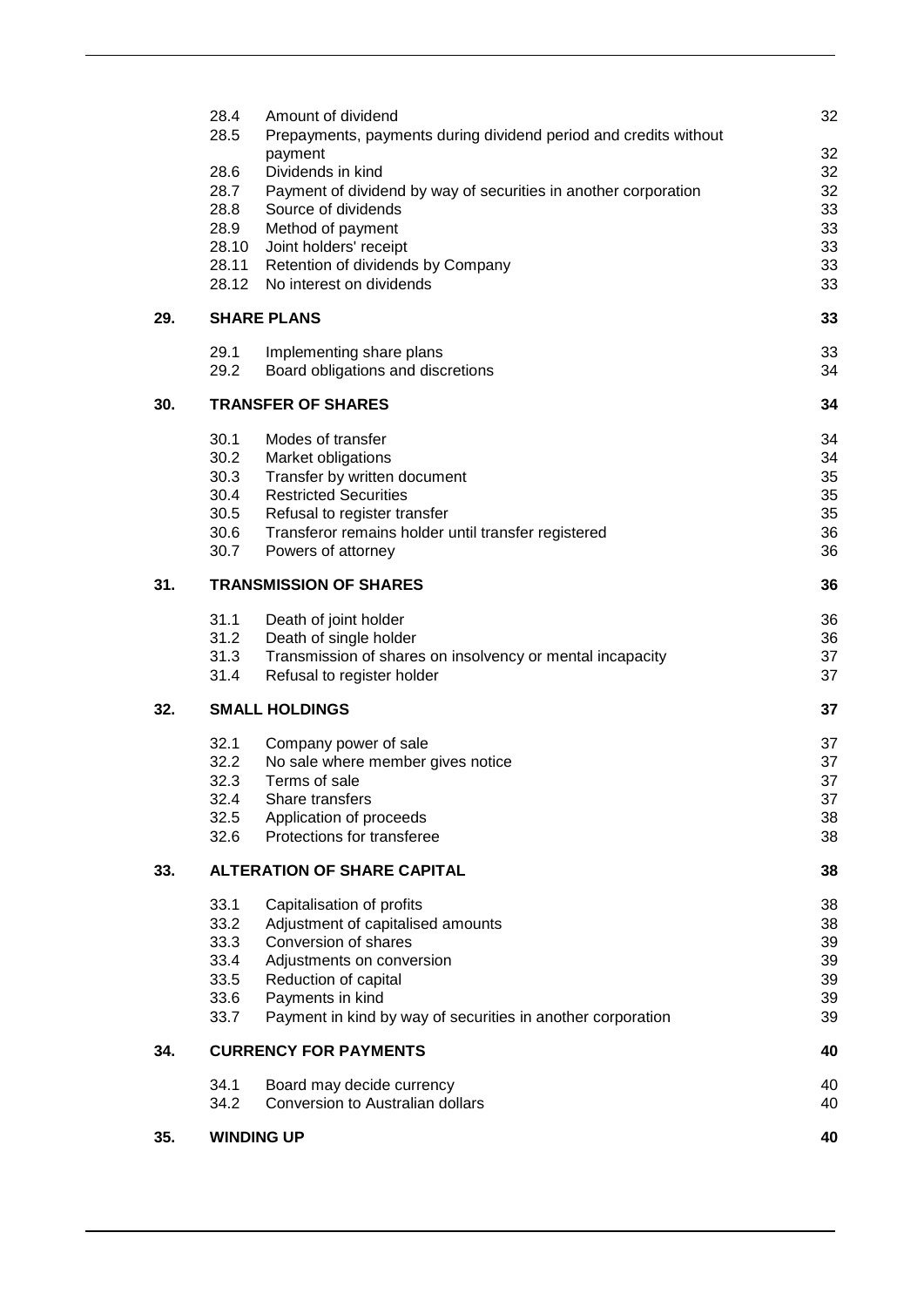| | | | |
|---|---|---|---|
| | 28.4 | Amount of dividend | 32 |
| | 28.5 | Prepayments, payments during dividend period and credits without payment | 32 |
| | 28.6 | Dividends in kind | 32 |
| | 28.7 | Payment of dividend by way of securities in another corporation | 32 |
| | 28.8 | Source of dividends | 33 |
| | 28.9 | Method of payment | 33 |
| | 28.10 | Joint holders' receipt | 33 |
| | 28.11 | Retention of dividends by Company | 33 |
| | 28.12 | No interest on dividends | 33 |
| **29.** | **SHARE PLANS** | | **33** |
| | 29.1 | Implementing share plans | 33 |
| | 29.2 | Board obligations and discretions | 34 |
| **30.** | **TRANSFER OF SHARES** | | **34** |
| | 30.1 | Modes of transfer | 34 |
| | 30.2 | Market obligations | 34 |
| | 30.3 | Transfer by written document | 35 |
| | 30.4 | Restricted Securities | 35 |
| | 30.5 | Refusal to register transfer | 35 |
| | 30.6 | Transferor remains holder until transfer registered | 36 |
| | 30.7 | Powers of attorney | 36 |
| **31.** | **TRANSMISSION OF SHARES** | | **36** |
| | 31.1 | Death of joint holder | 36 |
| | 31.2 | Death of single holder | 36 |
| | 31.3 | Transmission of shares on insolvency or mental incapacity | 37 |
| | 31.4 | Refusal to register holder | 37 |
| **32.** | **SMALL HOLDINGS** | | **37** |
| | 32.1 | Company power of sale | 37 |
| | 32.2 | No sale where member gives notice | 37 |
| | 32.3 | Terms of sale | 37 |
| | 32.4 | Share transfers | 37 |
| | 32.5 | Application of proceeds | 38 |
| | 32.6 | Protections for transferee | 38 |
| **33.** | **ALTERATION OF SHARE CAPITAL** | | **38** |
| | 33.1 | Capitalisation of profits | 38 |
| | 33.2 | Adjustment of capitalised amounts | 38 |
| | 33.3 | Conversion of shares | 39 |
| | 33.4 | Adjustments on conversion | 39 |
| | 33.5 | Reduction of capital | 39 |
| | 33.6 | Payments in kind | 39 |
| | 33.7 | Payment in kind by way of securities in another corporation | 39 |
| **34.** | **CURRENCY FOR PAYMENTS** | | **40** |
| | 34.1 | Board may decide currency | 40 |
| | 34.2 | Conversion to Australian dollars | 40 |
| **35.** | **WINDING UP** | | **40** |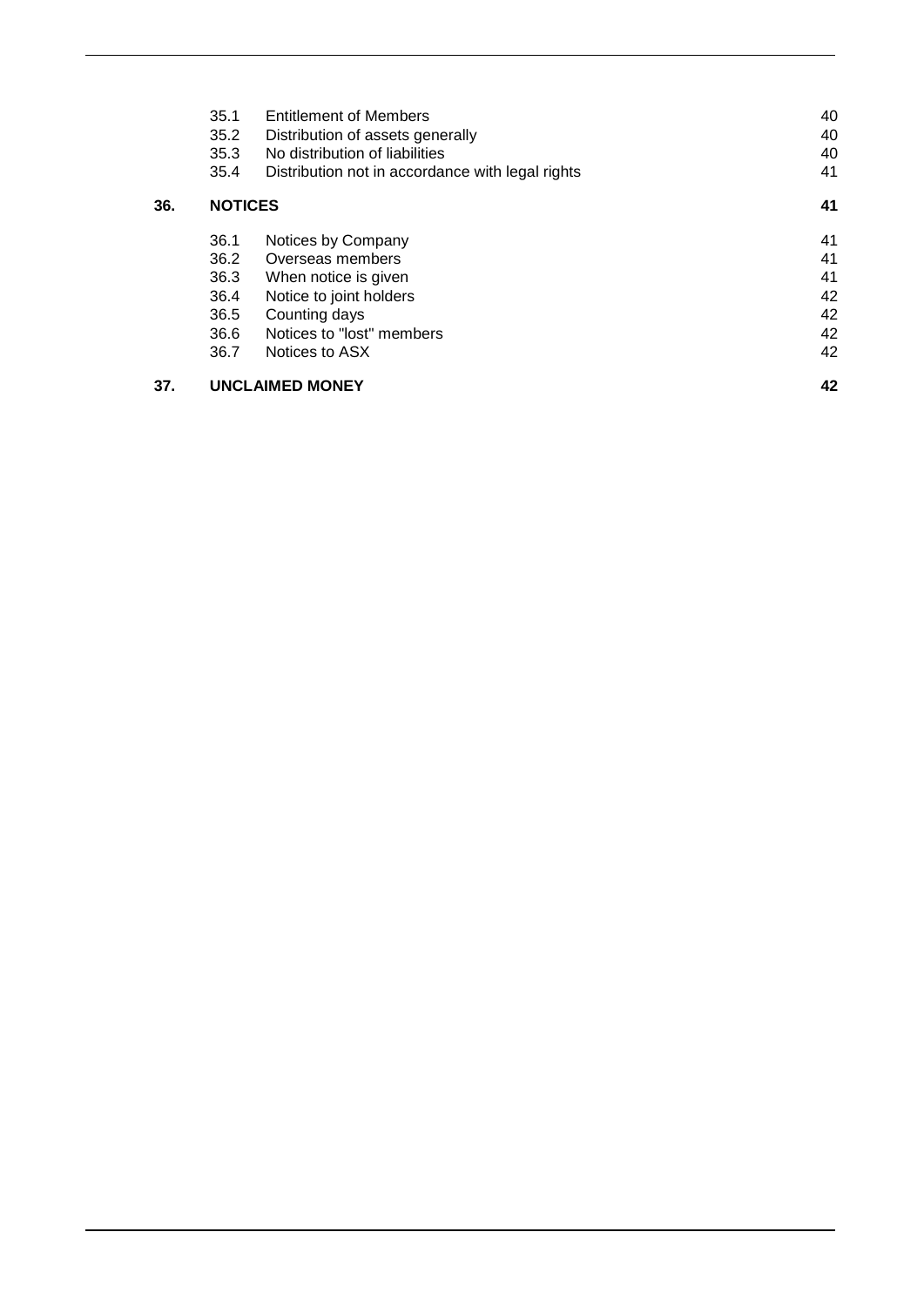| | | | |
|---|---|---|---|
| | 35.1 | Entitlement of Members | 40 |
| | 35.2 | Distribution of assets generally | 40 |
| | 35.3 | No distribution of liabilities | 40 |
| | 35.4 | Distribution not in accordance with legal rights | 41 |
| **36.** | **NOTICES** | | **41** |
| | 36.1 | Notices by Company | 41 |
| | 36.2 | Overseas members | 41 |
| | 36.3 | When notice is given | 41 |
| | 36.4 | Notice to joint holders | 42 |
| | 36.5 | Counting days | 42 |
| | 36.6 | Notices to "lost" members | 42 |
| | 36.7 | Notices to ASX | 42 |
| **37.** | **UNCLAIMED MONEY** | | **42** |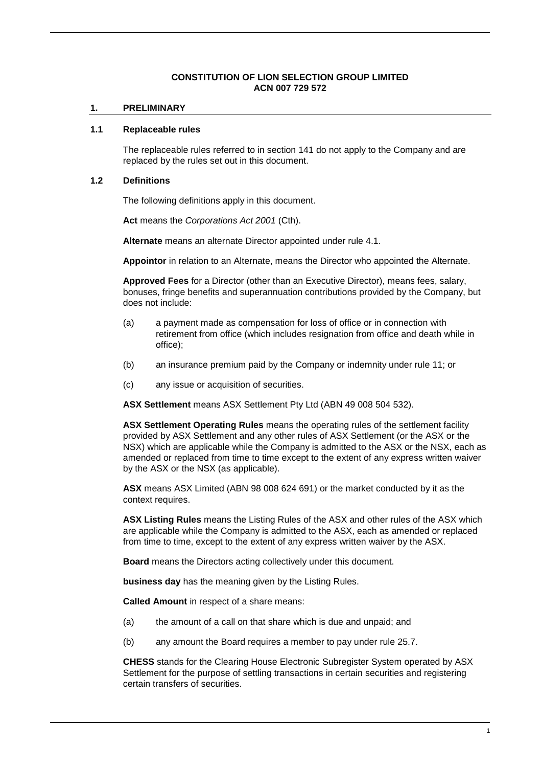**CONSTITUTION OF LION SELECTION GROUP LIMITED**
**ACN 007 729 572**

# 1. PRELIMINARY

## 1.1 Replaceable rules

The replaceable rules referred to in section 141 do not apply to the Company and are replaced by the rules set out in this document.

## 1.2 Definitions

The following definitions apply in this document.

**Act** means the *Corporations Act 2001* (Cth).

**Alternate** means an alternate Director appointed under rule 4.1.

**Appointor** in relation to an Alternate, means the Director who appointed the Alternate.

**Approved Fees** for a Director (other than an Executive Director), means fees, salary, bonuses, fringe benefits and superannuation contributions provided by the Company, but does not include:

(a) a payment made as compensation for loss of office or in connection with retirement from office (which includes resignation from office and death while in office);

(b) an insurance premium paid by the Company or indemnity under rule 11; or

(c) any issue or acquisition of securities.

**ASX Settlement** means ASX Settlement Pty Ltd (ABN 49 008 504 532).

**ASX Settlement Operating Rules** means the operating rules of the settlement facility provided by ASX Settlement and any other rules of ASX Settlement (or the ASX or the NSX) which are applicable while the Company is admitted to the ASX or the NSX, each as amended or replaced from time to time except to the extent of any express written waiver by the ASX or the NSX (as applicable).

**ASX** means ASX Limited (ABN 98 008 624 691) or the market conducted by it as the context requires.

**ASX Listing Rules** means the Listing Rules of the ASX and other rules of the ASX which are applicable while the Company is admitted to the ASX, each as amended or replaced from time to time, except to the extent of any express written waiver by the ASX.

**Board** means the Directors acting collectively under this document.

**business day** has the meaning given by the Listing Rules.

**Called Amount** in respect of a share means:

(a) the amount of a call on that share which is due and unpaid; and

(b) any amount the Board requires a member to pay under rule 25.7.

**CHESS** stands for the Clearing House Electronic Subregister System operated by ASX Settlement for the purpose of settling transactions in certain securities and registering certain transfers of securities.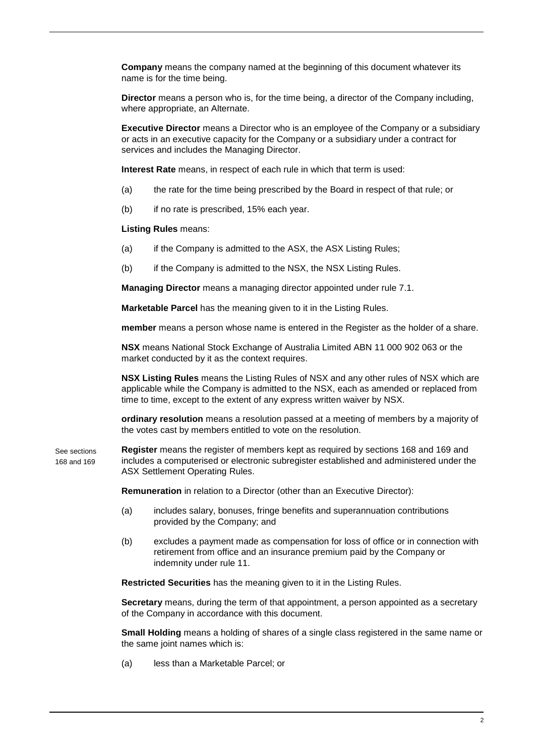**Company** means the company named at the beginning of this document whatever its name is for the time being.

**Director** means a person who is, for the time being, a director of the Company including, where appropriate, an Alternate.

**Executive Director** means a Director who is an employee of the Company or a subsidiary or acts in an executive capacity for the Company or a subsidiary under a contract for services and includes the Managing Director.

**Interest Rate** means, in respect of each rule in which that term is used:

(a) the rate for the time being prescribed by the Board in respect of that rule; or

(b) if no rate is prescribed, 15% each year.

**Listing Rules** means:

(a) if the Company is admitted to the ASX, the ASX Listing Rules;

(b) if the Company is admitted to the NSX, the NSX Listing Rules.

**Managing Director** means a managing director appointed under rule 7.1.

**Marketable Parcel** has the meaning given to it in the Listing Rules.

**member** means a person whose name is entered in the Register as the holder of a share.

**NSX** means National Stock Exchange of Australia Limited ABN 11 000 902 063 or the market conducted by it as the context requires.

**NSX Listing Rules** means the Listing Rules of NSX and any other rules of NSX which are applicable while the Company is admitted to the NSX, each as amended or replaced from time to time, except to the extent of any express written waiver by NSX.

**ordinary resolution** means a resolution passed at a meeting of members by a majority of the votes cast by members entitled to vote on the resolution.

See sections 168 and 169

**Register** means the register of members kept as required by sections 168 and 169 and includes a computerised or electronic subregister established and administered under the ASX Settlement Operating Rules.

**Remuneration** in relation to a Director (other than an Executive Director):

(a) includes salary, bonuses, fringe benefits and superannuation contributions provided by the Company; and

(b) excludes a payment made as compensation for loss of office or in connection with retirement from office and an insurance premium paid by the Company or indemnity under rule 11.

**Restricted Securities** has the meaning given to it in the Listing Rules.

**Secretary** means, during the term of that appointment, a person appointed as a secretary of the Company in accordance with this document.

**Small Holding** means a holding of shares of a single class registered in the same name or the same joint names which is:

(a) less than a Marketable Parcel; or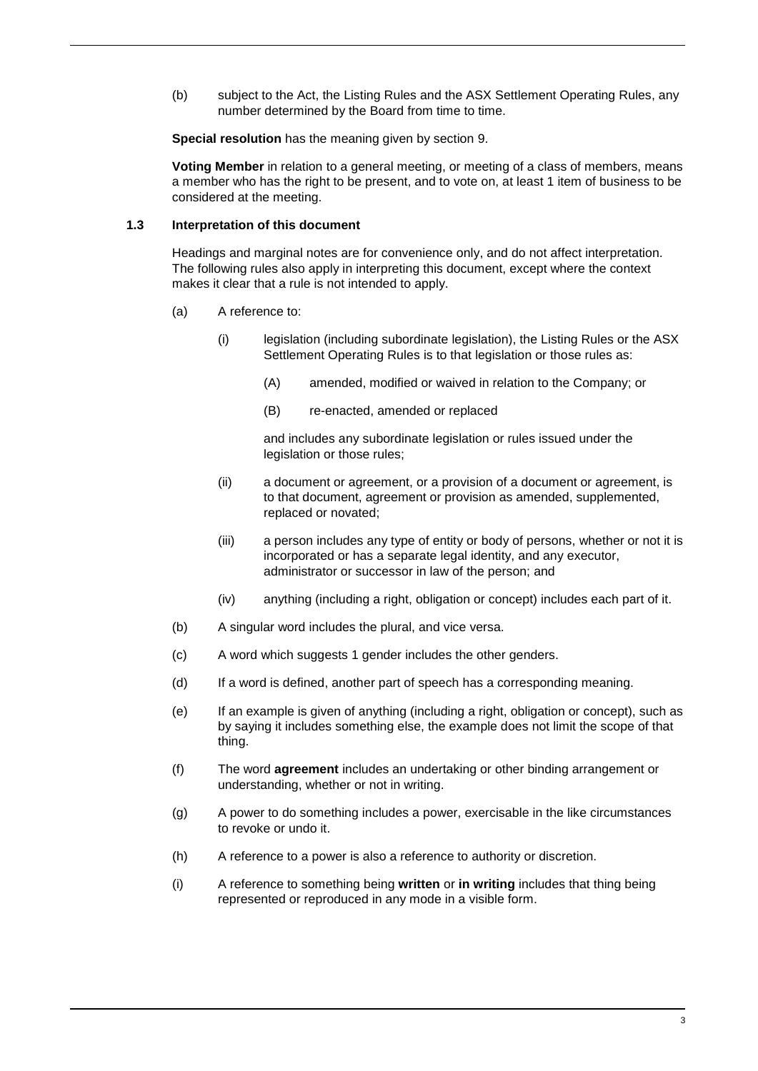(b) subject to the Act, the Listing Rules and the ASX Settlement Operating Rules, any number determined by the Board from time to time.

**Special resolution** has the meaning given by section 9.

**Voting Member** in relation to a general meeting, or meeting of a class of members, means a member who has the right to be present, and to vote on, at least 1 item of business to be considered at the meeting.

### 1.3 Interpretation of this document

Headings and marginal notes are for convenience only, and do not affect interpretation. The following rules also apply in interpreting this document, except where the context makes it clear that a rule is not intended to apply.

(a) A reference to:

   (i) legislation (including subordinate legislation), the Listing Rules or the ASX Settlement Operating Rules is to that legislation or those rules as:

      (A) amended, modified or waived in relation to the Company; or

      (B) re-enacted, amended or replaced

   and includes any subordinate legislation or rules issued under the legislation or those rules;

   (ii) a document or agreement, or a provision of a document or agreement, is to that document, agreement or provision as amended, supplemented, replaced or novated;

   (iii) a person includes any type of entity or body of persons, whether or not it is incorporated or has a separate legal identity, and any executor, administrator or successor in law of the person; and

   (iv) anything (including a right, obligation or concept) includes each part of it.

(b) A singular word includes the plural, and vice versa.

(c) A word which suggests 1 gender includes the other genders.

(d) If a word is defined, another part of speech has a corresponding meaning.

(e) If an example is given of anything (including a right, obligation or concept), such as by saying it includes something else, the example does not limit the scope of that thing.

(f) The word **agreement** includes an undertaking or other binding arrangement or understanding, whether or not in writing.

(g) A power to do something includes a power, exercisable in the like circumstances to revoke or undo it.

(h) A reference to a power is also a reference to authority or discretion.

(i) A reference to something being **written** or **in writing** includes that thing being represented or reproduced in any mode in a visible form.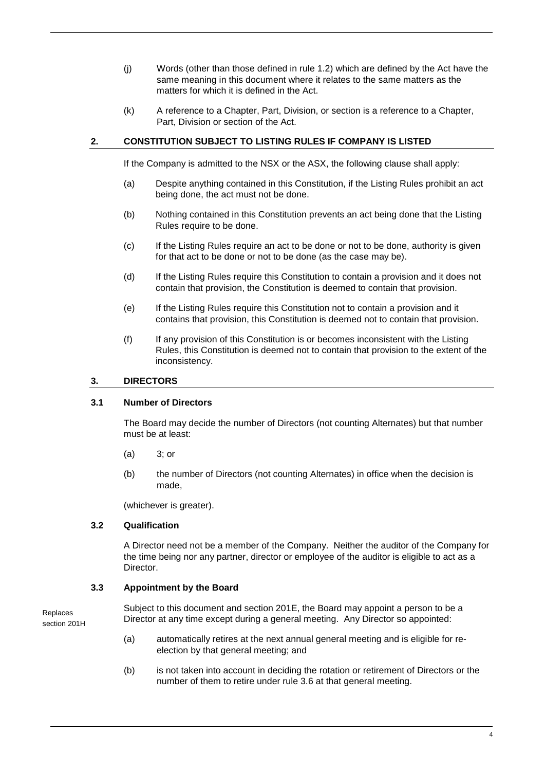(j) Words (other than those defined in rule 1.2) which are defined by the Act have the same meaning in this document where it relates to the same matters as the matters for which it is defined in the Act.

(k) A reference to a Chapter, Part, Division, or section is a reference to a Chapter, Part, Division or section of the Act.

## 2. CONSTITUTION SUBJECT TO LISTING RULES IF COMPANY IS LISTED

If the Company is admitted to the NSX or the ASX, the following clause shall apply:

(a) Despite anything contained in this Constitution, if the Listing Rules prohibit an act being done, the act must not be done.

(b) Nothing contained in this Constitution prevents an act being done that the Listing Rules require to be done.

(c) If the Listing Rules require an act to be done or not to be done, authority is given for that act to be done or not to be done (as the case may be).

(d) If the Listing Rules require this Constitution to contain a provision and it does not contain that provision, the Constitution is deemed to contain that provision.

(e) If the Listing Rules require this Constitution not to contain a provision and it contains that provision, this Constitution is deemed not to contain that provision.

(f) If any provision of this Constitution is or becomes inconsistent with the Listing Rules, this Constitution is deemed not to contain that provision to the extent of the inconsistency.

## 3. DIRECTORS

### 3.1 Number of Directors

The Board may decide the number of Directors (not counting Alternates) but that number must be at least:

(a) 3; or

(b) the number of Directors (not counting Alternates) in office when the decision is made,

(whichever is greater).

### 3.2 Qualification

A Director need not be a member of the Company. Neither the auditor of the Company for the time being nor any partner, director or employee of the auditor is eligible to act as a Director.

### 3.3 Appointment by the Board

Replaces section 201H

Subject to this document and section 201E, the Board may appoint a person to be a Director at any time except during a general meeting. Any Director so appointed:

(a) automatically retires at the next annual general meeting and is eligible for re-election by that general meeting; and

(b) is not taken into account in deciding the rotation or retirement of Directors or the number of them to retire under rule 3.6 at that general meeting.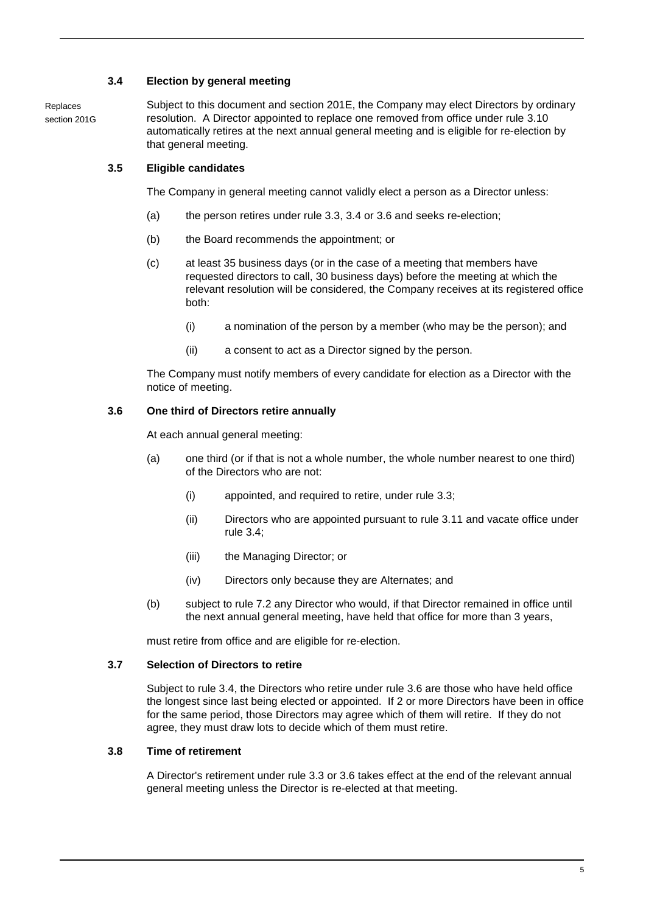### 3.4 Election by general meeting

Replaces section 201G

Subject to this document and section 201E, the Company may elect Directors by ordinary resolution. A Director appointed to replace one removed from office under rule 3.10 automatically retires at the next annual general meeting and is eligible for re-election by that general meeting.

### 3.5 Eligible candidates

The Company in general meeting cannot validly elect a person as a Director unless:

(a) the person retires under rule 3.3, 3.4 or 3.6 and seeks re-election;

(b) the Board recommends the appointment; or

(c) at least 35 business days (or in the case of a meeting that members have requested directors to call, 30 business days) before the meeting at which the relevant resolution will be considered, the Company receives at its registered office both:

   (i) a nomination of the person by a member (who may be the person); and

   (ii) a consent to act as a Director signed by the person.

The Company must notify members of every candidate for election as a Director with the notice of meeting.

### 3.6 One third of Directors retire annually

At each annual general meeting:

(a) one third (or if that is not a whole number, the whole number nearest to one third) of the Directors who are not:

   (i) appointed, and required to retire, under rule 3.3;

   (ii) Directors who are appointed pursuant to rule 3.11 and vacate office under rule 3.4;

   (iii) the Managing Director; or

   (iv) Directors only because they are Alternates; and

(b) subject to rule 7.2 any Director who would, if that Director remained in office until the next annual general meeting, have held that office for more than 3 years,

must retire from office and are eligible for re-election.

### 3.7 Selection of Directors to retire

Subject to rule 3.4, the Directors who retire under rule 3.6 are those who have held office the longest since last being elected or appointed. If 2 or more Directors have been in office for the same period, those Directors may agree which of them will retire. If they do not agree, they must draw lots to decide which of them must retire.

### 3.8 Time of retirement

A Director's retirement under rule 3.3 or 3.6 takes effect at the end of the relevant annual general meeting unless the Director is re-elected at that meeting.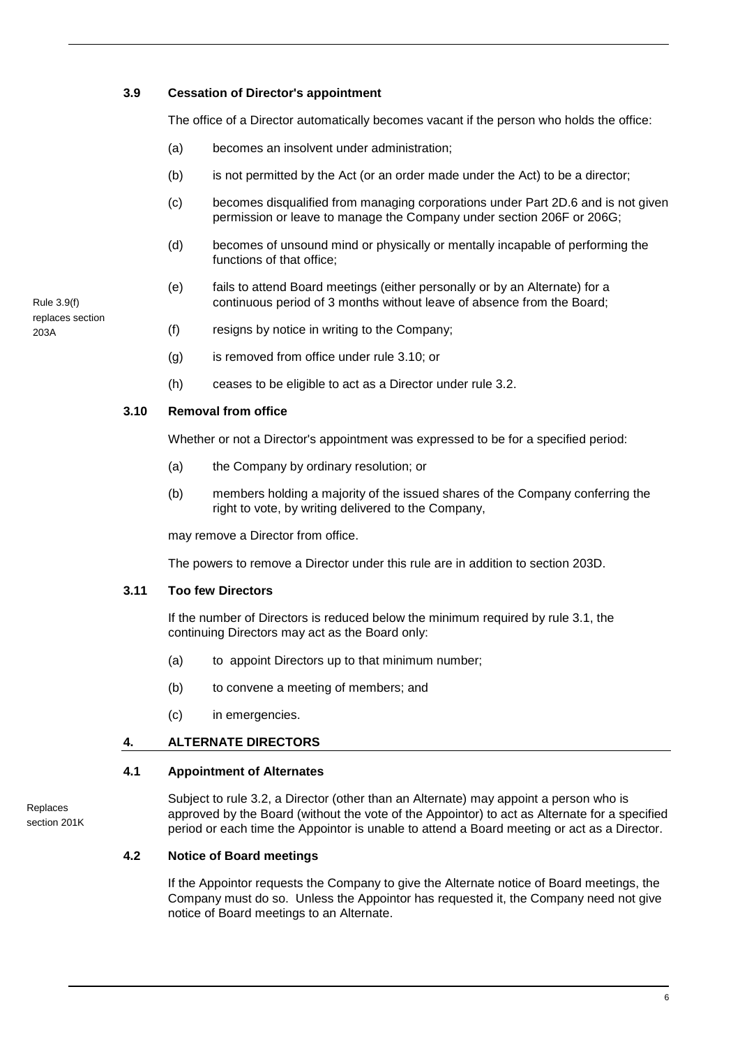### 3.9 Cessation of Director's appointment

The office of a Director automatically becomes vacant if the person who holds the office:

(a) becomes an insolvent under administration;

(b) is not permitted by the Act (or an order made under the Act) to be a director;

(c) becomes disqualified from managing corporations under Part 2D.6 and is not given permission or leave to manage the Company under section 206F or 206G;

(d) becomes of unsound mind or physically or mentally incapable of performing the functions of that office;

(e) fails to attend Board meetings (either personally or by an Alternate) for a continuous period of 3 months without leave of absence from the Board;

(f) resigns by notice in writing to the Company;

Rule 3.9(f) replaces section 203A

(g) is removed from office under rule 3.10; or

(h) ceases to be eligible to act as a Director under rule 3.2.

### 3.10 Removal from office

Whether or not a Director's appointment was expressed to be for a specified period:

(a) the Company by ordinary resolution; or

(b) members holding a majority of the issued shares of the Company conferring the right to vote, by writing delivered to the Company,

may remove a Director from office.

The powers to remove a Director under this rule are in addition to section 203D.

### 3.11 Too few Directors

If the number of Directors is reduced below the minimum required by rule 3.1, the continuing Directors may act as the Board only:

(a) to appoint Directors up to that minimum number;

(b) to convene a meeting of members; and

(c) in emergencies.

## 4. ALTERNATE DIRECTORS

### 4.1 Appointment of Alternates

Replaces section 201K

Subject to rule 3.2, a Director (other than an Alternate) may appoint a person who is approved by the Board (without the vote of the Appointor) to act as Alternate for a specified period or each time the Appointor is unable to attend a Board meeting or act as a Director.

### 4.2 Notice of Board meetings

If the Appointor requests the Company to give the Alternate notice of Board meetings, the Company must do so. Unless the Appointor has requested it, the Company need not give notice of Board meetings to an Alternate.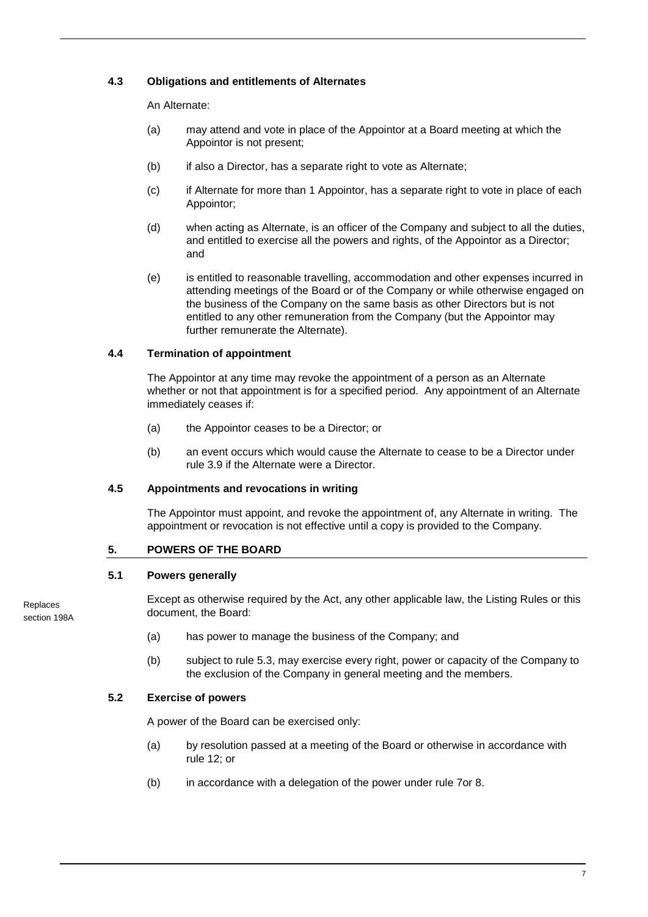### 4.3 Obligations and entitlements of Alternates

An Alternate:

(a) may attend and vote in place of the Appointor at a Board meeting at which the Appointor is not present;

(b) if also a Director, has a separate right to vote as Alternate;

(c) if Alternate for more than 1 Appointor, has a separate right to vote in place of each Appointor;

(d) when acting as Alternate, is an officer of the Company and subject to all the duties, and entitled to exercise all the powers and rights, of the Appointor as a Director; and

(e) is entitled to reasonable travelling, accommodation and other expenses incurred in attending meetings of the Board or of the Company or while otherwise engaged on the business of the Company on the same basis as other Directors but is not entitled to any other remuneration from the Company (but the Appointor may further remunerate the Alternate).

### 4.4 Termination of appointment

The Appointor at any time may revoke the appointment of a person as an Alternate whether or not that appointment is for a specified period. Any appointment of an Alternate immediately ceases if:

(a) the Appointor ceases to be a Director; or

(b) an event occurs which would cause the Alternate to cease to be a Director under rule 3.9 if the Alternate were a Director.

### 4.5 Appointments and revocations in writing

The Appointor must appoint, and revoke the appointment of, any Alternate in writing. The appointment or revocation is not effective until a copy is provided to the Company.

## 5. POWERS OF THE BOARD

### 5.1 Powers generally

Replaces section 198A

Except as otherwise required by the Act, any other applicable law, the Listing Rules or this document, the Board:

(a) has power to manage the business of the Company; and

(b) subject to rule 5.3, may exercise every right, power or capacity of the Company to the exclusion of the Company in general meeting and the members.

### 5.2 Exercise of powers

A power of the Board can be exercised only:

(a) by resolution passed at a meeting of the Board or otherwise in accordance with rule 12; or

(b) in accordance with a delegation of the power under rule 7or 8.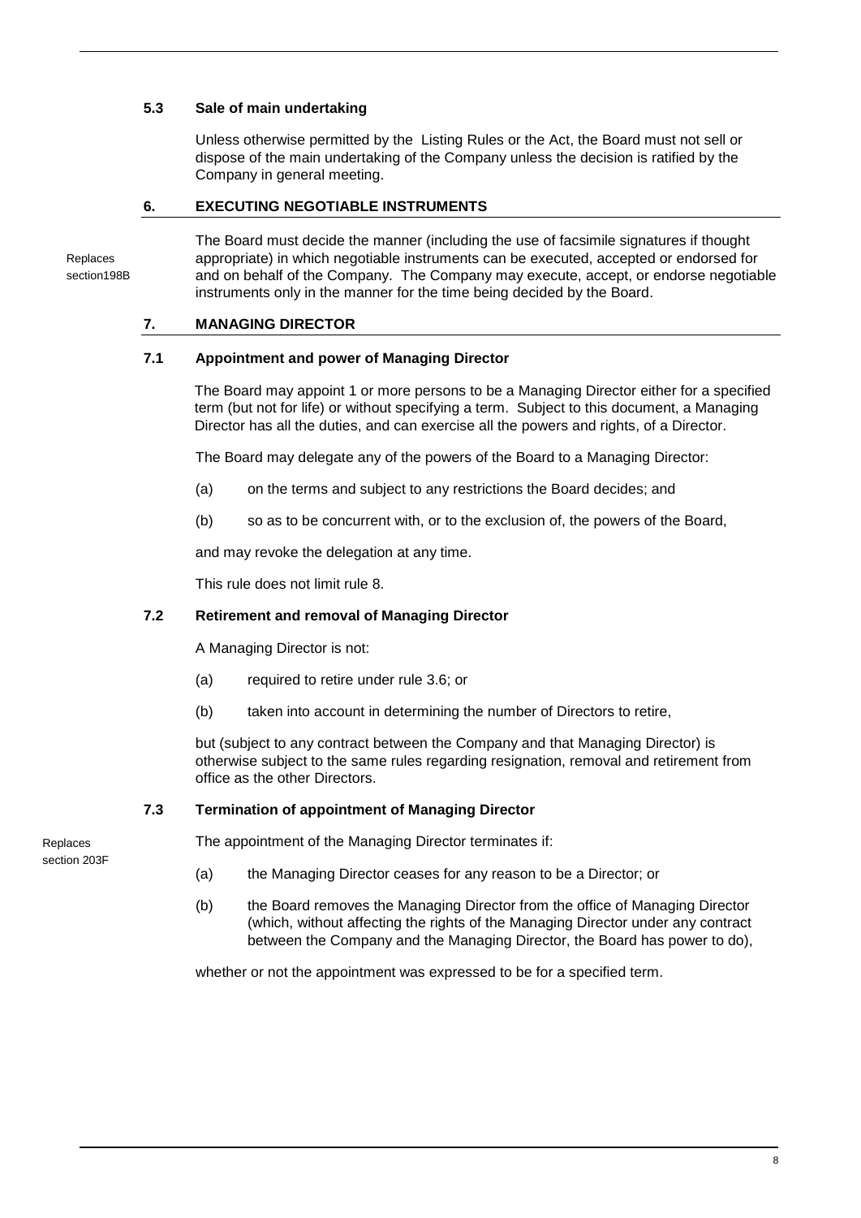### 5.3 Sale of main undertaking

Unless otherwise permitted by the Listing Rules or the Act, the Board must not sell or dispose of the main undertaking of the Company unless the decision is ratified by the Company in general meeting.

## 6. EXECUTING NEGOTIABLE INSTRUMENTS

Replaces section198B

The Board must decide the manner (including the use of facsimile signatures if thought appropriate) in which negotiable instruments can be executed, accepted or endorsed for and on behalf of the Company. The Company may execute, accept, or endorse negotiable instruments only in the manner for the time being decided by the Board.

## 7. MANAGING DIRECTOR

### 7.1 Appointment and power of Managing Director

The Board may appoint 1 or more persons to be a Managing Director either for a specified term (but not for life) or without specifying a term. Subject to this document, a Managing Director has all the duties, and can exercise all the powers and rights, of a Director.

The Board may delegate any of the powers of the Board to a Managing Director:

(a) on the terms and subject to any restrictions the Board decides; and

(b) so as to be concurrent with, or to the exclusion of, the powers of the Board,

and may revoke the delegation at any time.

This rule does not limit rule 8.

### 7.2 Retirement and removal of Managing Director

A Managing Director is not:

(a) required to retire under rule 3.6; or

(b) taken into account in determining the number of Directors to retire,

but (subject to any contract between the Company and that Managing Director) is otherwise subject to the same rules regarding resignation, removal and retirement from office as the other Directors.

### 7.3 Termination of appointment of Managing Director

Replaces section 203F

The appointment of the Managing Director terminates if:

(a) the Managing Director ceases for any reason to be a Director; or

(b) the Board removes the Managing Director from the office of Managing Director (which, without affecting the rights of the Managing Director under any contract between the Company and the Managing Director, the Board has power to do),

whether or not the appointment was expressed to be for a specified term.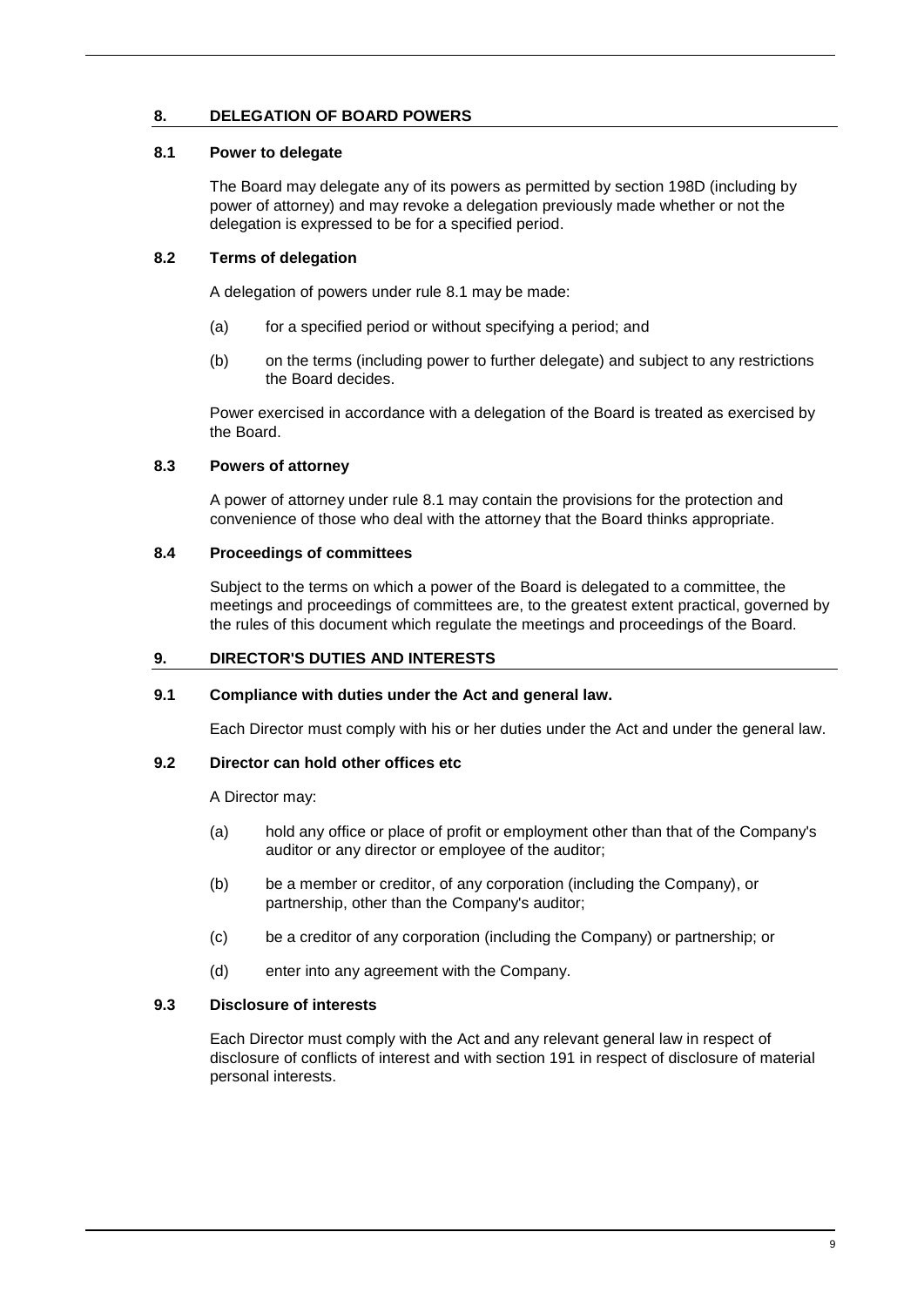## 8. DELEGATION OF BOARD POWERS

### 8.1 Power to delegate

The Board may delegate any of its powers as permitted by section 198D (including by power of attorney) and may revoke a delegation previously made whether or not the delegation is expressed to be for a specified period.

### 8.2 Terms of delegation

A delegation of powers under rule 8.1 may be made:

(a) for a specified period or without specifying a period; and

(b) on the terms (including power to further delegate) and subject to any restrictions the Board decides.

Power exercised in accordance with a delegation of the Board is treated as exercised by the Board.

### 8.3 Powers of attorney

A power of attorney under rule 8.1 may contain the provisions for the protection and convenience of those who deal with the attorney that the Board thinks appropriate.

### 8.4 Proceedings of committees

Subject to the terms on which a power of the Board is delegated to a committee, the meetings and proceedings of committees are, to the greatest extent practical, governed by the rules of this document which regulate the meetings and proceedings of the Board.

## 9. DIRECTOR'S DUTIES AND INTERESTS

### 9.1 Compliance with duties under the Act and general law.

Each Director must comply with his or her duties under the Act and under the general law.

### 9.2 Director can hold other offices etc

A Director may:

(a) hold any office or place of profit or employment other than that of the Company's auditor or any director or employee of the auditor;

(b) be a member or creditor, of any corporation (including the Company), or partnership, other than the Company's auditor;

(c) be a creditor of any corporation (including the Company) or partnership; or

(d) enter into any agreement with the Company.

### 9.3 Disclosure of interests

Each Director must comply with the Act and any relevant general law in respect of disclosure of conflicts of interest and with section 191 in respect of disclosure of material personal interests.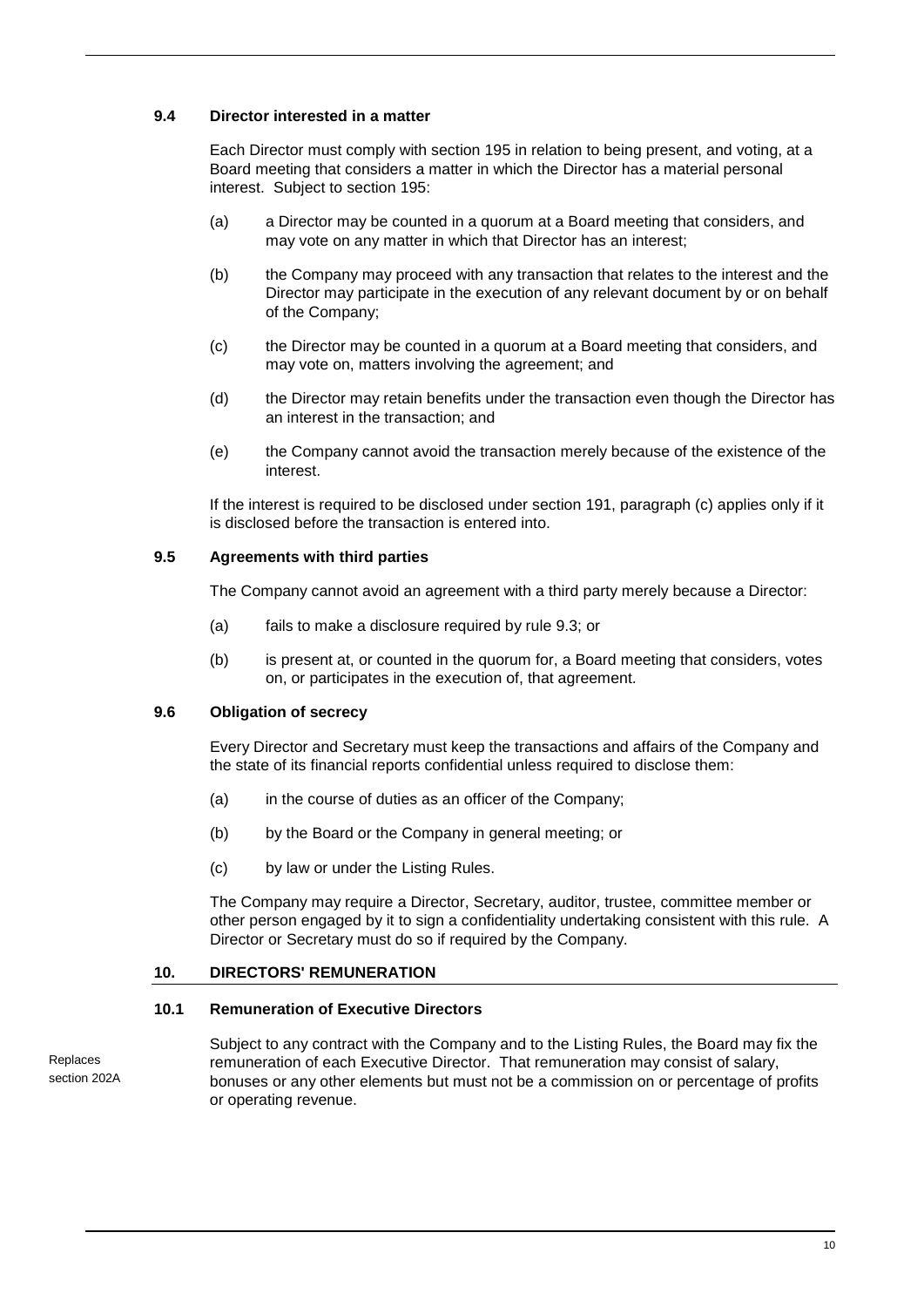### 9.4 Director interested in a matter

Each Director must comply with section 195 in relation to being present, and voting, at a Board meeting that considers a matter in which the Director has a material personal interest. Subject to section 195:

(a) a Director may be counted in a quorum at a Board meeting that considers, and may vote on any matter in which that Director has an interest;

(b) the Company may proceed with any transaction that relates to the interest and the Director may participate in the execution of any relevant document by or on behalf of the Company;

(c) the Director may be counted in a quorum at a Board meeting that considers, and may vote on, matters involving the agreement; and

(d) the Director may retain benefits under the transaction even though the Director has an interest in the transaction; and

(e) the Company cannot avoid the transaction merely because of the existence of the interest.

If the interest is required to be disclosed under section 191, paragraph (c) applies only if it is disclosed before the transaction is entered into.

### 9.5 Agreements with third parties

The Company cannot avoid an agreement with a third party merely because a Director:

(a) fails to make a disclosure required by rule 9.3; or

(b) is present at, or counted in the quorum for, a Board meeting that considers, votes on, or participates in the execution of, that agreement.

### 9.6 Obligation of secrecy

Every Director and Secretary must keep the transactions and affairs of the Company and the state of its financial reports confidential unless required to disclose them:

(a) in the course of duties as an officer of the Company;

(b) by the Board or the Company in general meeting; or

(c) by law or under the Listing Rules.

The Company may require a Director, Secretary, auditor, trustee, committee member or other person engaged by it to sign a confidentiality undertaking consistent with this rule. A Director or Secretary must do so if required by the Company.

## 10. DIRECTORS' REMUNERATION

### 10.1 Remuneration of Executive Directors

Replaces section 202A

Subject to any contract with the Company and to the Listing Rules, the Board may fix the remuneration of each Executive Director. That remuneration may consist of salary, bonuses or any other elements but must not be a commission on or percentage of profits or operating revenue.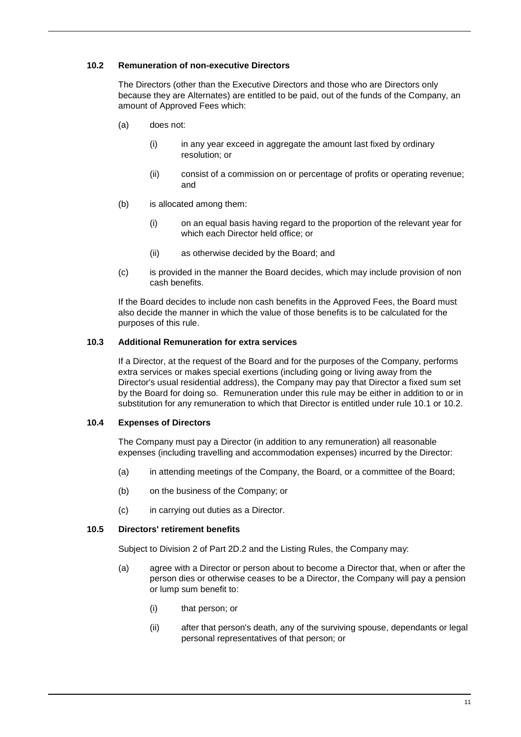### 10.2 Remuneration of non-executive Directors

The Directors (other than the Executive Directors and those who are Directors only because they are Alternates) are entitled to be paid, out of the funds of the Company, an amount of Approved Fees which:

(a) does not:

  (i) in any year exceed in aggregate the amount last fixed by ordinary resolution; or

  (ii) consist of a commission on or percentage of profits or operating revenue; and

(b) is allocated among them:

  (i) on an equal basis having regard to the proportion of the relevant year for which each Director held office; or

  (ii) as otherwise decided by the Board; and

(c) is provided in the manner the Board decides, which may include provision of non cash benefits.

If the Board decides to include non cash benefits in the Approved Fees, the Board must also decide the manner in which the value of those benefits is to be calculated for the purposes of this rule.

### 10.3 Additional Remuneration for extra services

If a Director, at the request of the Board and for the purposes of the Company, performs extra services or makes special exertions (including going or living away from the Director's usual residential address), the Company may pay that Director a fixed sum set by the Board for doing so. Remuneration under this rule may be either in addition to or in substitution for any remuneration to which that Director is entitled under rule 10.1 or 10.2.

### 10.4 Expenses of Directors

The Company must pay a Director (in addition to any remuneration) all reasonable expenses (including travelling and accommodation expenses) incurred by the Director:

(a) in attending meetings of the Company, the Board, or a committee of the Board;

(b) on the business of the Company; or

(c) in carrying out duties as a Director.

### 10.5 Directors' retirement benefits

Subject to Division 2 of Part 2D.2 and the Listing Rules, the Company may:

(a) agree with a Director or person about to become a Director that, when or after the person dies or otherwise ceases to be a Director, the Company will pay a pension or lump sum benefit to:

  (i) that person; or

  (ii) after that person's death, any of the surviving spouse, dependants or legal personal representatives of that person; or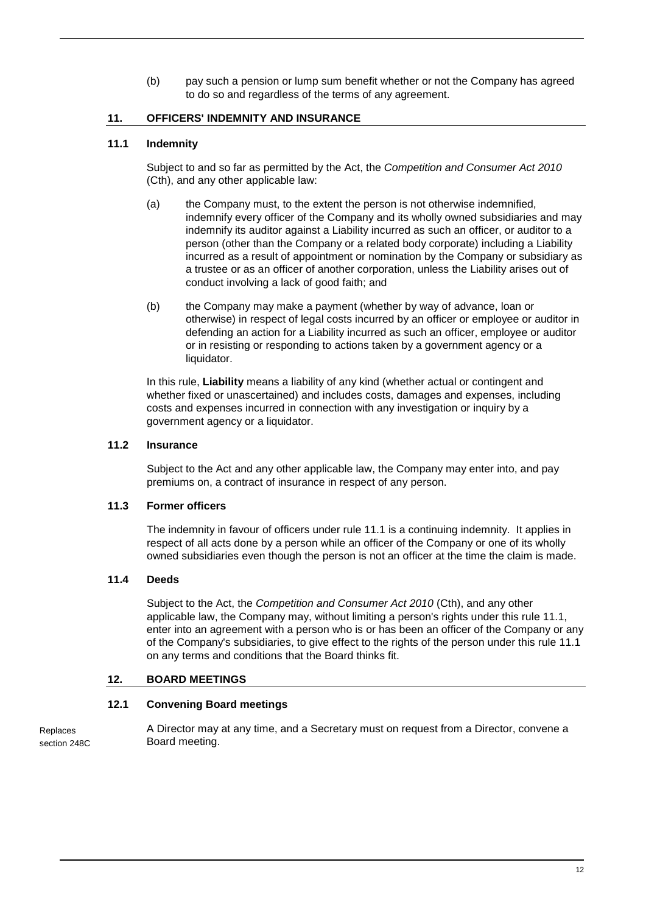(b) pay such a pension or lump sum benefit whether or not the Company has agreed to do so and regardless of the terms of any agreement.

## 11. OFFICERS' INDEMNITY AND INSURANCE

### 11.1 Indemnity

Subject to and so far as permitted by the Act, the *Competition and Consumer Act 2010* (Cth), and any other applicable law:

(a) the Company must, to the extent the person is not otherwise indemnified, indemnify every officer of the Company and its wholly owned subsidiaries and may indemnify its auditor against a Liability incurred as such an officer, or auditor to a person (other than the Company or a related body corporate) including a Liability incurred as a result of appointment or nomination by the Company or subsidiary as a trustee or as an officer of another corporation, unless the Liability arises out of conduct involving a lack of good faith; and

(b) the Company may make a payment (whether by way of advance, loan or otherwise) in respect of legal costs incurred by an officer or employee or auditor in defending an action for a Liability incurred as such an officer, employee or auditor or in resisting or responding to actions taken by a government agency or a liquidator.

In this rule, **Liability** means a liability of any kind (whether actual or contingent and whether fixed or unascertained) and includes costs, damages and expenses, including costs and expenses incurred in connection with any investigation or inquiry by a government agency or a liquidator.

### 11.2 Insurance

Subject to the Act and any other applicable law, the Company may enter into, and pay premiums on, a contract of insurance in respect of any person.

### 11.3 Former officers

The indemnity in favour of officers under rule 11.1 is a continuing indemnity. It applies in respect of all acts done by a person while an officer of the Company or one of its wholly owned subsidiaries even though the person is not an officer at the time the claim is made.

### 11.4 Deeds

Subject to the Act, the *Competition and Consumer Act 2010* (Cth), and any other applicable law, the Company may, without limiting a person's rights under this rule 11.1, enter into an agreement with a person who is or has been an officer of the Company or any of the Company's subsidiaries, to give effect to the rights of the person under this rule 11.1 on any terms and conditions that the Board thinks fit.

## 12. BOARD MEETINGS

### 12.1 Convening Board meetings

Replaces section 248C

A Director may at any time, and a Secretary must on request from a Director, convene a Board meeting.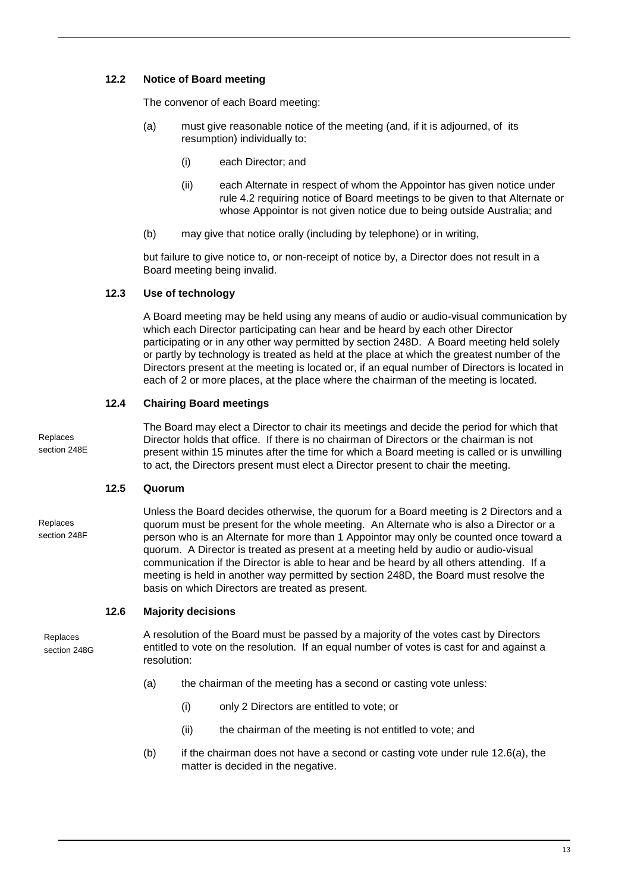### 12.2 Notice of Board meeting

The convenor of each Board meeting:

(a) must give reasonable notice of the meeting (and, if it is adjourned, of its resumption) individually to:

   (i) each Director; and

   (ii) each Alternate in respect of whom the Appointor has given notice under rule 4.2 requiring notice of Board meetings to be given to that Alternate or whose Appointor is not given notice due to being outside Australia; and

(b) may give that notice orally (including by telephone) or in writing,

but failure to give notice to, or non-receipt of notice by, a Director does not result in a Board meeting being invalid.

### 12.3 Use of technology

A Board meeting may be held using any means of audio or audio-visual communication by which each Director participating can hear and be heard by each other Director participating or in any other way permitted by section 248D. A Board meeting held solely or partly by technology is treated as held at the place at which the greatest number of the Directors present at the meeting is located or, if an equal number of Directors is located in each of 2 or more places, at the place where the chairman of the meeting is located.

### 12.4 Chairing Board meetings

Replaces section 248E

The Board may elect a Director to chair its meetings and decide the period for which that Director holds that office. If there is no chairman of Directors or the chairman is not present within 15 minutes after the time for which a Board meeting is called or is unwilling to act, the Directors present must elect a Director present to chair the meeting.

### 12.5 Quorum

Replaces section 248F

Unless the Board decides otherwise, the quorum for a Board meeting is 2 Directors and a quorum must be present for the whole meeting. An Alternate who is also a Director or a person who is an Alternate for more than 1 Appointor may only be counted once toward a quorum. A Director is treated as present at a meeting held by audio or audio-visual communication if the Director is able to hear and be heard by all others attending. If a meeting is held in another way permitted by section 248D, the Board must resolve the basis on which Directors are treated as present.

### 12.6 Majority decisions

Replaces section 248G

A resolution of the Board must be passed by a majority of the votes cast by Directors entitled to vote on the resolution. If an equal number of votes is cast for and against a resolution:

(a) the chairman of the meeting has a second or casting vote unless:

   (i) only 2 Directors are entitled to vote; or

   (ii) the chairman of the meeting is not entitled to vote; and

(b) if the chairman does not have a second or casting vote under rule 12.6(a), the matter is decided in the negative.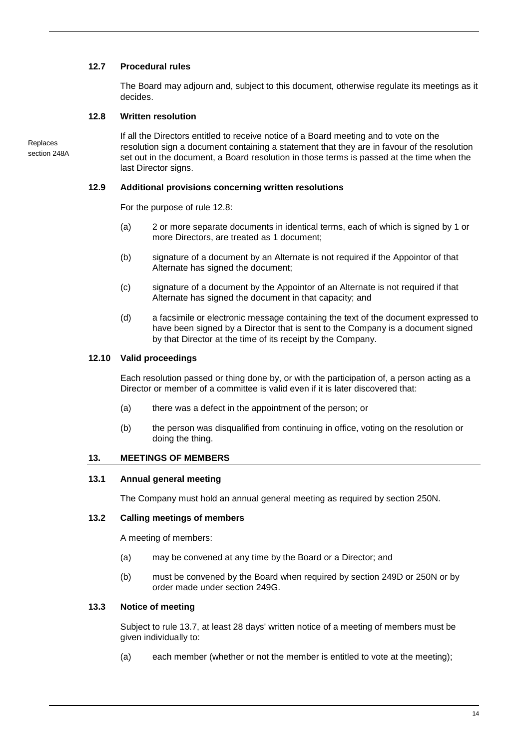### 12.7 Procedural rules

The Board may adjourn and, subject to this document, otherwise regulate its meetings as it decides.

### 12.8 Written resolution

Replaces section 248A

If all the Directors entitled to receive notice of a Board meeting and to vote on the resolution sign a document containing a statement that they are in favour of the resolution set out in the document, a Board resolution in those terms is passed at the time when the last Director signs.

### 12.9 Additional provisions concerning written resolutions

For the purpose of rule 12.8:

(a) 2 or more separate documents in identical terms, each of which is signed by 1 or more Directors, are treated as 1 document;

(b) signature of a document by an Alternate is not required if the Appointor of that Alternate has signed the document;

(c) signature of a document by the Appointor of an Alternate is not required if that Alternate has signed the document in that capacity; and

(d) a facsimile or electronic message containing the text of the document expressed to have been signed by a Director that is sent to the Company is a document signed by that Director at the time of its receipt by the Company.

### 12.10 Valid proceedings

Each resolution passed or thing done by, or with the participation of, a person acting as a Director or member of a committee is valid even if it is later discovered that:

(a) there was a defect in the appointment of the person; or

(b) the person was disqualified from continuing in office, voting on the resolution or doing the thing.

## 13. MEETINGS OF MEMBERS

### 13.1 Annual general meeting

The Company must hold an annual general meeting as required by section 250N.

### 13.2 Calling meetings of members

A meeting of members:

(a) may be convened at any time by the Board or a Director; and

(b) must be convened by the Board when required by section 249D or 250N or by order made under section 249G.

### 13.3 Notice of meeting

Subject to rule 13.7, at least 28 days' written notice of a meeting of members must be given individually to:

(a) each member (whether or not the member is entitled to vote at the meeting);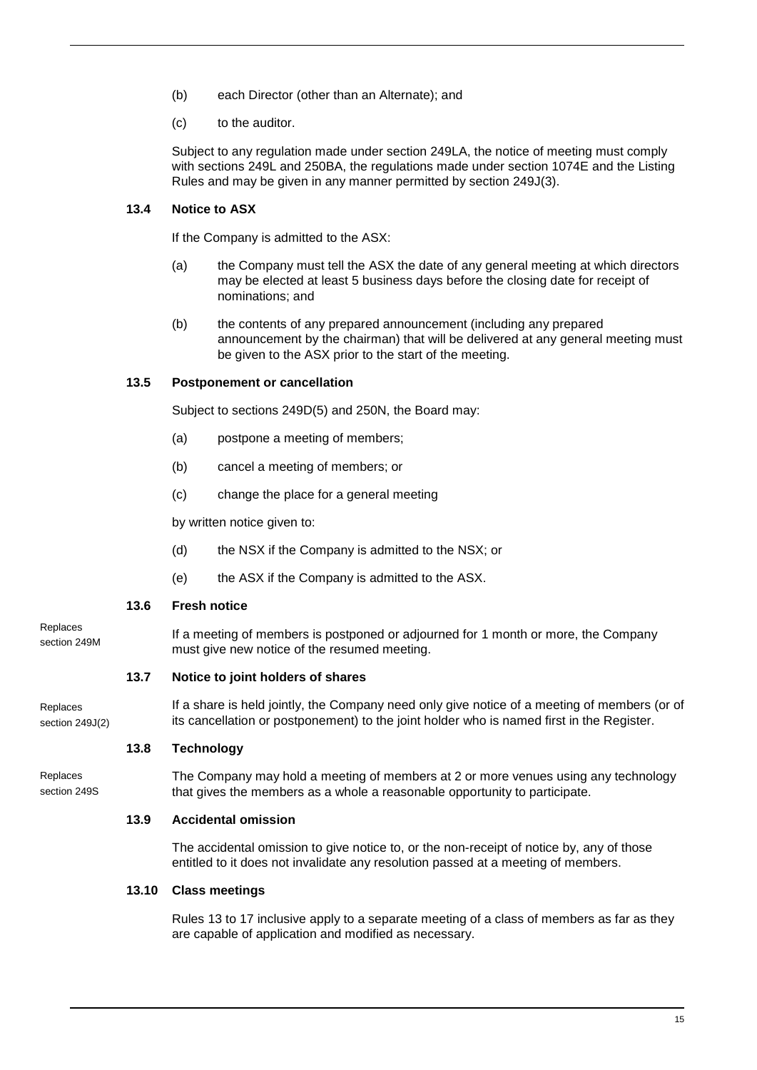(b) each Director (other than an Alternate); and

(c) to the auditor.

Subject to any regulation made under section 249LA, the notice of meeting must comply with sections 249L and 250BA, the regulations made under section 1074E and the Listing Rules and may be given in any manner permitted by section 249J(3).

### 13.4 Notice to ASX

If the Company is admitted to the ASX:

(a) the Company must tell the ASX the date of any general meeting at which directors may be elected at least 5 business days before the closing date for receipt of nominations; and

(b) the contents of any prepared announcement (including any prepared announcement by the chairman) that will be delivered at any general meeting must be given to the ASX prior to the start of the meeting.

### 13.5 Postponement or cancellation

Subject to sections 249D(5) and 250N, the Board may:

(a) postpone a meeting of members;

(b) cancel a meeting of members; or

(c) change the place for a general meeting

by written notice given to:

(d) the NSX if the Company is admitted to the NSX; or

(e) the ASX if the Company is admitted to the ASX.

### 13.6 Fresh notice

Replaces section 249M

If a meeting of members is postponed or adjourned for 1 month or more, the Company must give new notice of the resumed meeting.

### 13.7 Notice to joint holders of shares

Replaces section 249J(2)

If a share is held jointly, the Company need only give notice of a meeting of members (or of its cancellation or postponement) to the joint holder who is named first in the Register.

### 13.8 Technology

Replaces section 249S

The Company may hold a meeting of members at 2 or more venues using any technology that gives the members as a whole a reasonable opportunity to participate.

### 13.9 Accidental omission

The accidental omission to give notice to, or the non-receipt of notice by, any of those entitled to it does not invalidate any resolution passed at a meeting of members.

### 13.10 Class meetings

Rules 13 to 17 inclusive apply to a separate meeting of a class of members as far as they are capable of application and modified as necessary.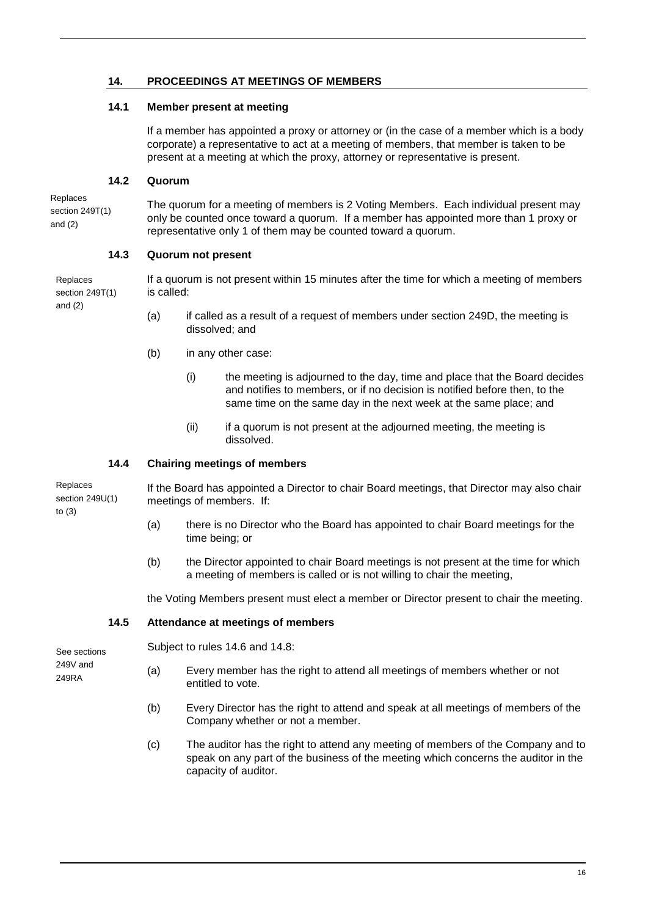## 14. PROCEEDINGS AT MEETINGS OF MEMBERS

### 14.1 Member present at meeting

If a member has appointed a proxy or attorney or (in the case of a member which is a body corporate) a representative to act at a meeting of members, that member is taken to be present at a meeting at which the proxy, attorney or representative is present.

### 14.2 Quorum

*Replaces section 249T(1) and (2)*

The quorum for a meeting of members is 2 Voting Members. Each individual present may only be counted once toward a quorum. If a member has appointed more than 1 proxy or representative only 1 of them may be counted toward a quorum.

### 14.3 Quorum not present

*Replaces section 249T(1) and (2)*

If a quorum is not present within 15 minutes after the time for which a meeting of members is called:

(a) if called as a result of a request of members under section 249D, the meeting is dissolved; and

(b) in any other case:

  (i) the meeting is adjourned to the day, time and place that the Board decides and notifies to members, or if no decision is notified before then, to the same time on the same day in the next week at the same place; and

  (ii) if a quorum is not present at the adjourned meeting, the meeting is dissolved.

### 14.4 Chairing meetings of members

*Replaces section 249U(1) to (3)*

If the Board has appointed a Director to chair Board meetings, that Director may also chair meetings of members. If:

(a) there is no Director who the Board has appointed to chair Board meetings for the time being; or

(b) the Director appointed to chair Board meetings is not present at the time for which a meeting of members is called or is not willing to chair the meeting,

the Voting Members present must elect a member or Director present to chair the meeting.

### 14.5 Attendance at meetings of members

*See sections 249V and 249RA*

Subject to rules 14.6 and 14.8:

(a) Every member has the right to attend all meetings of members whether or not entitled to vote.

(b) Every Director has the right to attend and speak at all meetings of members of the Company whether or not a member.

(c) The auditor has the right to attend any meeting of members of the Company and to speak on any part of the business of the meeting which concerns the auditor in the capacity of auditor.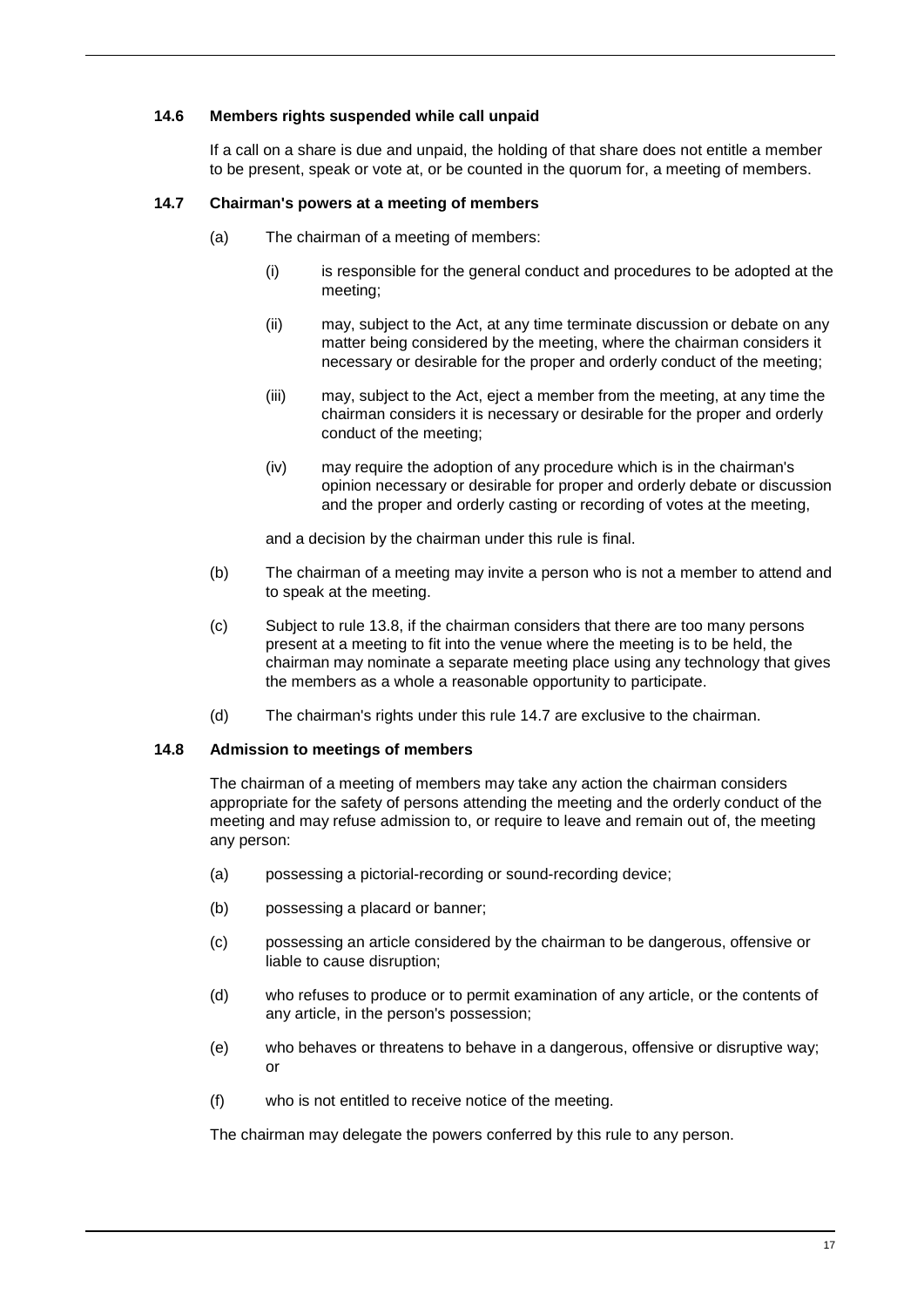### 14.6 Members rights suspended while call unpaid

If a call on a share is due and unpaid, the holding of that share does not entitle a member to be present, speak or vote at, or be counted in the quorum for, a meeting of members.

### 14.7 Chairman's powers at a meeting of members

(a) The chairman of a meeting of members:

(i) is responsible for the general conduct and procedures to be adopted at the meeting;

(ii) may, subject to the Act, at any time terminate discussion or debate on any matter being considered by the meeting, where the chairman considers it necessary or desirable for the proper and orderly conduct of the meeting;

(iii) may, subject to the Act, eject a member from the meeting, at any time the chairman considers it is necessary or desirable for the proper and orderly conduct of the meeting;

(iv) may require the adoption of any procedure which is in the chairman's opinion necessary or desirable for proper and orderly debate or discussion and the proper and orderly casting or recording of votes at the meeting,

and a decision by the chairman under this rule is final.

(b) The chairman of a meeting may invite a person who is not a member to attend and to speak at the meeting.

(c) Subject to rule 13.8, if the chairman considers that there are too many persons present at a meeting to fit into the venue where the meeting is to be held, the chairman may nominate a separate meeting place using any technology that gives the members as a whole a reasonable opportunity to participate.

(d) The chairman's rights under this rule 14.7 are exclusive to the chairman.

### 14.8 Admission to meetings of members

The chairman of a meeting of members may take any action the chairman considers appropriate for the safety of persons attending the meeting and the orderly conduct of the meeting and may refuse admission to, or require to leave and remain out of, the meeting any person:

(a) possessing a pictorial-recording or sound-recording device;

(b) possessing a placard or banner;

(c) possessing an article considered by the chairman to be dangerous, offensive or liable to cause disruption;

(d) who refuses to produce or to permit examination of any article, or the contents of any article, in the person's possession;

(e) who behaves or threatens to behave in a dangerous, offensive or disruptive way; or

(f) who is not entitled to receive notice of the meeting.

The chairman may delegate the powers conferred by this rule to any person.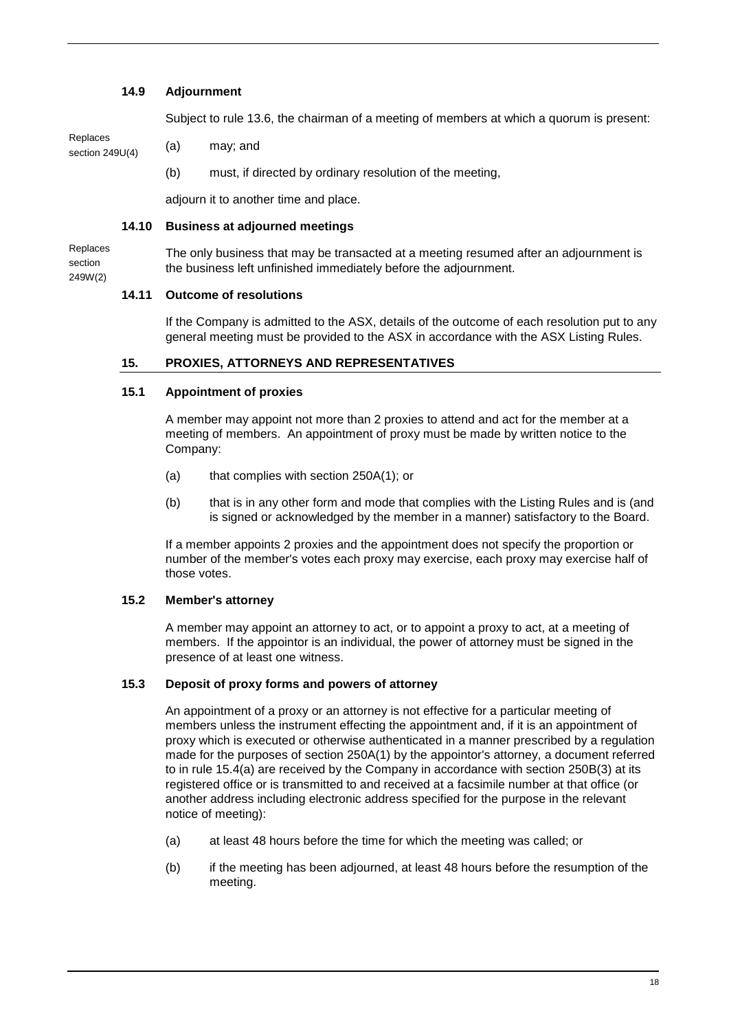### 14.9 Adjournment

Subject to rule 13.6, the chairman of a meeting of members at which a quorum is present:

Replaces section 249U(4)

(a) may; and

(b) must, if directed by ordinary resolution of the meeting,

adjourn it to another time and place.

### 14.10 Business at adjourned meetings

Replaces section 249W(2)

The only business that may be transacted at a meeting resumed after an adjournment is the business left unfinished immediately before the adjournment.

### 14.11 Outcome of resolutions

If the Company is admitted to the ASX, details of the outcome of each resolution put to any general meeting must be provided to the ASX in accordance with the ASX Listing Rules.

## 15. PROXIES, ATTORNEYS AND REPRESENTATIVES

### 15.1 Appointment of proxies

A member may appoint not more than 2 proxies to attend and act for the member at a meeting of members. An appointment of proxy must be made by written notice to the Company:

(a) that complies with section 250A(1); or

(b) that is in any other form and mode that complies with the Listing Rules and is (and is signed or acknowledged by the member in a manner) satisfactory to the Board.

If a member appoints 2 proxies and the appointment does not specify the proportion or number of the member's votes each proxy may exercise, each proxy may exercise half of those votes.

### 15.2 Member's attorney

A member may appoint an attorney to act, or to appoint a proxy to act, at a meeting of members. If the appointor is an individual, the power of attorney must be signed in the presence of at least one witness.

### 15.3 Deposit of proxy forms and powers of attorney

An appointment of a proxy or an attorney is not effective for a particular meeting of members unless the instrument effecting the appointment and, if it is an appointment of proxy which is executed or otherwise authenticated in a manner prescribed by a regulation made for the purposes of section 250A(1) by the appointor's attorney, a document referred to in rule 15.4(a) are received by the Company in accordance with section 250B(3) at its registered office or is transmitted to and received at a facsimile number at that office (or another address including electronic address specified for the purpose in the relevant notice of meeting):

(a) at least 48 hours before the time for which the meeting was called; or

(b) if the meeting has been adjourned, at least 48 hours before the resumption of the meeting.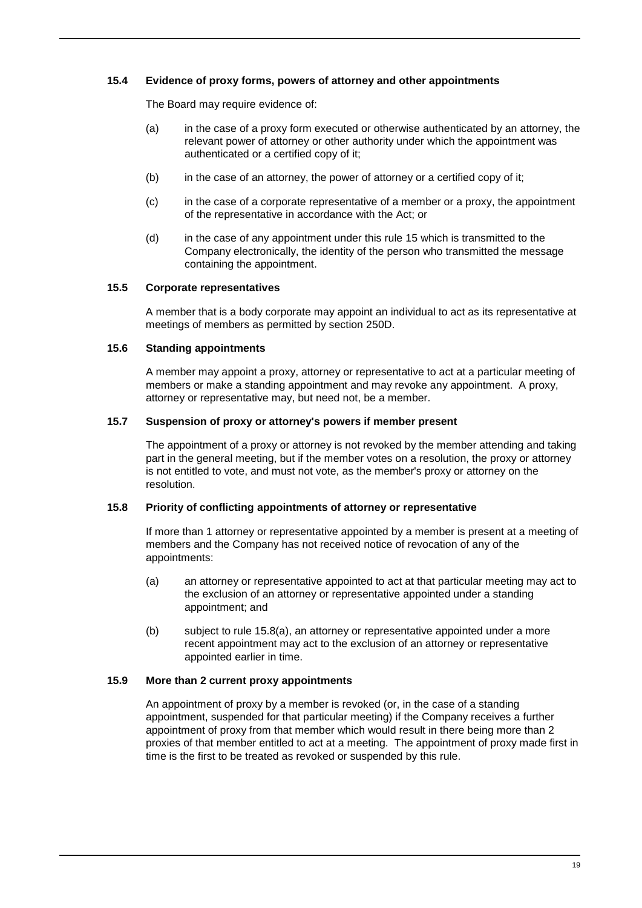### 15.4 Evidence of proxy forms, powers of attorney and other appointments

The Board may require evidence of:

(a) in the case of a proxy form executed or otherwise authenticated by an attorney, the relevant power of attorney or other authority under which the appointment was authenticated or a certified copy of it;

(b) in the case of an attorney, the power of attorney or a certified copy of it;

(c) in the case of a corporate representative of a member or a proxy, the appointment of the representative in accordance with the Act; or

(d) in the case of any appointment under this rule 15 which is transmitted to the Company electronically, the identity of the person who transmitted the message containing the appointment.

### 15.5 Corporate representatives

A member that is a body corporate may appoint an individual to act as its representative at meetings of members as permitted by section 250D.

### 15.6 Standing appointments

A member may appoint a proxy, attorney or representative to act at a particular meeting of members or make a standing appointment and may revoke any appointment. A proxy, attorney or representative may, but need not, be a member.

### 15.7 Suspension of proxy or attorney's powers if member present

The appointment of a proxy or attorney is not revoked by the member attending and taking part in the general meeting, but if the member votes on a resolution, the proxy or attorney is not entitled to vote, and must not vote, as the member's proxy or attorney on the resolution.

### 15.8 Priority of conflicting appointments of attorney or representative

If more than 1 attorney or representative appointed by a member is present at a meeting of members and the Company has not received notice of revocation of any of the appointments:

(a) an attorney or representative appointed to act at that particular meeting may act to the exclusion of an attorney or representative appointed under a standing appointment; and

(b) subject to rule 15.8(a), an attorney or representative appointed under a more recent appointment may act to the exclusion of an attorney or representative appointed earlier in time.

### 15.9 More than 2 current proxy appointments

An appointment of proxy by a member is revoked (or, in the case of a standing appointment, suspended for that particular meeting) if the Company receives a further appointment of proxy from that member which would result in there being more than 2 proxies of that member entitled to act at a meeting. The appointment of proxy made first in time is the first to be treated as revoked or suspended by this rule.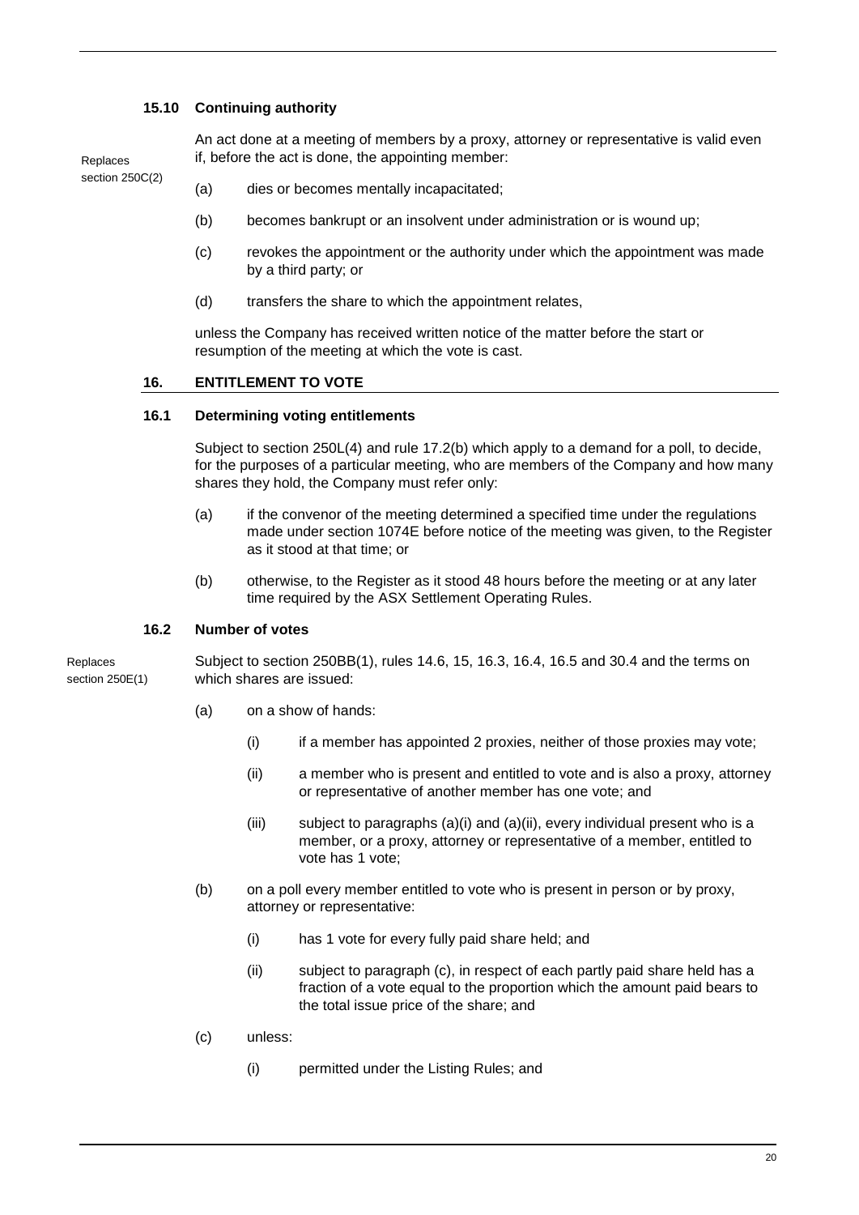### 15.10 Continuing authority

Replaces section 250C(2)

An act done at a meeting of members by a proxy, attorney or representative is valid even if, before the act is done, the appointing member:

(a) dies or becomes mentally incapacitated;

(b) becomes bankrupt or an insolvent under administration or is wound up;

(c) revokes the appointment or the authority under which the appointment was made by a third party; or

(d) transfers the share to which the appointment relates,

unless the Company has received written notice of the matter before the start or resumption of the meeting at which the vote is cast.

## 16. ENTITLEMENT TO VOTE

### 16.1 Determining voting entitlements

Subject to section 250L(4) and rule 17.2(b) which apply to a demand for a poll, to decide, for the purposes of a particular meeting, who are members of the Company and how many shares they hold, the Company must refer only:

(a) if the convenor of the meeting determined a specified time under the regulations made under section 1074E before notice of the meeting was given, to the Register as it stood at that time; or

(b) otherwise, to the Register as it stood 48 hours before the meeting or at any later time required by the ASX Settlement Operating Rules.

### 16.2 Number of votes

Replaces section 250E(1)

Subject to section 250BB(1), rules 14.6, 15, 16.3, 16.4, 16.5 and 30.4 and the terms on which shares are issued:

(a) on a show of hands:

(i) if a member has appointed 2 proxies, neither of those proxies may vote;

(ii) a member who is present and entitled to vote and is also a proxy, attorney or representative of another member has one vote; and

(iii) subject to paragraphs (a)(i) and (a)(ii), every individual present who is a member, or a proxy, attorney or representative of a member, entitled to vote has 1 vote;

(b) on a poll every member entitled to vote who is present in person or by proxy, attorney or representative:

(i) has 1 vote for every fully paid share held; and

(ii) subject to paragraph (c), in respect of each partly paid share held has a fraction of a vote equal to the proportion which the amount paid bears to the total issue price of the share; and

(c) unless:

(i) permitted under the Listing Rules; and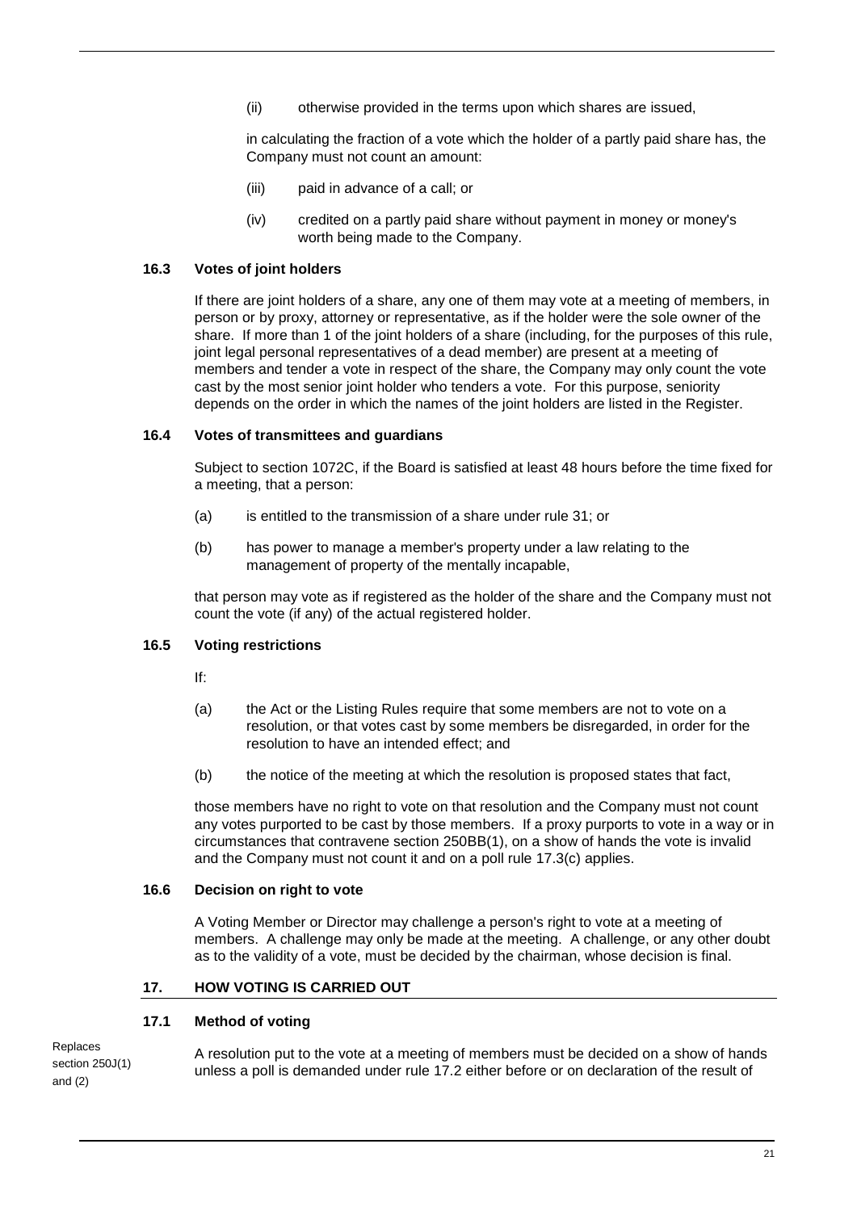(ii) otherwise provided in the terms upon which shares are issued,

in calculating the fraction of a vote which the holder of a partly paid share has, the Company must not count an amount:

(iii) paid in advance of a call; or

(iv) credited on a partly paid share without payment in money or money's worth being made to the Company.

### 16.3 Votes of joint holders

If there are joint holders of a share, any one of them may vote at a meeting of members, in person or by proxy, attorney or representative, as if the holder were the sole owner of the share. If more than 1 of the joint holders of a share (including, for the purposes of this rule, joint legal personal representatives of a dead member) are present at a meeting of members and tender a vote in respect of the share, the Company may only count the vote cast by the most senior joint holder who tenders a vote. For this purpose, seniority depends on the order in which the names of the joint holders are listed in the Register.

### 16.4 Votes of transmittees and guardians

Subject to section 1072C, if the Board is satisfied at least 48 hours before the time fixed for a meeting, that a person:

(a) is entitled to the transmission of a share under rule 31; or

(b) has power to manage a member's property under a law relating to the management of property of the mentally incapable,

that person may vote as if registered as the holder of the share and the Company must not count the vote (if any) of the actual registered holder.

### 16.5 Voting restrictions

If:

(a) the Act or the Listing Rules require that some members are not to vote on a resolution, or that votes cast by some members be disregarded, in order for the resolution to have an intended effect; and

(b) the notice of the meeting at which the resolution is proposed states that fact,

those members have no right to vote on that resolution and the Company must not count any votes purported to be cast by those members. If a proxy purports to vote in a way or in circumstances that contravene section 250BB(1), on a show of hands the vote is invalid and the Company must not count it and on a poll rule 17.3(c) applies.

### 16.6 Decision on right to vote

A Voting Member or Director may challenge a person's right to vote at a meeting of members. A challenge may only be made at the meeting. A challenge, or any other doubt as to the validity of a vote, must be decided by the chairman, whose decision is final.

## 17. HOW VOTING IS CARRIED OUT

### 17.1 Method of voting

Replaces section 250J(1) and (2)

A resolution put to the vote at a meeting of members must be decided on a show of hands unless a poll is demanded under rule 17.2 either before or on declaration of the result of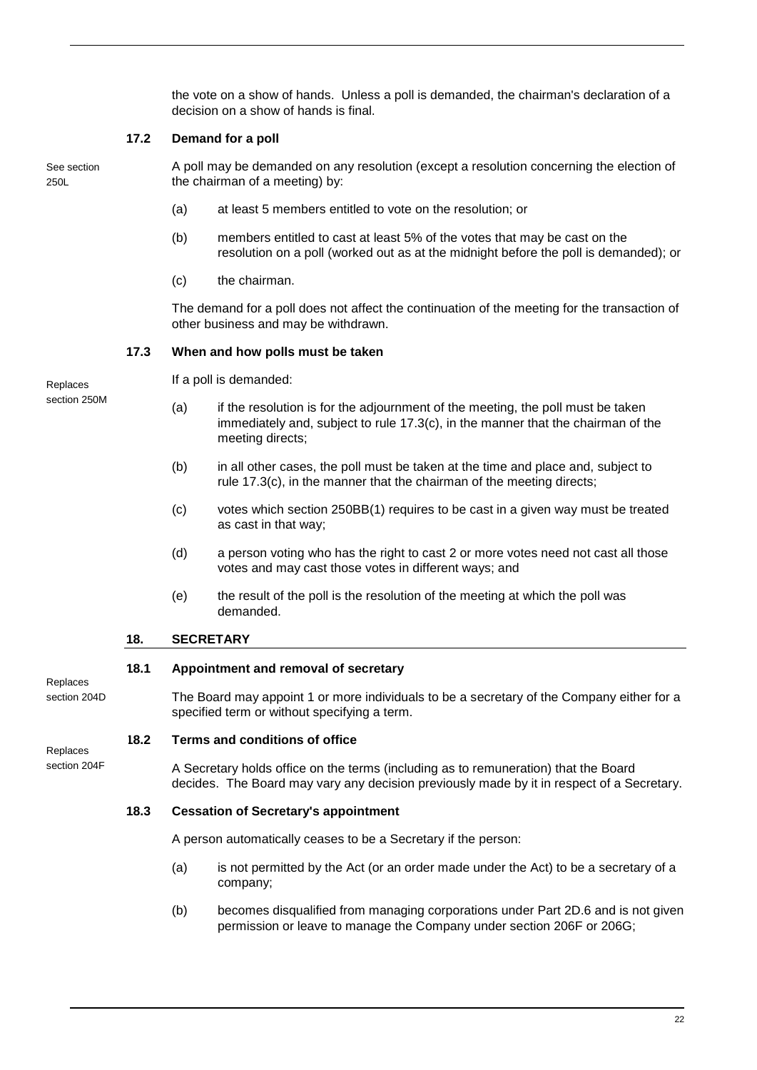the vote on a show of hands. Unless a poll is demanded, the chairman's declaration of a decision on a show of hands is final.

### 17.2 Demand for a poll

See section 250L

A poll may be demanded on any resolution (except a resolution concerning the election of the chairman of a meeting) by:

(a) at least 5 members entitled to vote on the resolution; or

(b) members entitled to cast at least 5% of the votes that may be cast on the resolution on a poll (worked out as at the midnight before the poll is demanded); or

(c) the chairman.

The demand for a poll does not affect the continuation of the meeting for the transaction of other business and may be withdrawn.

### 17.3 When and how polls must be taken

Replaces section 250M

If a poll is demanded:

(a) if the resolution is for the adjournment of the meeting, the poll must be taken immediately and, subject to rule 17.3(c), in the manner that the chairman of the meeting directs;

(b) in all other cases, the poll must be taken at the time and place and, subject to rule 17.3(c), in the manner that the chairman of the meeting directs;

(c) votes which section 250BB(1) requires to be cast in a given way must be treated as cast in that way;

(d) a person voting who has the right to cast 2 or more votes need not cast all those votes and may cast those votes in different ways; and

(e) the result of the poll is the resolution of the meeting at which the poll was demanded.

## 18. SECRETARY

### 18.1 Appointment and removal of secretary

Replaces section 204D

The Board may appoint 1 or more individuals to be a secretary of the Company either for a specified term or without specifying a term.

### 18.2 Terms and conditions of office

Replaces section 204F

A Secretary holds office on the terms (including as to remuneration) that the Board decides. The Board may vary any decision previously made by it in respect of a Secretary.

### 18.3 Cessation of Secretary's appointment

A person automatically ceases to be a Secretary if the person:

(a) is not permitted by the Act (or an order made under the Act) to be a secretary of a company;

(b) becomes disqualified from managing corporations under Part 2D.6 and is not given permission or leave to manage the Company under section 206F or 206G;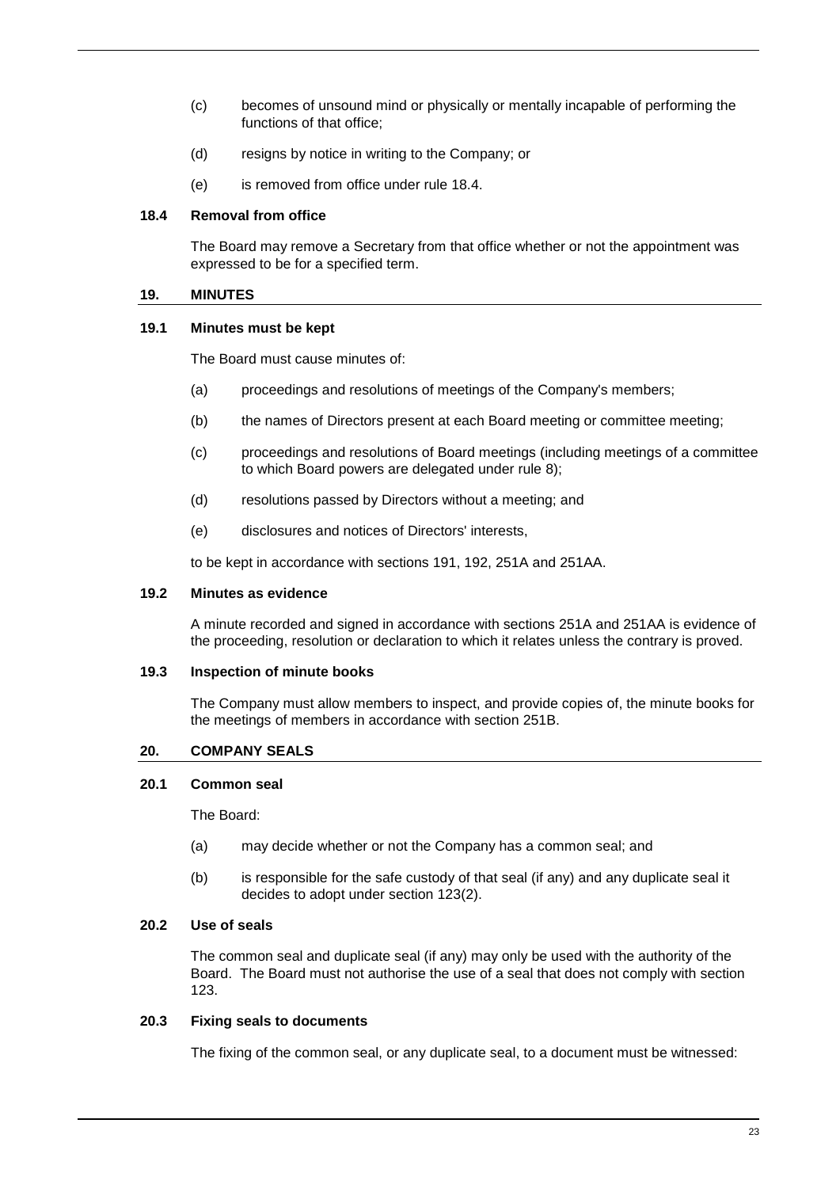(c) becomes of unsound mind or physically or mentally incapable of performing the functions of that office;

(d) resigns by notice in writing to the Company; or

(e) is removed from office under rule 18.4.

### 18.4 Removal from office

The Board may remove a Secretary from that office whether or not the appointment was expressed to be for a specified term.

## 19. MINUTES

### 19.1 Minutes must be kept

The Board must cause minutes of:

(a) proceedings and resolutions of meetings of the Company's members;

(b) the names of Directors present at each Board meeting or committee meeting;

(c) proceedings and resolutions of Board meetings (including meetings of a committee to which Board powers are delegated under rule 8);

(d) resolutions passed by Directors without a meeting; and

(e) disclosures and notices of Directors' interests,

to be kept in accordance with sections 191, 192, 251A and 251AA.

### 19.2 Minutes as evidence

A minute recorded and signed in accordance with sections 251A and 251AA is evidence of the proceeding, resolution or declaration to which it relates unless the contrary is proved.

### 19.3 Inspection of minute books

The Company must allow members to inspect, and provide copies of, the minute books for the meetings of members in accordance with section 251B.

## 20. COMPANY SEALS

### 20.1 Common seal

The Board:

(a) may decide whether or not the Company has a common seal; and

(b) is responsible for the safe custody of that seal (if any) and any duplicate seal it decides to adopt under section 123(2).

### 20.2 Use of seals

The common seal and duplicate seal (if any) may only be used with the authority of the Board. The Board must not authorise the use of a seal that does not comply with section 123.

### 20.3 Fixing seals to documents

The fixing of the common seal, or any duplicate seal, to a document must be witnessed: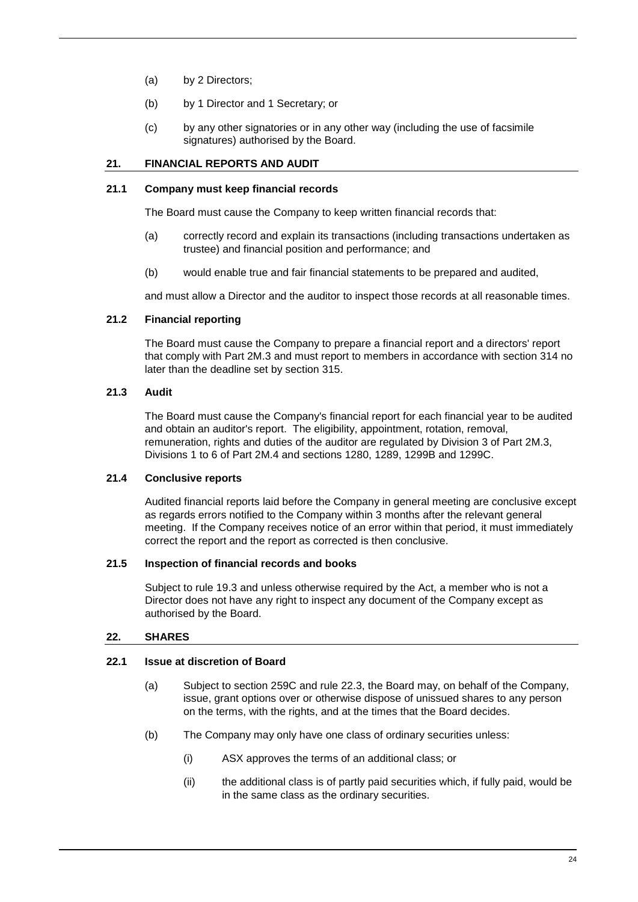(a) by 2 Directors;

(b) by 1 Director and 1 Secretary; or

(c) by any other signatories or in any other way (including the use of facsimile signatures) authorised by the Board.

## 21. FINANCIAL REPORTS AND AUDIT

### 21.1 Company must keep financial records

The Board must cause the Company to keep written financial records that:

(a) correctly record and explain its transactions (including transactions undertaken as trustee) and financial position and performance; and

(b) would enable true and fair financial statements to be prepared and audited,

and must allow a Director and the auditor to inspect those records at all reasonable times.

### 21.2 Financial reporting

The Board must cause the Company to prepare a financial report and a directors' report that comply with Part 2M.3 and must report to members in accordance with section 314 no later than the deadline set by section 315.

### 21.3 Audit

The Board must cause the Company's financial report for each financial year to be audited and obtain an auditor's report. The eligibility, appointment, rotation, removal, remuneration, rights and duties of the auditor are regulated by Division 3 of Part 2M.3, Divisions 1 to 6 of Part 2M.4 and sections 1280, 1289, 1299B and 1299C.

### 21.4 Conclusive reports

Audited financial reports laid before the Company in general meeting are conclusive except as regards errors notified to the Company within 3 months after the relevant general meeting. If the Company receives notice of an error within that period, it must immediately correct the report and the report as corrected is then conclusive.

### 21.5 Inspection of financial records and books

Subject to rule 19.3 and unless otherwise required by the Act, a member who is not a Director does not have any right to inspect any document of the Company except as authorised by the Board.

## 22. SHARES

### 22.1 Issue at discretion of Board

(a) Subject to section 259C and rule 22.3, the Board may, on behalf of the Company, issue, grant options over or otherwise dispose of unissued shares to any person on the terms, with the rights, and at the times that the Board decides.

(b) The Company may only have one class of ordinary securities unless:

  (i) ASX approves the terms of an additional class; or

  (ii) the additional class is of partly paid securities which, if fully paid, would be in the same class as the ordinary securities.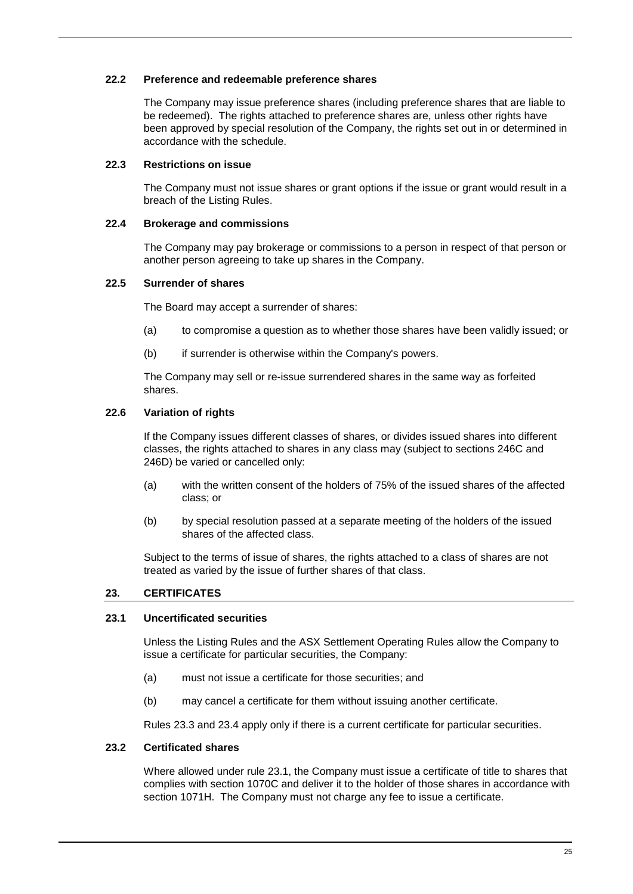### 22.2 Preference and redeemable preference shares

The Company may issue preference shares (including preference shares that are liable to be redeemed). The rights attached to preference shares are, unless other rights have been approved by special resolution of the Company, the rights set out in or determined in accordance with the schedule.

### 22.3 Restrictions on issue

The Company must not issue shares or grant options if the issue or grant would result in a breach of the Listing Rules.

### 22.4 Brokerage and commissions

The Company may pay brokerage or commissions to a person in respect of that person or another person agreeing to take up shares in the Company.

### 22.5 Surrender of shares

The Board may accept a surrender of shares:

(a) to compromise a question as to whether those shares have been validly issued; or

(b) if surrender is otherwise within the Company's powers.

The Company may sell or re-issue surrendered shares in the same way as forfeited shares.

### 22.6 Variation of rights

If the Company issues different classes of shares, or divides issued shares into different classes, the rights attached to shares in any class may (subject to sections 246C and 246D) be varied or cancelled only:

(a) with the written consent of the holders of 75% of the issued shares of the affected class; or

(b) by special resolution passed at a separate meeting of the holders of the issued shares of the affected class.

Subject to the terms of issue of shares, the rights attached to a class of shares are not treated as varied by the issue of further shares of that class.

## 23. CERTIFICATES

### 23.1 Uncertificated securities

Unless the Listing Rules and the ASX Settlement Operating Rules allow the Company to issue a certificate for particular securities, the Company:

(a) must not issue a certificate for those securities; and

(b) may cancel a certificate for them without issuing another certificate.

Rules 23.3 and 23.4 apply only if there is a current certificate for particular securities.

### 23.2 Certificated shares

Where allowed under rule 23.1, the Company must issue a certificate of title to shares that complies with section 1070C and deliver it to the holder of those shares in accordance with section 1071H. The Company must not charge any fee to issue a certificate.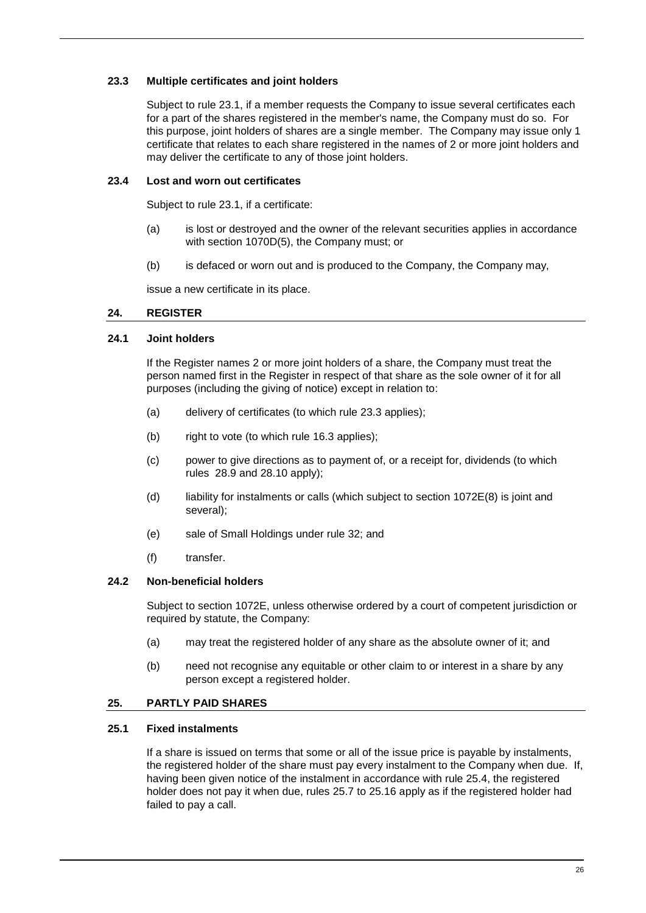### 23.3 Multiple certificates and joint holders

Subject to rule 23.1, if a member requests the Company to issue several certificates each for a part of the shares registered in the member's name, the Company must do so. For this purpose, joint holders of shares are a single member. The Company may issue only 1 certificate that relates to each share registered in the names of 2 or more joint holders and may deliver the certificate to any of those joint holders.

### 23.4 Lost and worn out certificates

Subject to rule 23.1, if a certificate:

(a) is lost or destroyed and the owner of the relevant securities applies in accordance with section 1070D(5), the Company must; or

(b) is defaced or worn out and is produced to the Company, the Company may,

issue a new certificate in its place.

## 24. REGISTER

### 24.1 Joint holders

If the Register names 2 or more joint holders of a share, the Company must treat the person named first in the Register in respect of that share as the sole owner of it for all purposes (including the giving of notice) except in relation to:

(a) delivery of certificates (to which rule 23.3 applies);

(b) right to vote (to which rule 16.3 applies);

(c) power to give directions as to payment of, or a receipt for, dividends (to which rules 28.9 and 28.10 apply);

(d) liability for instalments or calls (which subject to section 1072E(8) is joint and several);

(e) sale of Small Holdings under rule 32; and

(f) transfer.

### 24.2 Non-beneficial holders

Subject to section 1072E, unless otherwise ordered by a court of competent jurisdiction or required by statute, the Company:

(a) may treat the registered holder of any share as the absolute owner of it; and

(b) need not recognise any equitable or other claim to or interest in a share by any person except a registered holder.

## 25. PARTLY PAID SHARES

### 25.1 Fixed instalments

If a share is issued on terms that some or all of the issue price is payable by instalments, the registered holder of the share must pay every instalment to the Company when due. If, having been given notice of the instalment in accordance with rule 25.4, the registered holder does not pay it when due, rules 25.7 to 25.16 apply as if the registered holder had failed to pay a call.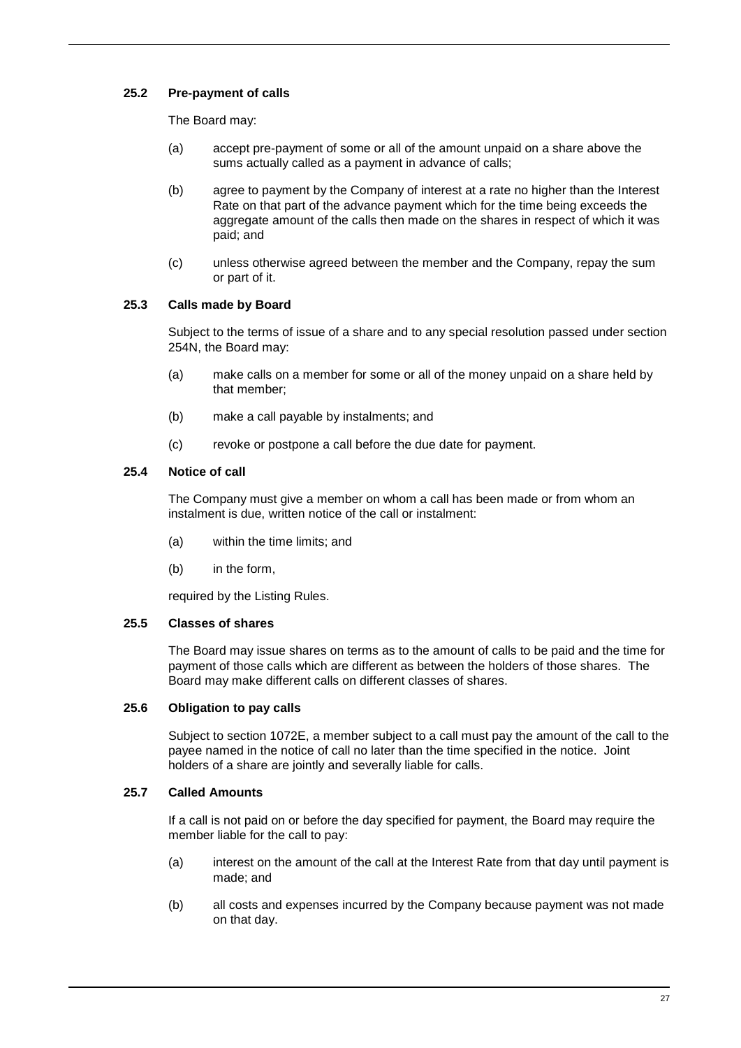### 25.2 Pre-payment of calls

The Board may:

(a) accept pre-payment of some or all of the amount unpaid on a share above the sums actually called as a payment in advance of calls;

(b) agree to payment by the Company of interest at a rate no higher than the Interest Rate on that part of the advance payment which for the time being exceeds the aggregate amount of the calls then made on the shares in respect of which it was paid; and

(c) unless otherwise agreed between the member and the Company, repay the sum or part of it.

### 25.3 Calls made by Board

Subject to the terms of issue of a share and to any special resolution passed under section 254N, the Board may:

(a) make calls on a member for some or all of the money unpaid on a share held by that member;

(b) make a call payable by instalments; and

(c) revoke or postpone a call before the due date for payment.

### 25.4 Notice of call

The Company must give a member on whom a call has been made or from whom an instalment is due, written notice of the call or instalment:

(a) within the time limits; and

(b) in the form,

required by the Listing Rules.

### 25.5 Classes of shares

The Board may issue shares on terms as to the amount of calls to be paid and the time for payment of those calls which are different as between the holders of those shares. The Board may make different calls on different classes of shares.

### 25.6 Obligation to pay calls

Subject to section 1072E, a member subject to a call must pay the amount of the call to the payee named in the notice of call no later than the time specified in the notice. Joint holders of a share are jointly and severally liable for calls.

### 25.7 Called Amounts

If a call is not paid on or before the day specified for payment, the Board may require the member liable for the call to pay:

(a) interest on the amount of the call at the Interest Rate from that day until payment is made; and

(b) all costs and expenses incurred by the Company because payment was not made on that day.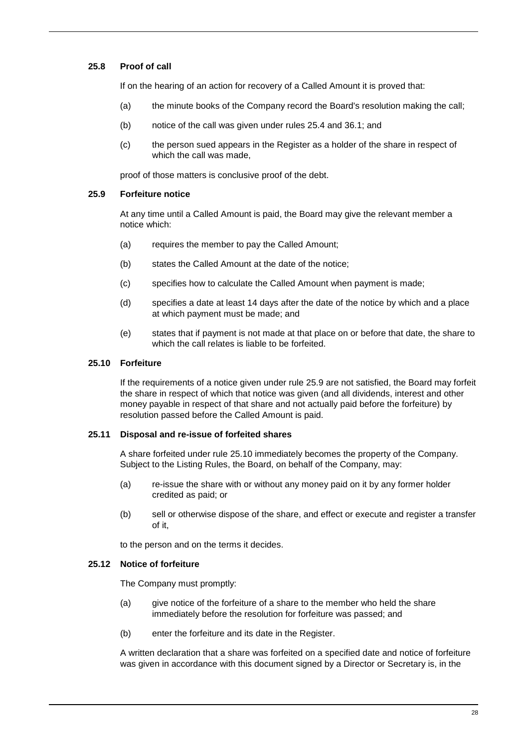### 25.8 Proof of call

If on the hearing of an action for recovery of a Called Amount it is proved that:

(a) the minute books of the Company record the Board's resolution making the call;

(b) notice of the call was given under rules 25.4 and 36.1; and

(c) the person sued appears in the Register as a holder of the share in respect of which the call was made,

proof of those matters is conclusive proof of the debt.

### 25.9 Forfeiture notice

At any time until a Called Amount is paid, the Board may give the relevant member a notice which:

(a) requires the member to pay the Called Amount;

(b) states the Called Amount at the date of the notice;

(c) specifies how to calculate the Called Amount when payment is made;

(d) specifies a date at least 14 days after the date of the notice by which and a place at which payment must be made; and

(e) states that if payment is not made at that place on or before that date, the share to which the call relates is liable to be forfeited.

### 25.10 Forfeiture

If the requirements of a notice given under rule 25.9 are not satisfied, the Board may forfeit the share in respect of which that notice was given (and all dividends, interest and other money payable in respect of that share and not actually paid before the forfeiture) by resolution passed before the Called Amount is paid.

### 25.11 Disposal and re-issue of forfeited shares

A share forfeited under rule 25.10 immediately becomes the property of the Company. Subject to the Listing Rules, the Board, on behalf of the Company, may:

(a) re-issue the share with or without any money paid on it by any former holder credited as paid; or

(b) sell or otherwise dispose of the share, and effect or execute and register a transfer of it,

to the person and on the terms it decides.

### 25.12 Notice of forfeiture

The Company must promptly:

(a) give notice of the forfeiture of a share to the member who held the share immediately before the resolution for forfeiture was passed; and

(b) enter the forfeiture and its date in the Register.

A written declaration that a share was forfeited on a specified date and notice of forfeiture was given in accordance with this document signed by a Director or Secretary is, in the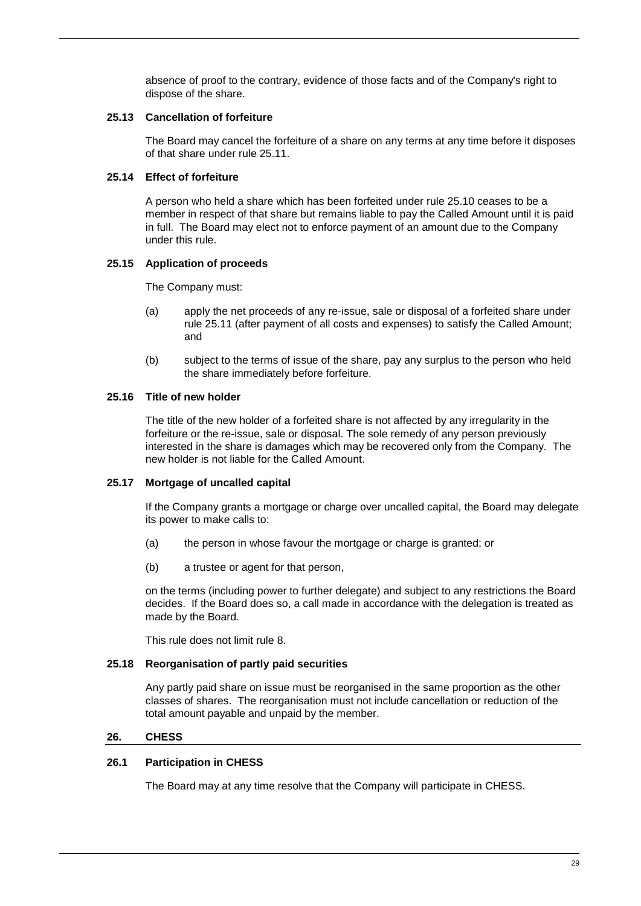absence of proof to the contrary, evidence of those facts and of the Company's right to dispose of the share.

### 25.13 Cancellation of forfeiture

The Board may cancel the forfeiture of a share on any terms at any time before it disposes of that share under rule 25.11.

### 25.14 Effect of forfeiture

A person who held a share which has been forfeited under rule 25.10 ceases to be a member in respect of that share but remains liable to pay the Called Amount until it is paid in full. The Board may elect not to enforce payment of an amount due to the Company under this rule.

### 25.15 Application of proceeds

The Company must:

(a) apply the net proceeds of any re-issue, sale or disposal of a forfeited share under rule 25.11 (after payment of all costs and expenses) to satisfy the Called Amount; and

(b) subject to the terms of issue of the share, pay any surplus to the person who held the share immediately before forfeiture.

### 25.16 Title of new holder

The title of the new holder of a forfeited share is not affected by any irregularity in the forfeiture or the re-issue, sale or disposal. The sole remedy of any person previously interested in the share is damages which may be recovered only from the Company. The new holder is not liable for the Called Amount.

### 25.17 Mortgage of uncalled capital

If the Company grants a mortgage or charge over uncalled capital, the Board may delegate its power to make calls to:

(a) the person in whose favour the mortgage or charge is granted; or

(b) a trustee or agent for that person,

on the terms (including power to further delegate) and subject to any restrictions the Board decides. If the Board does so, a call made in accordance with the delegation is treated as made by the Board.

This rule does not limit rule 8.

### 25.18 Reorganisation of partly paid securities

Any partly paid share on issue must be reorganised in the same proportion as the other classes of shares. The reorganisation must not include cancellation or reduction of the total amount payable and unpaid by the member.

## 26. CHESS

### 26.1 Participation in CHESS

The Board may at any time resolve that the Company will participate in CHESS.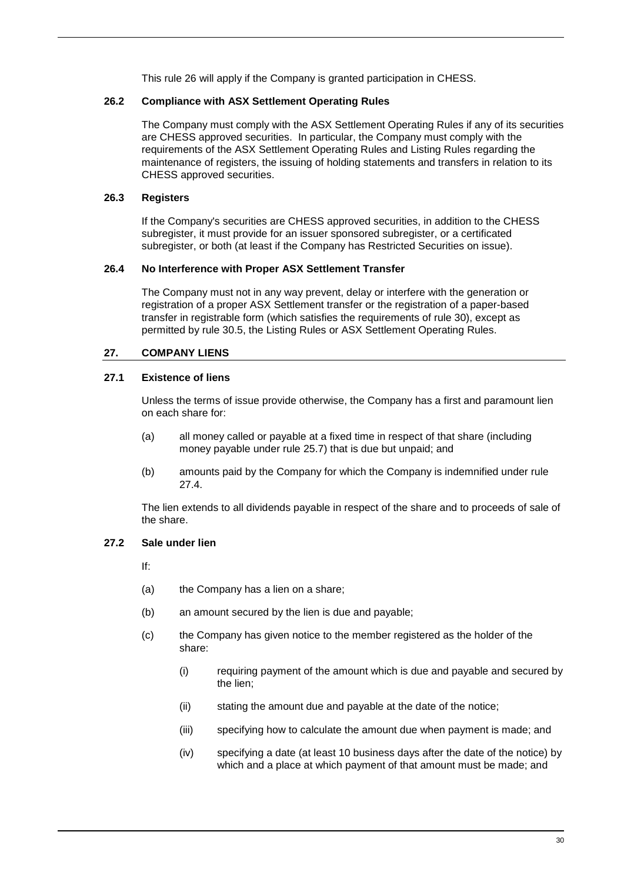This rule 26 will apply if the Company is granted participation in CHESS.

### 26.2 Compliance with ASX Settlement Operating Rules

The Company must comply with the ASX Settlement Operating Rules if any of its securities are CHESS approved securities. In particular, the Company must comply with the requirements of the ASX Settlement Operating Rules and Listing Rules regarding the maintenance of registers, the issuing of holding statements and transfers in relation to its CHESS approved securities.

### 26.3 Registers

If the Company's securities are CHESS approved securities, in addition to the CHESS subregister, it must provide for an issuer sponsored subregister, or a certificated subregister, or both (at least if the Company has Restricted Securities on issue).

### 26.4 No Interference with Proper ASX Settlement Transfer

The Company must not in any way prevent, delay or interfere with the generation or registration of a proper ASX Settlement transfer or the registration of a paper-based transfer in registrable form (which satisfies the requirements of rule 30), except as permitted by rule 30.5, the Listing Rules or ASX Settlement Operating Rules.

## 27. COMPANY LIENS

### 27.1 Existence of liens

Unless the terms of issue provide otherwise, the Company has a first and paramount lien on each share for:

(a) all money called or payable at a fixed time in respect of that share (including money payable under rule 25.7) that is due but unpaid; and

(b) amounts paid by the Company for which the Company is indemnified under rule 27.4.

The lien extends to all dividends payable in respect of the share and to proceeds of sale of the share.

### 27.2 Sale under lien

If:

(a) the Company has a lien on a share;

(b) an amount secured by the lien is due and payable;

(c) the Company has given notice to the member registered as the holder of the share:

(i) requiring payment of the amount which is due and payable and secured by the lien;

(ii) stating the amount due and payable at the date of the notice;

(iii) specifying how to calculate the amount due when payment is made; and

(iv) specifying a date (at least 10 business days after the date of the notice) by which and a place at which payment of that amount must be made; and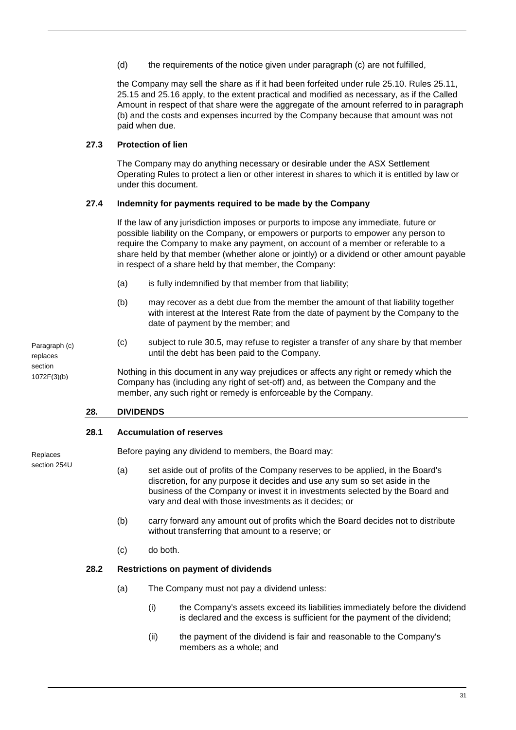(d) the requirements of the notice given under paragraph (c) are not fulfilled,

the Company may sell the share as if it had been forfeited under rule 25.10. Rules 25.11, 25.15 and 25.16 apply, to the extent practical and modified as necessary, as if the Called Amount in respect of that share were the aggregate of the amount referred to in paragraph (b) and the costs and expenses incurred by the Company because that amount was not paid when due.

### 27.3 Protection of lien

The Company may do anything necessary or desirable under the ASX Settlement Operating Rules to protect a lien or other interest in shares to which it is entitled by law or under this document.

### 27.4 Indemnity for payments required to be made by the Company

If the law of any jurisdiction imposes or purports to impose any immediate, future or possible liability on the Company, or empowers or purports to empower any person to require the Company to make any payment, on account of a member or referable to a share held by that member (whether alone or jointly) or a dividend or other amount payable in respect of a share held by that member, the Company:

(a) is fully indemnified by that member from that liability;

(b) may recover as a debt due from the member the amount of that liability together with interest at the Interest Rate from the date of payment by the Company to the date of payment by the member; and

(c) subject to rule 30.5, may refuse to register a transfer of any share by that member until the debt has been paid to the Company.

*Paragraph (c) replaces section 1072F(3)(b)*

Nothing in this document in any way prejudices or affects any right or remedy which the Company has (including any right of set-off) and, as between the Company and the member, any such right or remedy is enforceable by the Company.

## 28. DIVIDENDS

### 28.1 Accumulation of reserves

*Replaces section 254U*

Before paying any dividend to members, the Board may:

(a) set aside out of profits of the Company reserves to be applied, in the Board's discretion, for any purpose it decides and use any sum so set aside in the business of the Company or invest it in investments selected by the Board and vary and deal with those investments as it decides; or

(b) carry forward any amount out of profits which the Board decides not to distribute without transferring that amount to a reserve; or

(c) do both.

### 28.2 Restrictions on payment of dividends

(a) The Company must not pay a dividend unless:

(i) the Company's assets exceed its liabilities immediately before the dividend is declared and the excess is sufficient for the payment of the dividend;

(ii) the payment of the dividend is fair and reasonable to the Company's members as a whole; and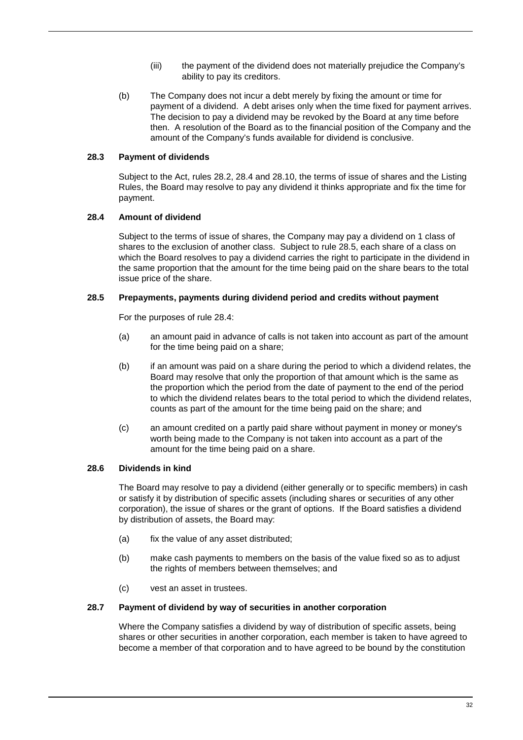(iii) the payment of the dividend does not materially prejudice the Company's ability to pay its creditors.

(b) The Company does not incur a debt merely by fixing the amount or time for payment of a dividend. A debt arises only when the time fixed for payment arrives. The decision to pay a dividend may be revoked by the Board at any time before then. A resolution of the Board as to the financial position of the Company and the amount of the Company's funds available for dividend is conclusive.

### 28.3 Payment of dividends

Subject to the Act, rules 28.2, 28.4 and 28.10, the terms of issue of shares and the Listing Rules, the Board may resolve to pay any dividend it thinks appropriate and fix the time for payment.

### 28.4 Amount of dividend

Subject to the terms of issue of shares, the Company may pay a dividend on 1 class of shares to the exclusion of another class. Subject to rule 28.5, each share of a class on which the Board resolves to pay a dividend carries the right to participate in the dividend in the same proportion that the amount for the time being paid on the share bears to the total issue price of the share.

### 28.5 Prepayments, payments during dividend period and credits without payment

For the purposes of rule 28.4:

(a) an amount paid in advance of calls is not taken into account as part of the amount for the time being paid on a share;

(b) if an amount was paid on a share during the period to which a dividend relates, the Board may resolve that only the proportion of that amount which is the same as the proportion which the period from the date of payment to the end of the period to which the dividend relates bears to the total period to which the dividend relates, counts as part of the amount for the time being paid on the share; and

(c) an amount credited on a partly paid share without payment in money or money's worth being made to the Company is not taken into account as a part of the amount for the time being paid on a share.

### 28.6 Dividends in kind

The Board may resolve to pay a dividend (either generally or to specific members) in cash or satisfy it by distribution of specific assets (including shares or securities of any other corporation), the issue of shares or the grant of options. If the Board satisfies a dividend by distribution of assets, the Board may:

(a) fix the value of any asset distributed;

(b) make cash payments to members on the basis of the value fixed so as to adjust the rights of members between themselves; and

(c) vest an asset in trustees.

### 28.7 Payment of dividend by way of securities in another corporation

Where the Company satisfies a dividend by way of distribution of specific assets, being shares or other securities in another corporation, each member is taken to have agreed to become a member of that corporation and to have agreed to be bound by the constitution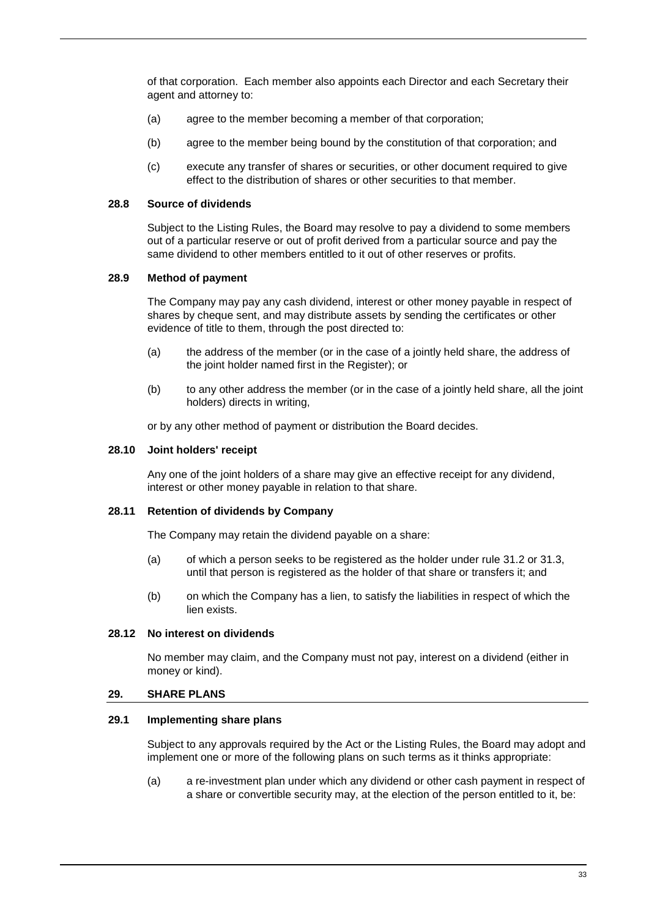of that corporation. Each member also appoints each Director and each Secretary their agent and attorney to:

(a) agree to the member becoming a member of that corporation;

(b) agree to the member being bound by the constitution of that corporation; and

(c) execute any transfer of shares or securities, or other document required to give effect to the distribution of shares or other securities to that member.

### 28.8 Source of dividends

Subject to the Listing Rules, the Board may resolve to pay a dividend to some members out of a particular reserve or out of profit derived from a particular source and pay the same dividend to other members entitled to it out of other reserves or profits.

### 28.9 Method of payment

The Company may pay any cash dividend, interest or other money payable in respect of shares by cheque sent, and may distribute assets by sending the certificates or other evidence of title to them, through the post directed to:

(a) the address of the member (or in the case of a jointly held share, the address of the joint holder named first in the Register); or

(b) to any other address the member (or in the case of a jointly held share, all the joint holders) directs in writing,

or by any other method of payment or distribution the Board decides.

### 28.10 Joint holders' receipt

Any one of the joint holders of a share may give an effective receipt for any dividend, interest or other money payable in relation to that share.

### 28.11 Retention of dividends by Company

The Company may retain the dividend payable on a share:

(a) of which a person seeks to be registered as the holder under rule 31.2 or 31.3, until that person is registered as the holder of that share or transfers it; and

(b) on which the Company has a lien, to satisfy the liabilities in respect of which the lien exists.

### 28.12 No interest on dividends

No member may claim, and the Company must not pay, interest on a dividend (either in money or kind).

## 29. SHARE PLANS

### 29.1 Implementing share plans

Subject to any approvals required by the Act or the Listing Rules, the Board may adopt and implement one or more of the following plans on such terms as it thinks appropriate:

(a) a re-investment plan under which any dividend or other cash payment in respect of a share or convertible security may, at the election of the person entitled to it, be: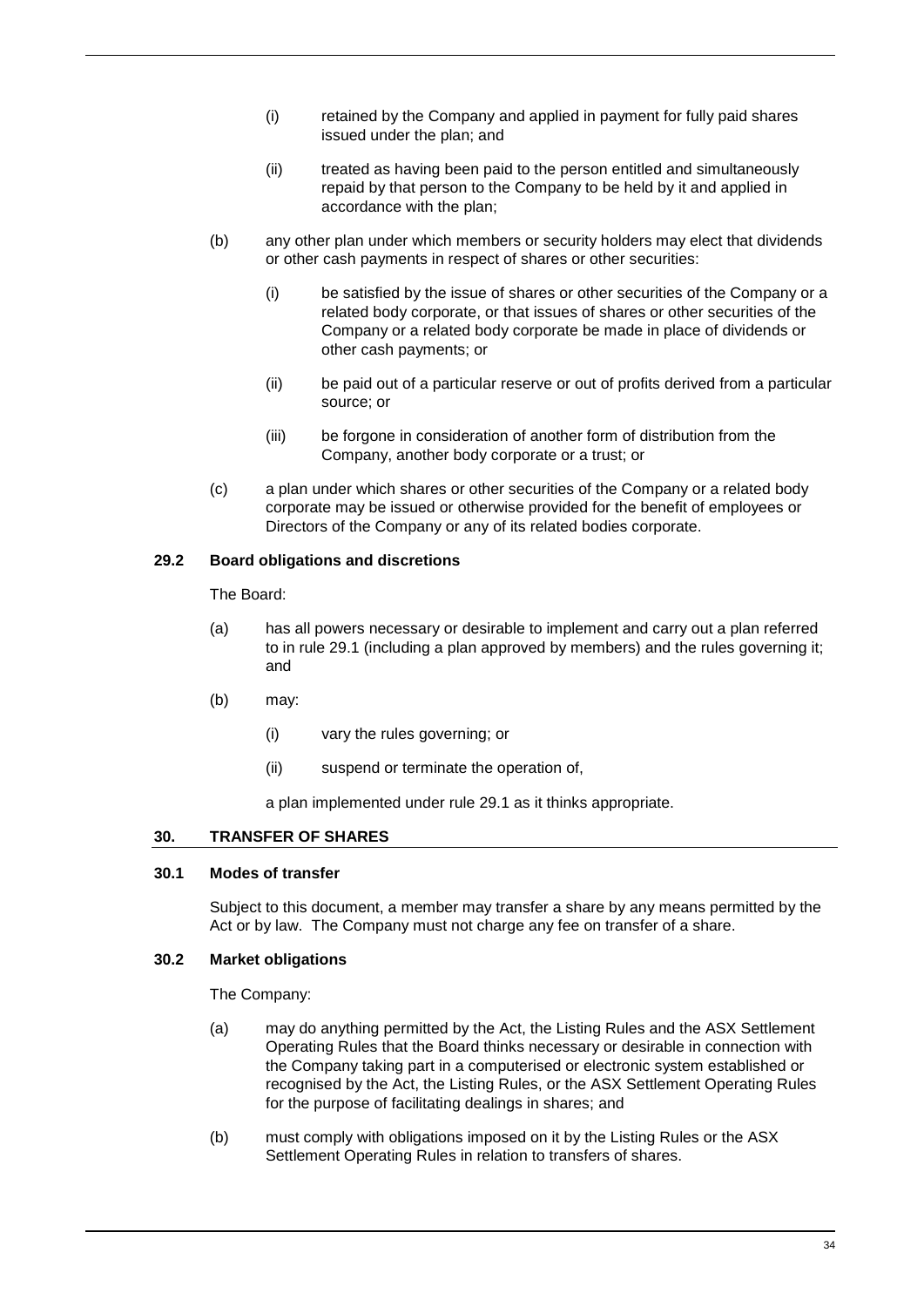(i) retained by the Company and applied in payment for fully paid shares issued under the plan; and

(ii) treated as having been paid to the person entitled and simultaneously repaid by that person to the Company to be held by it and applied in accordance with the plan;

(b) any other plan under which members or security holders may elect that dividends or other cash payments in respect of shares or other securities:

(i) be satisfied by the issue of shares or other securities of the Company or a related body corporate, or that issues of shares or other securities of the Company or a related body corporate be made in place of dividends or other cash payments; or

(ii) be paid out of a particular reserve or out of profits derived from a particular source; or

(iii) be forgone in consideration of another form of distribution from the Company, another body corporate or a trust; or

(c) a plan under which shares or other securities of the Company or a related body corporate may be issued or otherwise provided for the benefit of employees or Directors of the Company or any of its related bodies corporate.

### 29.2 Board obligations and discretions

The Board:

(a) has all powers necessary or desirable to implement and carry out a plan referred to in rule 29.1 (including a plan approved by members) and the rules governing it; and

(b) may:

(i) vary the rules governing; or

(ii) suspend or terminate the operation of,

a plan implemented under rule 29.1 as it thinks appropriate.

## 30. TRANSFER OF SHARES

### 30.1 Modes of transfer

Subject to this document, a member may transfer a share by any means permitted by the Act or by law. The Company must not charge any fee on transfer of a share.

### 30.2 Market obligations

The Company:

(a) may do anything permitted by the Act, the Listing Rules and the ASX Settlement Operating Rules that the Board thinks necessary or desirable in connection with the Company taking part in a computerised or electronic system established or recognised by the Act, the Listing Rules, or the ASX Settlement Operating Rules for the purpose of facilitating dealings in shares; and

(b) must comply with obligations imposed on it by the Listing Rules or the ASX Settlement Operating Rules in relation to transfers of shares.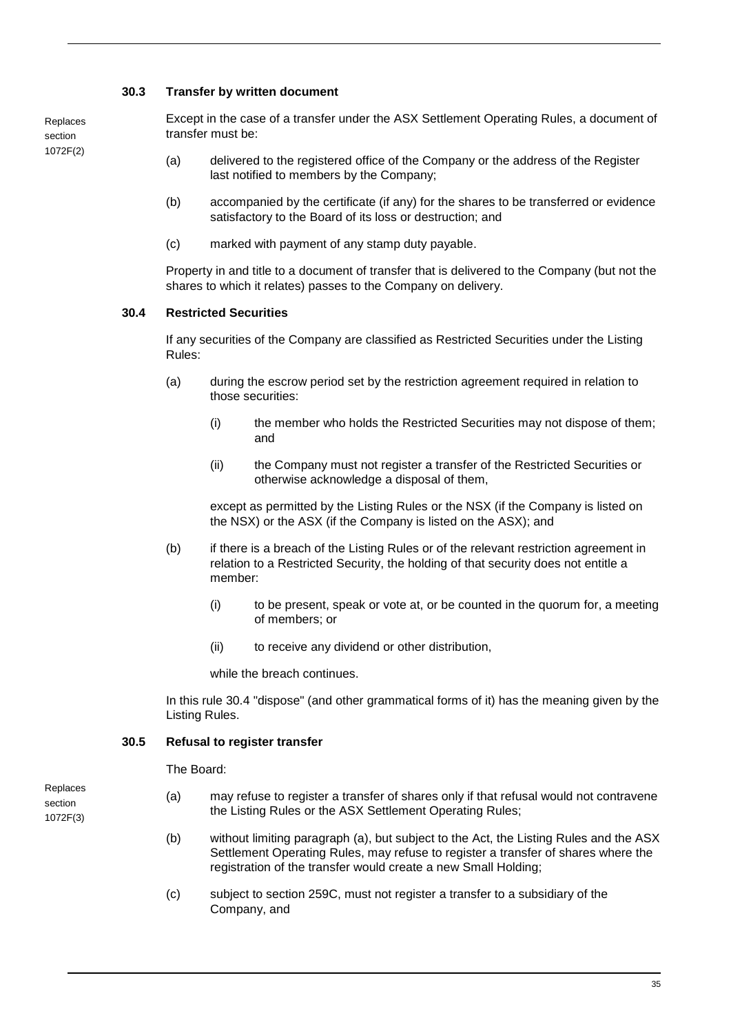### 30.3 Transfer by written document

Replaces section 1072F(2)

Except in the case of a transfer under the ASX Settlement Operating Rules, a document of transfer must be:

(a) delivered to the registered office of the Company or the address of the Register last notified to members by the Company;

(b) accompanied by the certificate (if any) for the shares to be transferred or evidence satisfactory to the Board of its loss or destruction; and

(c) marked with payment of any stamp duty payable.

Property in and title to a document of transfer that is delivered to the Company (but not the shares to which it relates) passes to the Company on delivery.

### 30.4 Restricted Securities

If any securities of the Company are classified as Restricted Securities under the Listing Rules:

(a) during the escrow period set by the restriction agreement required in relation to those securities:

    (i) the member who holds the Restricted Securities may not dispose of them; and

    (ii) the Company must not register a transfer of the Restricted Securities or otherwise acknowledge a disposal of them,

    except as permitted by the Listing Rules or the NSX (if the Company is listed on the NSX) or the ASX (if the Company is listed on the ASX); and

(b) if there is a breach of the Listing Rules or of the relevant restriction agreement in relation to a Restricted Security, the holding of that security does not entitle a member:

    (i) to be present, speak or vote at, or be counted in the quorum for, a meeting of members; or

    (ii) to receive any dividend or other distribution,

    while the breach continues.

In this rule 30.4 "dispose" (and other grammatical forms of it) has the meaning given by the Listing Rules.

### 30.5 Refusal to register transfer

The Board:

Replaces section 1072F(3)

(a) may refuse to register a transfer of shares only if that refusal would not contravene the Listing Rules or the ASX Settlement Operating Rules;

(b) without limiting paragraph (a), but subject to the Act, the Listing Rules and the ASX Settlement Operating Rules, may refuse to register a transfer of shares where the registration of the transfer would create a new Small Holding;

(c) subject to section 259C, must not register a transfer to a subsidiary of the Company, and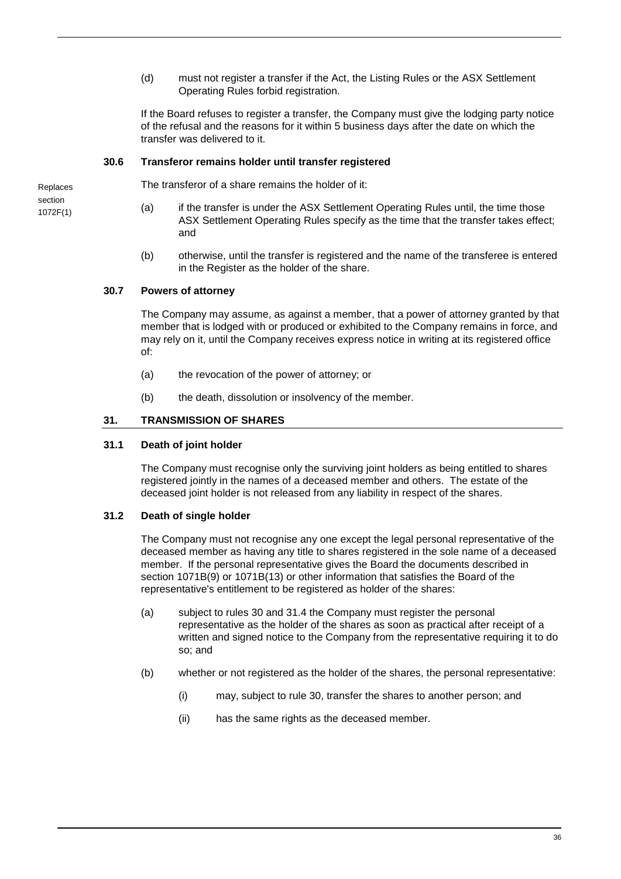(d) must not register a transfer if the Act, the Listing Rules or the ASX Settlement Operating Rules forbid registration.

If the Board refuses to register a transfer, the Company must give the lodging party notice of the refusal and the reasons for it within 5 business days after the date on which the transfer was delivered to it.

### 30.6 Transferor remains holder until transfer registered

Replaces section 1072F(1)

The transferor of a share remains the holder of it:

(a) if the transfer is under the ASX Settlement Operating Rules until, the time those ASX Settlement Operating Rules specify as the time that the transfer takes effect; and

(b) otherwise, until the transfer is registered and the name of the transferee is entered in the Register as the holder of the share.

### 30.7 Powers of attorney

The Company may assume, as against a member, that a power of attorney granted by that member that is lodged with or produced or exhibited to the Company remains in force, and may rely on it, until the Company receives express notice in writing at its registered office of:

(a) the revocation of the power of attorney; or

(b) the death, dissolution or insolvency of the member.

## 31. TRANSMISSION OF SHARES

### 31.1 Death of joint holder

The Company must recognise only the surviving joint holders as being entitled to shares registered jointly in the names of a deceased member and others. The estate of the deceased joint holder is not released from any liability in respect of the shares.

### 31.2 Death of single holder

The Company must not recognise any one except the legal personal representative of the deceased member as having any title to shares registered in the sole name of a deceased member. If the personal representative gives the Board the documents described in section 1071B(9) or 1071B(13) or other information that satisfies the Board of the representative's entitlement to be registered as holder of the shares:

(a) subject to rules 30 and 31.4 the Company must register the personal representative as the holder of the shares as soon as practical after receipt of a written and signed notice to the Company from the representative requiring it to do so; and

(b) whether or not registered as the holder of the shares, the personal representative:

(i) may, subject to rule 30, transfer the shares to another person; and

(ii) has the same rights as the deceased member.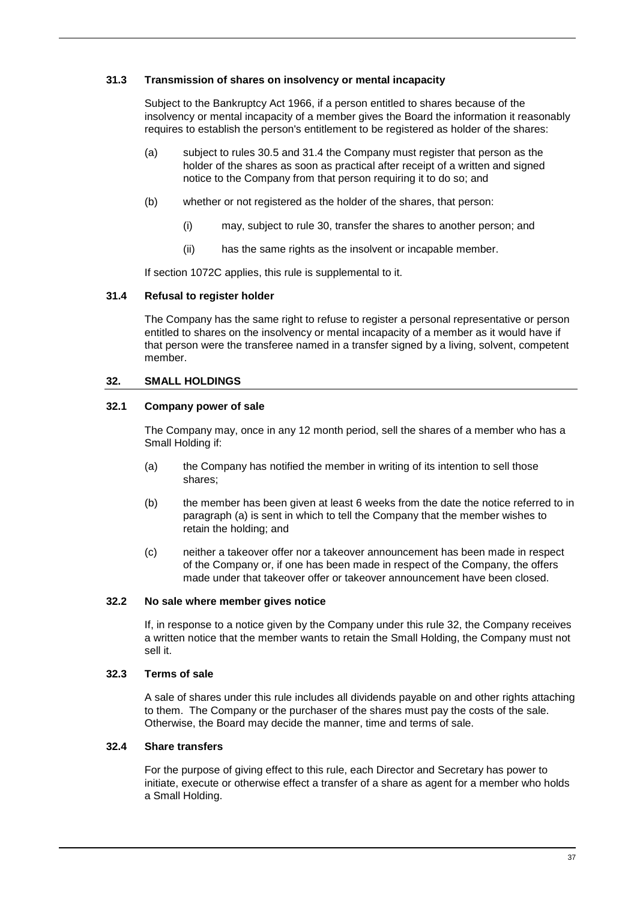### 31.3 Transmission of shares on insolvency or mental incapacity

Subject to the Bankruptcy Act 1966, if a person entitled to shares because of the insolvency or mental incapacity of a member gives the Board the information it reasonably requires to establish the person's entitlement to be registered as holder of the shares:

(a) subject to rules 30.5 and 31.4 the Company must register that person as the holder of the shares as soon as practical after receipt of a written and signed notice to the Company from that person requiring it to do so; and

(b) whether or not registered as the holder of the shares, that person:

  (i) may, subject to rule 30, transfer the shares to another person; and

  (ii) has the same rights as the insolvent or incapable member.

If section 1072C applies, this rule is supplemental to it.

### 31.4 Refusal to register holder

The Company has the same right to refuse to register a personal representative or person entitled to shares on the insolvency or mental incapacity of a member as it would have if that person were the transferee named in a transfer signed by a living, solvent, competent member.

## 32. SMALL HOLDINGS

### 32.1 Company power of sale

The Company may, once in any 12 month period, sell the shares of a member who has a Small Holding if:

(a) the Company has notified the member in writing of its intention to sell those shares;

(b) the member has been given at least 6 weeks from the date the notice referred to in paragraph (a) is sent in which to tell the Company that the member wishes to retain the holding; and

(c) neither a takeover offer nor a takeover announcement has been made in respect of the Company or, if one has been made in respect of the Company, the offers made under that takeover offer or takeover announcement have been closed.

### 32.2 No sale where member gives notice

If, in response to a notice given by the Company under this rule 32, the Company receives a written notice that the member wants to retain the Small Holding, the Company must not sell it.

### 32.3 Terms of sale

A sale of shares under this rule includes all dividends payable on and other rights attaching to them. The Company or the purchaser of the shares must pay the costs of the sale. Otherwise, the Board may decide the manner, time and terms of sale.

### 32.4 Share transfers

For the purpose of giving effect to this rule, each Director and Secretary has power to initiate, execute or otherwise effect a transfer of a share as agent for a member who holds a Small Holding.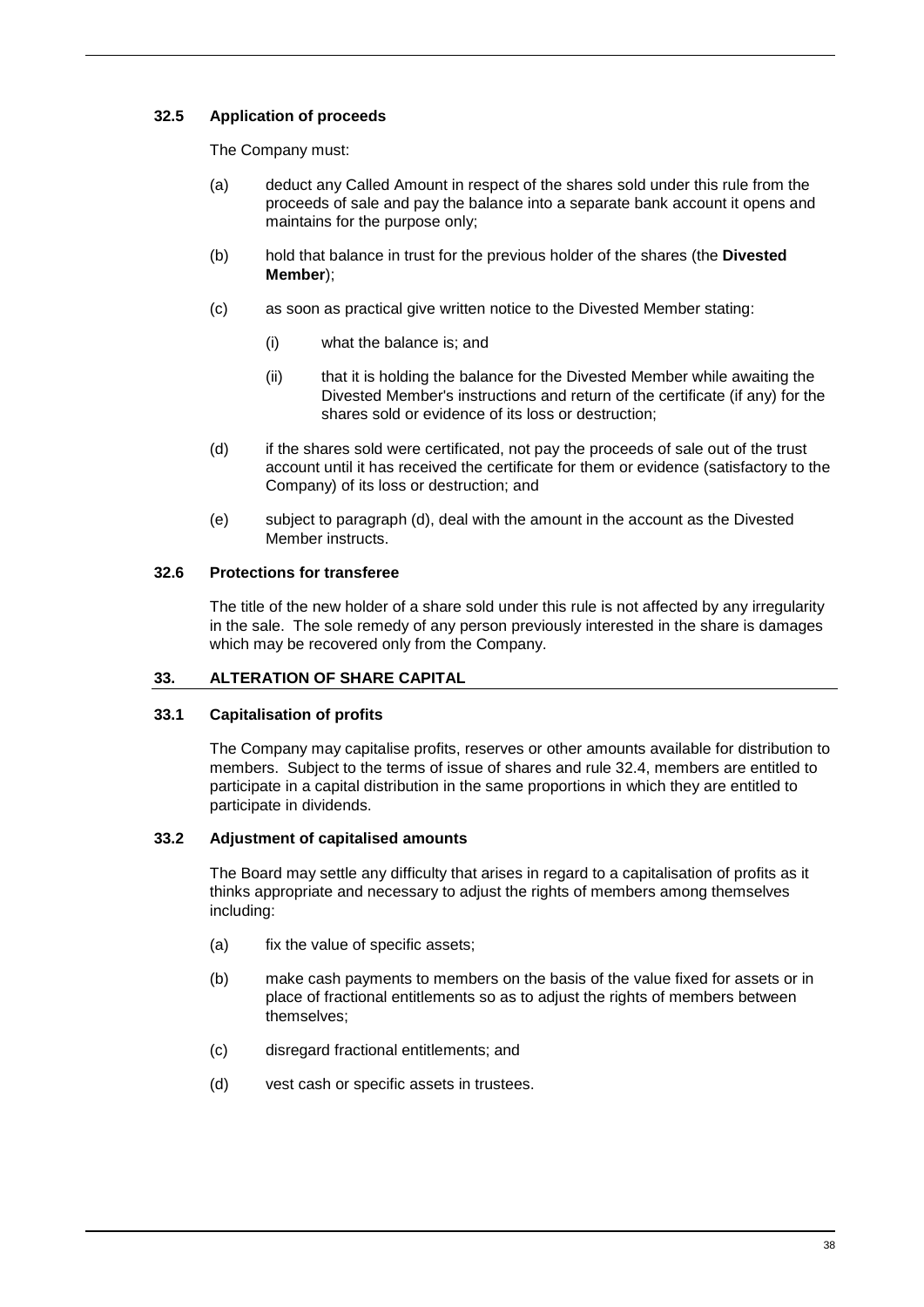### 32.5 Application of proceeds

The Company must:

(a) deduct any Called Amount in respect of the shares sold under this rule from the proceeds of sale and pay the balance into a separate bank account it opens and maintains for the purpose only;

(b) hold that balance in trust for the previous holder of the shares (the **Divested Member**);

(c) as soon as practical give written notice to the Divested Member stating:

  (i) what the balance is; and

  (ii) that it is holding the balance for the Divested Member while awaiting the Divested Member's instructions and return of the certificate (if any) for the shares sold or evidence of its loss or destruction;

(d) if the shares sold were certificated, not pay the proceeds of sale out of the trust account until it has received the certificate for them or evidence (satisfactory to the Company) of its loss or destruction; and

(e) subject to paragraph (d), deal with the amount in the account as the Divested Member instructs.

### 32.6 Protections for transferee

The title of the new holder of a share sold under this rule is not affected by any irregularity in the sale. The sole remedy of any person previously interested in the share is damages which may be recovered only from the Company.

## 33. ALTERATION OF SHARE CAPITAL

### 33.1 Capitalisation of profits

The Company may capitalise profits, reserves or other amounts available for distribution to members. Subject to the terms of issue of shares and rule 32.4, members are entitled to participate in a capital distribution in the same proportions in which they are entitled to participate in dividends.

### 33.2 Adjustment of capitalised amounts

The Board may settle any difficulty that arises in regard to a capitalisation of profits as it thinks appropriate and necessary to adjust the rights of members among themselves including:

(a) fix the value of specific assets;

(b) make cash payments to members on the basis of the value fixed for assets or in place of fractional entitlements so as to adjust the rights of members between themselves;

(c) disregard fractional entitlements; and

(d) vest cash or specific assets in trustees.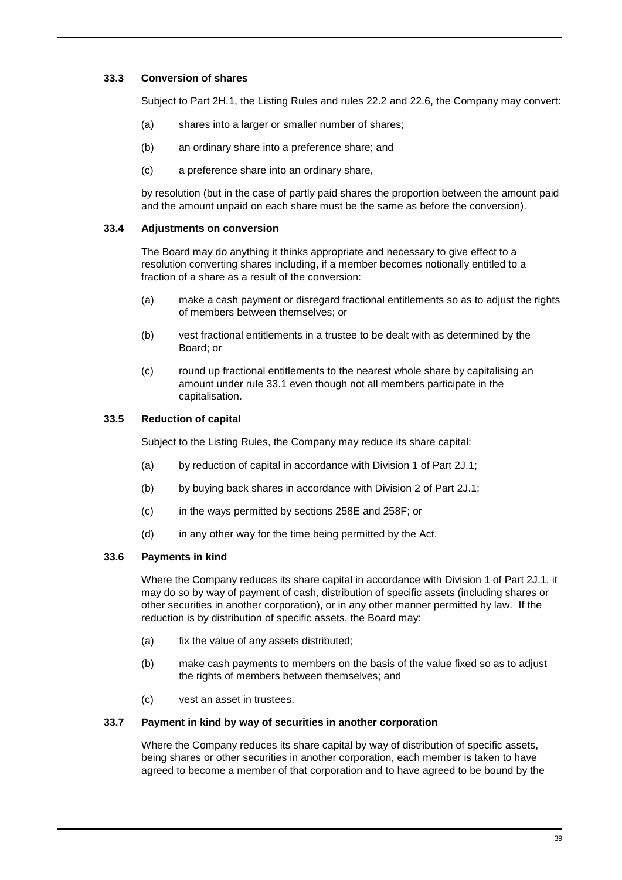### 33.3 Conversion of shares

Subject to Part 2H.1, the Listing Rules and rules 22.2 and 22.6, the Company may convert:

(a) shares into a larger or smaller number of shares;

(b) an ordinary share into a preference share; and

(c) a preference share into an ordinary share,

by resolution (but in the case of partly paid shares the proportion between the amount paid and the amount unpaid on each share must be the same as before the conversion).

### 33.4 Adjustments on conversion

The Board may do anything it thinks appropriate and necessary to give effect to a resolution converting shares including, if a member becomes notionally entitled to a fraction of a share as a result of the conversion:

(a) make a cash payment or disregard fractional entitlements so as to adjust the rights of members between themselves; or

(b) vest fractional entitlements in a trustee to be dealt with as determined by the Board; or

(c) round up fractional entitlements to the nearest whole share by capitalising an amount under rule 33.1 even though not all members participate in the capitalisation.

### 33.5 Reduction of capital

Subject to the Listing Rules, the Company may reduce its share capital:

(a) by reduction of capital in accordance with Division 1 of Part 2J.1;

(b) by buying back shares in accordance with Division 2 of Part 2J.1;

(c) in the ways permitted by sections 258E and 258F; or

(d) in any other way for the time being permitted by the Act.

### 33.6 Payments in kind

Where the Company reduces its share capital in accordance with Division 1 of Part 2J.1, it may do so by way of payment of cash, distribution of specific assets (including shares or other securities in another corporation), or in any other manner permitted by law. If the reduction is by distribution of specific assets, the Board may:

(a) fix the value of any assets distributed;

(b) make cash payments to members on the basis of the value fixed so as to adjust the rights of members between themselves; and

(c) vest an asset in trustees.

### 33.7 Payment in kind by way of securities in another corporation

Where the Company reduces its share capital by way of distribution of specific assets, being shares or other securities in another corporation, each member is taken to have agreed to become a member of that corporation and to have agreed to be bound by the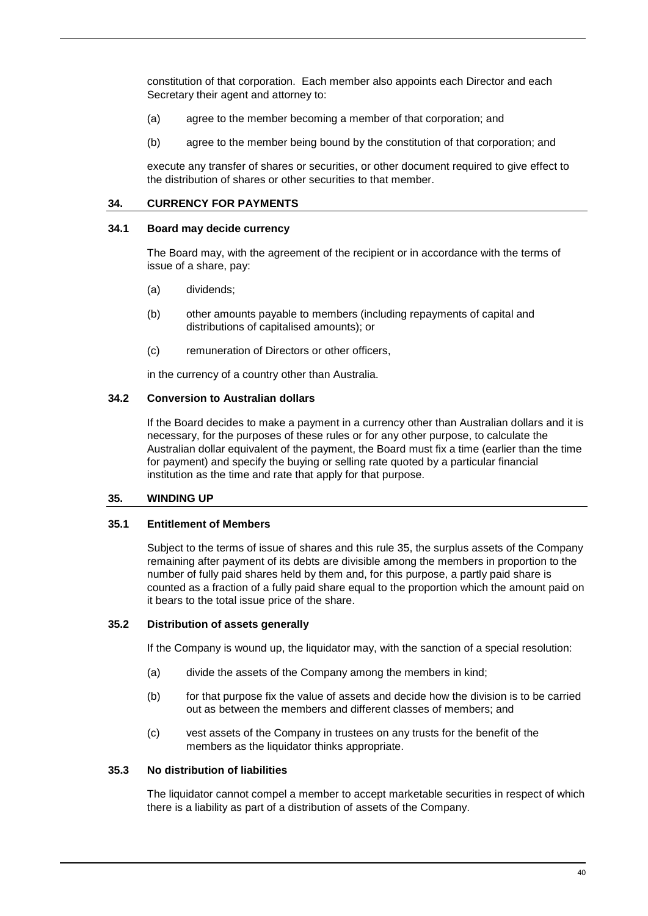constitution of that corporation. Each member also appoints each Director and each Secretary their agent and attorney to:

(a) agree to the member becoming a member of that corporation; and

(b) agree to the member being bound by the constitution of that corporation; and

execute any transfer of shares or securities, or other document required to give effect to the distribution of shares or other securities to that member.

## 34. CURRENCY FOR PAYMENTS

### 34.1 Board may decide currency

The Board may, with the agreement of the recipient or in accordance with the terms of issue of a share, pay:

(a) dividends;

(b) other amounts payable to members (including repayments of capital and distributions of capitalised amounts); or

(c) remuneration of Directors or other officers,

in the currency of a country other than Australia.

### 34.2 Conversion to Australian dollars

If the Board decides to make a payment in a currency other than Australian dollars and it is necessary, for the purposes of these rules or for any other purpose, to calculate the Australian dollar equivalent of the payment, the Board must fix a time (earlier than the time for payment) and specify the buying or selling rate quoted by a particular financial institution as the time and rate that apply for that purpose.

## 35. WINDING UP

### 35.1 Entitlement of Members

Subject to the terms of issue of shares and this rule 35, the surplus assets of the Company remaining after payment of its debts are divisible among the members in proportion to the number of fully paid shares held by them and, for this purpose, a partly paid share is counted as a fraction of a fully paid share equal to the proportion which the amount paid on it bears to the total issue price of the share.

### 35.2 Distribution of assets generally

If the Company is wound up, the liquidator may, with the sanction of a special resolution:

(a) divide the assets of the Company among the members in kind;

(b) for that purpose fix the value of assets and decide how the division is to be carried out as between the members and different classes of members; and

(c) vest assets of the Company in trustees on any trusts for the benefit of the members as the liquidator thinks appropriate.

### 35.3 No distribution of liabilities

The liquidator cannot compel a member to accept marketable securities in respect of which there is a liability as part of a distribution of assets of the Company.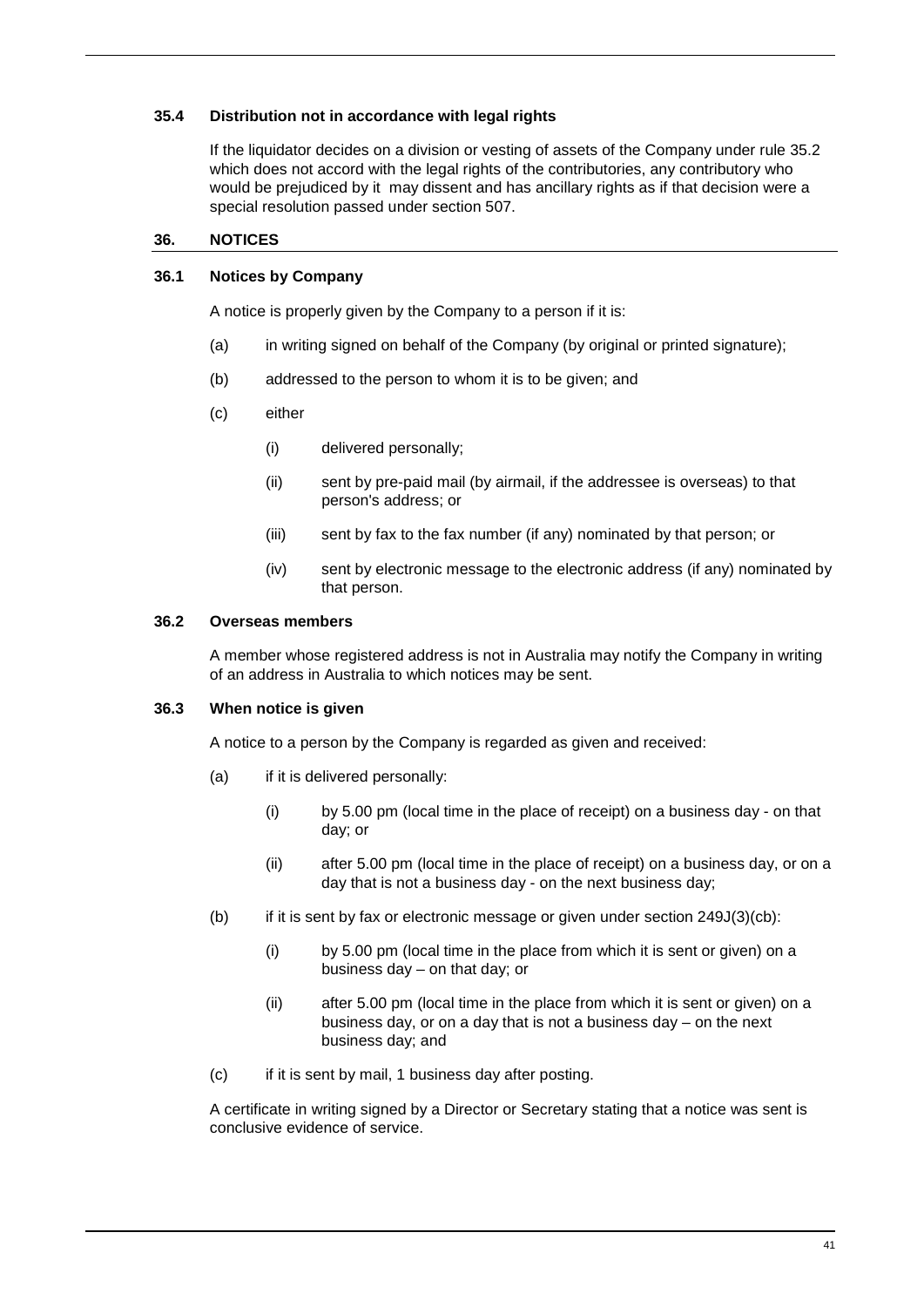### 35.4 Distribution not in accordance with legal rights

If the liquidator decides on a division or vesting of assets of the Company under rule 35.2 which does not accord with the legal rights of the contributories, any contributory who would be prejudiced by it may dissent and has ancillary rights as if that decision were a special resolution passed under section 507.

## 36. NOTICES

### 36.1 Notices by Company

A notice is properly given by the Company to a person if it is:

(a) in writing signed on behalf of the Company (by original or printed signature);

(b) addressed to the person to whom it is to be given; and

(c) either

  (i) delivered personally;

  (ii) sent by pre-paid mail (by airmail, if the addressee is overseas) to that person's address; or

  (iii) sent by fax to the fax number (if any) nominated by that person; or

  (iv) sent by electronic message to the electronic address (if any) nominated by that person.

### 36.2 Overseas members

A member whose registered address is not in Australia may notify the Company in writing of an address in Australia to which notices may be sent.

### 36.3 When notice is given

A notice to a person by the Company is regarded as given and received:

(a) if it is delivered personally:

  (i) by 5.00 pm (local time in the place of receipt) on a business day - on that day; or

  (ii) after 5.00 pm (local time in the place of receipt) on a business day, or on a day that is not a business day - on the next business day;

(b) if it is sent by fax or electronic message or given under section 249J(3)(cb):

  (i) by 5.00 pm (local time in the place from which it is sent or given) on a business day – on that day; or

  (ii) after 5.00 pm (local time in the place from which it is sent or given) on a business day, or on a day that is not a business day – on the next business day; and

(c) if it is sent by mail, 1 business day after posting.

A certificate in writing signed by a Director or Secretary stating that a notice was sent is conclusive evidence of service.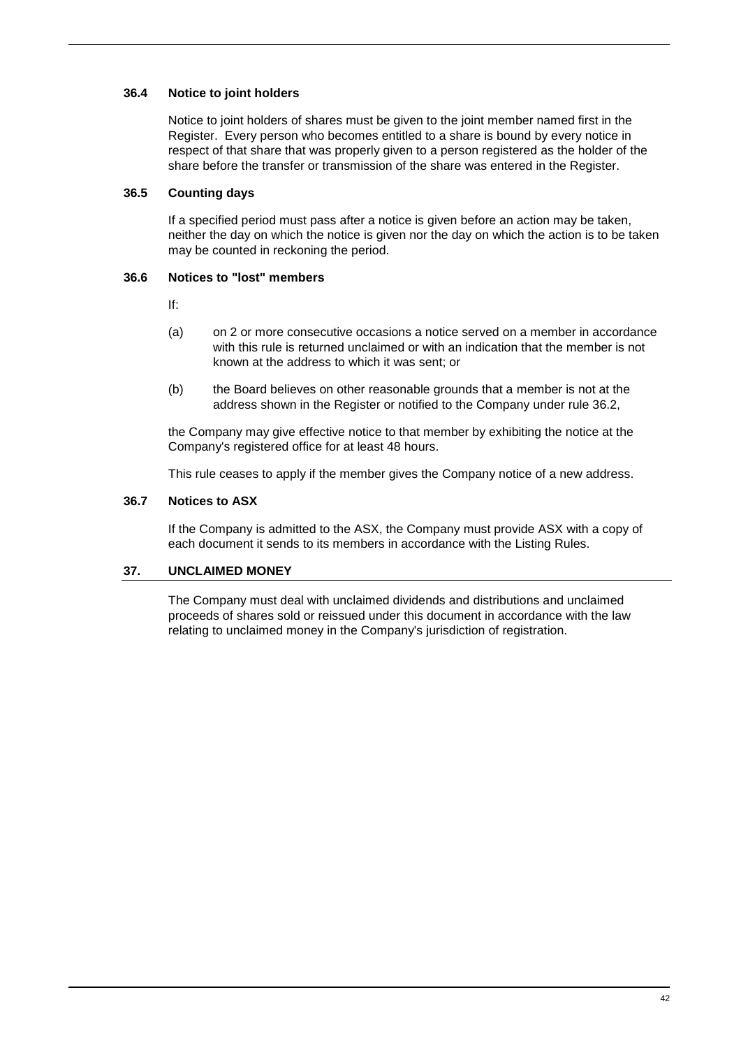### 36.4 Notice to joint holders

Notice to joint holders of shares must be given to the joint member named first in the Register. Every person who becomes entitled to a share is bound by every notice in respect of that share that was properly given to a person registered as the holder of the share before the transfer or transmission of the share was entered in the Register.

### 36.5 Counting days

If a specified period must pass after a notice is given before an action may be taken, neither the day on which the notice is given nor the day on which the action is to be taken may be counted in reckoning the period.

### 36.6 Notices to "lost" members

If:

(a) on 2 or more consecutive occasions a notice served on a member in accordance with this rule is returned unclaimed or with an indication that the member is not known at the address to which it was sent; or

(b) the Board believes on other reasonable grounds that a member is not at the address shown in the Register or notified to the Company under rule 36.2,

the Company may give effective notice to that member by exhibiting the notice at the Company's registered office for at least 48 hours.

This rule ceases to apply if the member gives the Company notice of a new address.

### 36.7 Notices to ASX

If the Company is admitted to the ASX, the Company must provide ASX with a copy of each document it sends to its members in accordance with the Listing Rules.

## 37. UNCLAIMED MONEY

The Company must deal with unclaimed dividends and distributions and unclaimed proceeds of shares sold or reissued under this document in accordance with the law relating to unclaimed money in the Company's jurisdiction of registration.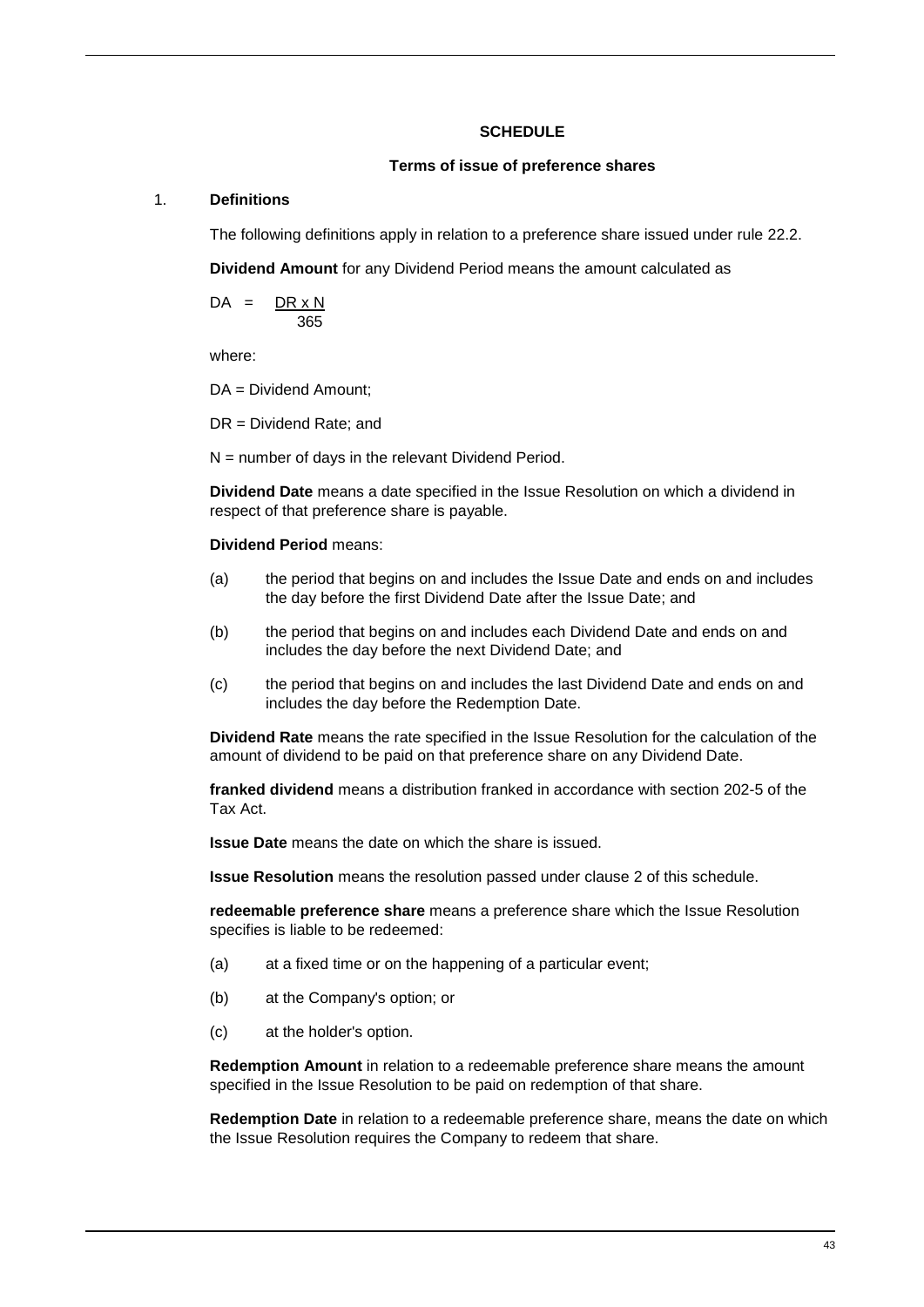# SCHEDULE

## Terms of issue of preference shares

### 1. Definitions

The following definitions apply in relation to a preference share issued under rule 22.2.

**Dividend Amount** for any Dividend Period means the amount calculated as

$$DA = \frac{DR \times N}{365}$$

where:

DA = Dividend Amount;

DR = Dividend Rate; and

N = number of days in the relevant Dividend Period.

**Dividend Date** means a date specified in the Issue Resolution on which a dividend in respect of that preference share is payable.

**Dividend Period** means:

(a) the period that begins on and includes the Issue Date and ends on and includes the day before the first Dividend Date after the Issue Date; and

(b) the period that begins on and includes each Dividend Date and ends on and includes the day before the next Dividend Date; and

(c) the period that begins on and includes the last Dividend Date and ends on and includes the day before the Redemption Date.

**Dividend Rate** means the rate specified in the Issue Resolution for the calculation of the amount of dividend to be paid on that preference share on any Dividend Date.

**franked dividend** means a distribution franked in accordance with section 202-5 of the Tax Act.

**Issue Date** means the date on which the share is issued.

**Issue Resolution** means the resolution passed under clause 2 of this schedule.

**redeemable preference share** means a preference share which the Issue Resolution specifies is liable to be redeemed:

(a) at a fixed time or on the happening of a particular event;

(b) at the Company's option; or

(c) at the holder's option.

**Redemption Amount** in relation to a redeemable preference share means the amount specified in the Issue Resolution to be paid on redemption of that share.

**Redemption Date** in relation to a redeemable preference share, means the date on which the Issue Resolution requires the Company to redeem that share.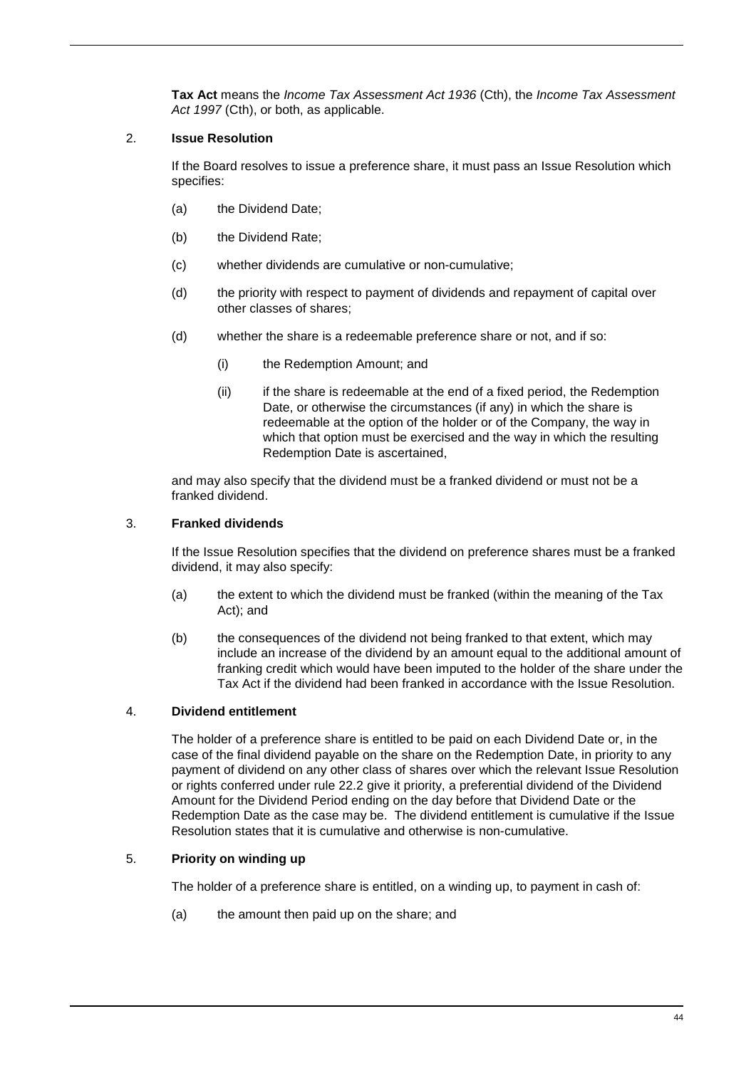**Tax Act** means the *Income Tax Assessment Act 1936* (Cth), the *Income Tax Assessment Act 1997* (Cth), or both, as applicable.

2. **Issue Resolution**

   If the Board resolves to issue a preference share, it must pass an Issue Resolution which specifies:

   (a) the Dividend Date;

   (b) the Dividend Rate;

   (c) whether dividends are cumulative or non-cumulative;

   (d) the priority with respect to payment of dividends and repayment of capital over other classes of shares;

   (d) whether the share is a redeemable preference share or not, and if so:

      (i) the Redemption Amount; and

      (ii) if the share is redeemable at the end of a fixed period, the Redemption Date, or otherwise the circumstances (if any) in which the share is redeemable at the option of the holder or of the Company, the way in which that option must be exercised and the way in which the resulting Redemption Date is ascertained,

   and may also specify that the dividend must be a franked dividend or must not be a franked dividend.

3. **Franked dividends**

   If the Issue Resolution specifies that the dividend on preference shares must be a franked dividend, it may also specify:

   (a) the extent to which the dividend must be franked (within the meaning of the Tax Act); and

   (b) the consequences of the dividend not being franked to that extent, which may include an increase of the dividend by an amount equal to the additional amount of franking credit which would have been imputed to the holder of the share under the Tax Act if the dividend had been franked in accordance with the Issue Resolution.

4. **Dividend entitlement**

   The holder of a preference share is entitled to be paid on each Dividend Date or, in the case of the final dividend payable on the share on the Redemption Date, in priority to any payment of dividend on any other class of shares over which the relevant Issue Resolution or rights conferred under rule 22.2 give it priority, a preferential dividend of the Dividend Amount for the Dividend Period ending on the day before that Dividend Date or the Redemption Date as the case may be. The dividend entitlement is cumulative if the Issue Resolution states that it is cumulative and otherwise is non-cumulative.

5. **Priority on winding up**

   The holder of a preference share is entitled, on a winding up, to payment in cash of:

   (a) the amount then paid up on the share; and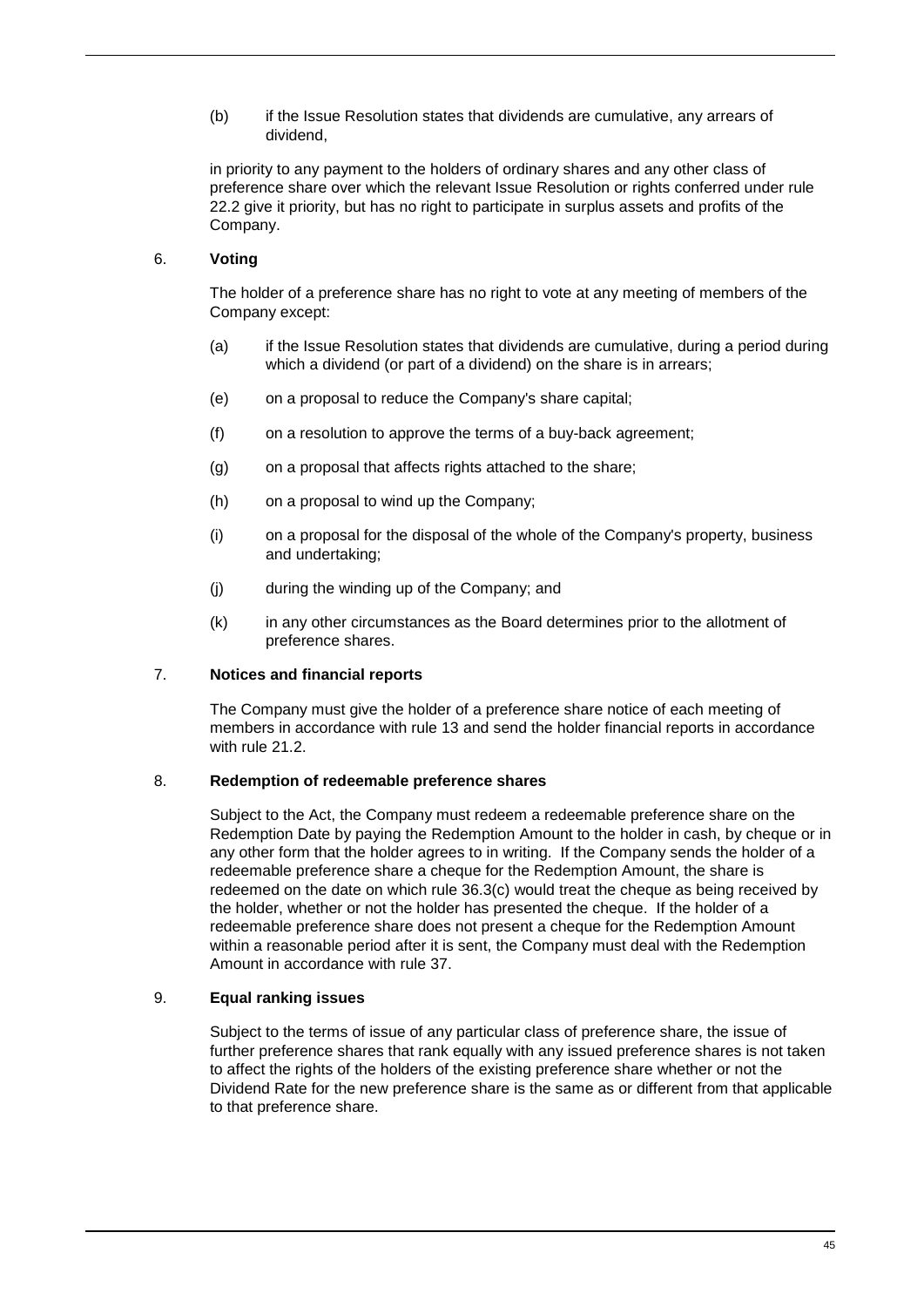(b) if the Issue Resolution states that dividends are cumulative, any arrears of dividend,

in priority to any payment to the holders of ordinary shares and any other class of preference share over which the relevant Issue Resolution or rights conferred under rule 22.2 give it priority, but has no right to participate in surplus assets and profits of the Company.

6. **Voting**

The holder of a preference share has no right to vote at any meeting of members of the Company except:

(a) if the Issue Resolution states that dividends are cumulative, during a period during which a dividend (or part of a dividend) on the share is in arrears;

(e) on a proposal to reduce the Company's share capital;

(f) on a resolution to approve the terms of a buy-back agreement;

(g) on a proposal that affects rights attached to the share;

(h) on a proposal to wind up the Company;

(i) on a proposal for the disposal of the whole of the Company's property, business and undertaking;

(j) during the winding up of the Company; and

(k) in any other circumstances as the Board determines prior to the allotment of preference shares.

7. **Notices and financial reports**

The Company must give the holder of a preference share notice of each meeting of members in accordance with rule 13 and send the holder financial reports in accordance with rule 21.2.

8. **Redemption of redeemable preference shares**

Subject to the Act, the Company must redeem a redeemable preference share on the Redemption Date by paying the Redemption Amount to the holder in cash, by cheque or in any other form that the holder agrees to in writing. If the Company sends the holder of a redeemable preference share a cheque for the Redemption Amount, the share is redeemed on the date on which rule 36.3(c) would treat the cheque as being received by the holder, whether or not the holder has presented the cheque. If the holder of a redeemable preference share does not present a cheque for the Redemption Amount within a reasonable period after it is sent, the Company must deal with the Redemption Amount in accordance with rule 37.

9. **Equal ranking issues**

Subject to the terms of issue of any particular class of preference share, the issue of further preference shares that rank equally with any issued preference shares is not taken to affect the rights of the holders of the existing preference share whether or not the Dividend Rate for the new preference share is the same as or different from that applicable to that preference share.